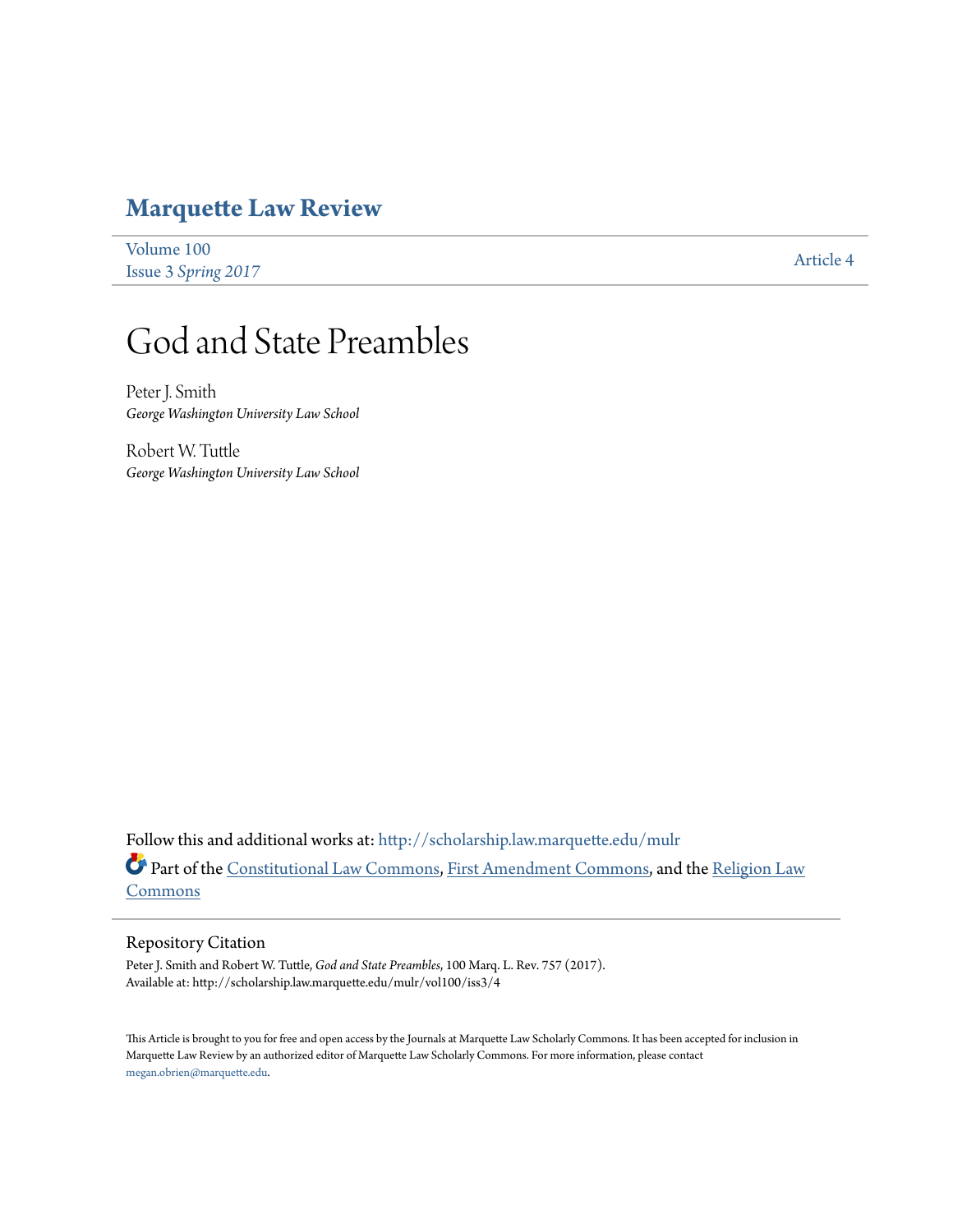# Marquette Law Review

Volume 100
Issue 3 *Spring 2017*

Article 4

# God and State Preambles

Peter J. Smith
*George Washington University Law School*

Robert W. Tuttle
*George Washington University Law School*

Follow this and additional works at: http://scholarship.law.marquette.edu/mulr

Part of the Constitutional Law Commons, First Amendment Commons, and the Religion Law Commons

## Repository Citation

Peter J. Smith and Robert W. Tuttle, *God and State Preambles*, 100 Marq. L. Rev. 757 (2017).
Available at: http://scholarship.law.marquette.edu/mulr/vol100/iss3/4

This Article is brought to you for free and open access by the Journals at Marquette Law Scholarly Commons. It has been accepted for inclusion in Marquette Law Review by an authorized editor of Marquette Law Scholarly Commons. For more information, please contact megan.obrien@marquette.edu.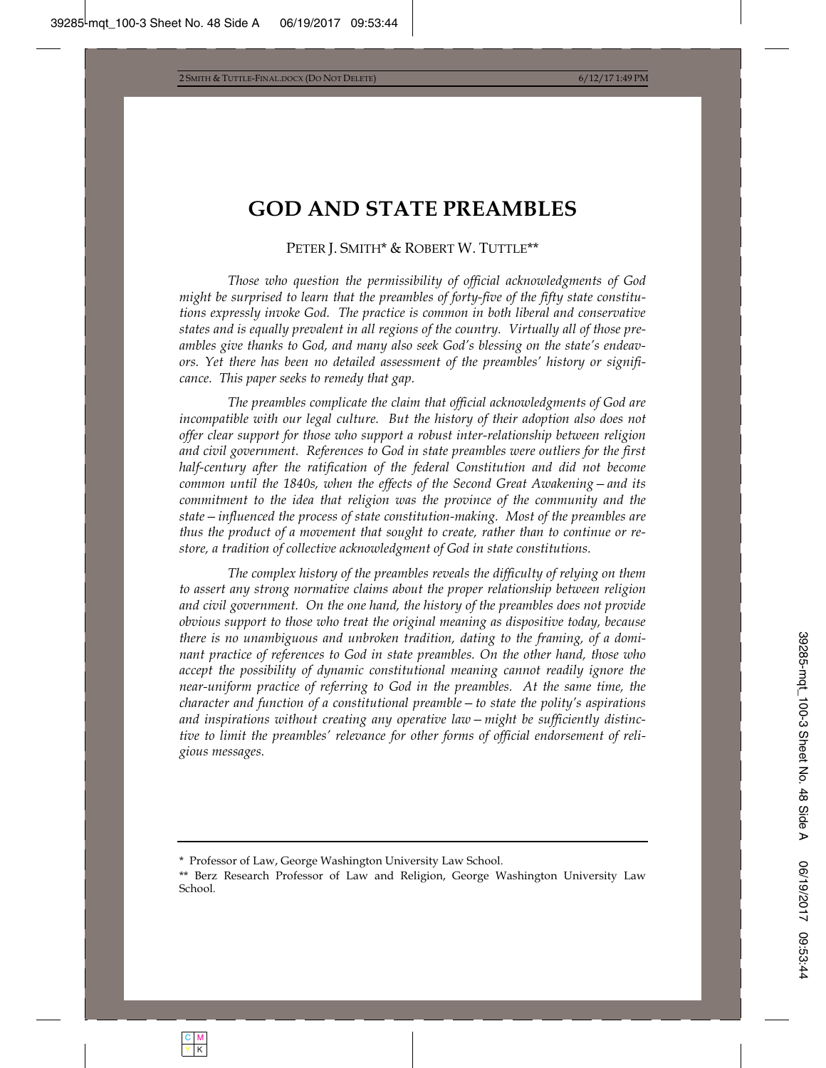# GOD AND STATE PREAMBLES

PETER J. SMITH* & ROBERT W. TUTTLE**

*Those who question the permissibility of official acknowledgments of God might be surprised to learn that the preambles of forty-five of the fifty state constitutions expressly invoke God. The practice is common in both liberal and conservative states and is equally prevalent in all regions of the country. Virtually all of those preambles give thanks to God, and many also seek God's blessing on the state's endeavors. Yet there has been no detailed assessment of the preambles' history or significance. This paper seeks to remedy that gap.*

*The preambles complicate the claim that official acknowledgments of God are incompatible with our legal culture. But the history of their adoption also does not offer clear support for those who support a robust inter-relationship between religion and civil government. References to God in state preambles were outliers for the first half-century after the ratification of the federal Constitution and did not become common until the 1840s, when the effects of the Second Great Awakening—and its commitment to the idea that religion was the province of the community and the state—influenced the process of state constitution-making. Most of the preambles are thus the product of a movement that sought to create, rather than to continue or restore, a tradition of collective acknowledgment of God in state constitutions.*

*The complex history of the preambles reveals the difficulty of relying on them to assert any strong normative claims about the proper relationship between religion and civil government. On the one hand, the history of the preambles does not provide obvious support to those who treat the original meaning as dispositive today, because there is no unambiguous and unbroken tradition, dating to the framing, of a dominant practice of references to God in state preambles. On the other hand, those who accept the possibility of dynamic constitutional meaning cannot readily ignore the near-uniform practice of referring to God in the preambles. At the same time, the character and function of a constitutional preamble—to state the polity's aspirations and inspirations without creating any operative law—might be sufficiently distinctive to limit the preambles' relevance for other forms of official endorsement of religious messages.*

---

\* Professor of Law, George Washington University Law School.

\*\* Berz Research Professor of Law and Religion, George Washington University Law School.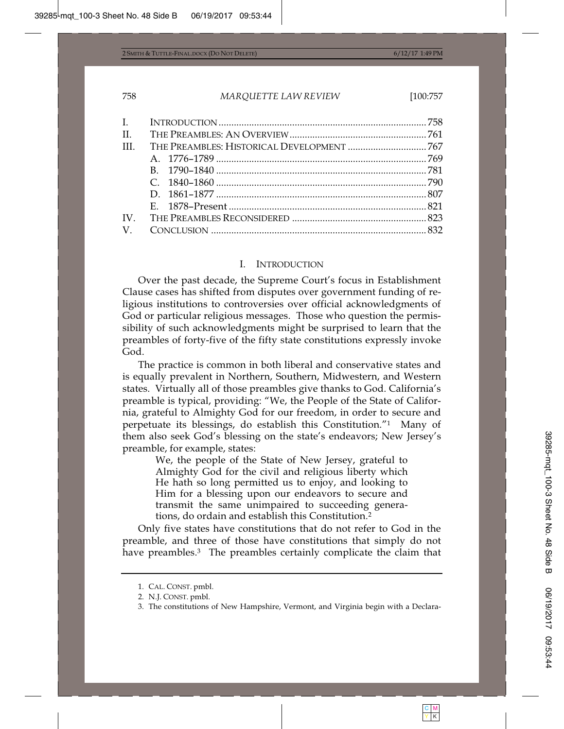| | | |
|---|---|---|
| I. | INTRODUCTION | 758 |
| II. | THE PREAMBLES: AN OVERVIEW | 761 |
| III. | THE PREAMBLES: HISTORICAL DEVELOPMENT | 767 |
| | A. 1776–1789 | 769 |
| | B. 1790–1840 | 781 |
| | C. 1840–1860 | 790 |
| | D. 1861–1877 | 807 |
| | E. 1878–Present | 821 |
| IV. | THE PREAMBLES RECONSIDERED | 823 |
| V. | CONCLUSION | 832 |

## I. INTRODUCTION

Over the past decade, the Supreme Court's focus in Establishment Clause cases has shifted from disputes over government funding of religious institutions to controversies over official acknowledgments of God or particular religious messages. Those who question the permissibility of such acknowledgments might be surprised to learn that the preambles of forty-five of the fifty state constitutions expressly invoke God.

The practice is common in both liberal and conservative states and is equally prevalent in Northern, Southern, Midwestern, and Western states. Virtually all of those preambles give thanks to God. California's preamble is typical, providing: "We, the People of the State of California, grateful to Almighty God for our freedom, in order to secure and perpetuate its blessings, do establish this Constitution."[1] Many of them also seek God's blessing on the state's endeavors; New Jersey's preamble, for example, states:

> We, the people of the State of New Jersey, grateful to Almighty God for the civil and religious liberty which He hath so long permitted us to enjoy, and looking to Him for a blessing upon our endeavors to secure and transmit the same unimpaired to succeeding generations, do ordain and establish this Constitution.[2]

Only five states have constitutions that do not refer to God in the preamble, and three of those have constitutions that simply do not have preambles.[3] The preambles certainly complicate the claim that

1. CAL. CONST. pmbl.

2. N.J. CONST. pmbl.

3. The constitutions of New Hampshire, Vermont, and Virginia begin with a Declara-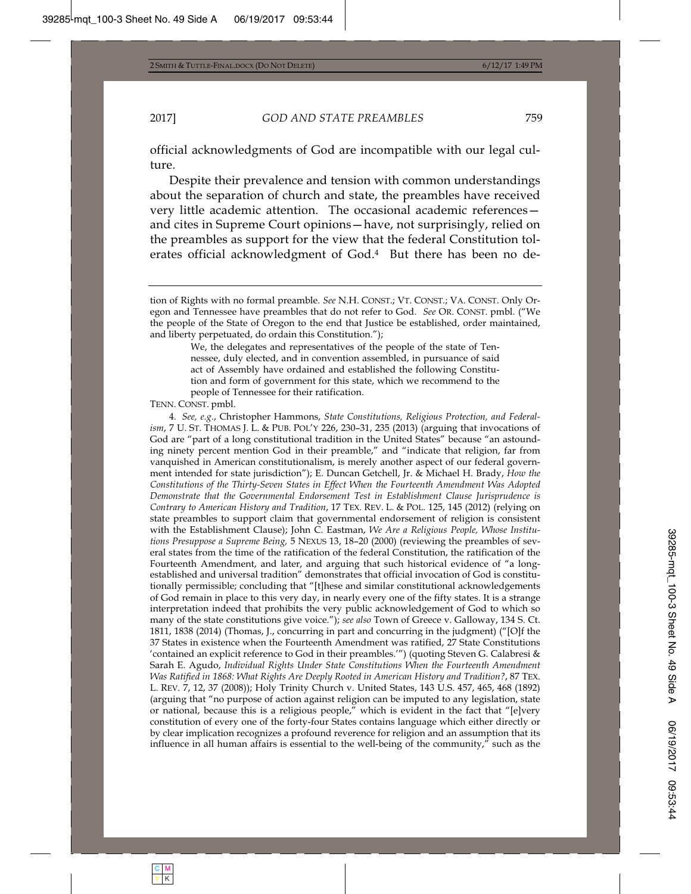official acknowledgments of God are incompatible with our legal culture.

Despite their prevalence and tension with common understandings about the separation of church and state, the preambles have received very little academic attention. The occasional academic references—and cites in Supreme Court opinions—have, not surprisingly, relied on the preambles as support for the view that the federal Constitution tolerates official acknowledgment of God.[4] But there has been no de-

---

tion of Rights with no formal preamble. *See* N.H. CONST.; VT. CONST.; VA. CONST. Only Oregon and Tennessee have preambles that do not refer to God. *See* OR. CONST. pmbl. ("We the people of the State of Oregon to the end that Justice be established, order maintained, and liberty perpetuated, do ordain this Constitution.");

> We, the delegates and representatives of the people of the state of Tennessee, duly elected, and in convention assembled, in pursuance of said act of Assembly have ordained and established the following Constitution and form of government for this state, which we recommend to the people of Tennessee for their ratification.

TENN. CONST. pmbl.

4. *See, e.g.*, Christopher Hammons, *State Constitutions, Religious Protection, and Federalism*, 7 U. ST. THOMAS J. L. & PUB. POL'Y 226, 230–31, 235 (2013) (arguing that invocations of God are "part of a long constitutional tradition in the United States" because "an astounding ninety percent mention God in their preamble," and "indicate that religion, far from vanquished in American constitutionalism, is merely another aspect of our federal government intended for state jurisdiction"); E. Duncan Getchell, Jr. & Michael H. Brady, *How the Constitutions of the Thirty-Seven States in Effect When the Fourteenth Amendment Was Adopted Demonstrate that the Governmental Endorsement Test in Establishment Clause Jurisprudence is Contrary to American History and Tradition*, 17 TEX. REV. L. & POL. 125, 145 (2012) (relying on state preambles to support claim that governmental endorsement of religion is consistent with the Establishment Clause); John C. Eastman, *We Are a Religious People, Whose Institutions Presuppose a Supreme Being,* 5 NEXUS 13, 18–20 (2000) (reviewing the preambles of several states from the time of the ratification of the federal Constitution, the ratification of the Fourteenth Amendment, and later, and arguing that such historical evidence of "a long-established and universal tradition" demonstrates that official invocation of God is constitutionally permissible; concluding that "[t]hese and similar constitutional acknowledgements of God remain in place to this very day, in nearly every one of the fifty states. It is a strange interpretation indeed that prohibits the very public acknowledgement of God to which so many of the state constitutions give voice."); *see also* Town of Greece v. Galloway, 134 S. Ct. 1811, 1838 (2014) (Thomas, J., concurring in part and concurring in the judgment) ("[O]f the 37 States in existence when the Fourteenth Amendment was ratified, 27 State Constitutions 'contained an explicit reference to God in their preambles.'") (quoting Steven G. Calabresi & Sarah E. Agudo, *Individual Rights Under State Constitutions When the Fourteenth Amendment Was Ratified in 1868: What Rights Are Deeply Rooted in American History and Tradition?*, 87 TEX. L. REV. 7, 12, 37 (2008)); Holy Trinity Church v. United States, 143 U.S. 457, 465, 468 (1892) (arguing that "no purpose of action against religion can be imputed to any legislation, state or national, because this is a religious people," which is evident in the fact that "[e]very constitution of every one of the forty-four States contains language which either directly or by clear implication recognizes a profound reverence for religion and an assumption that its influence in all human affairs is essential to the well-being of the community," such as the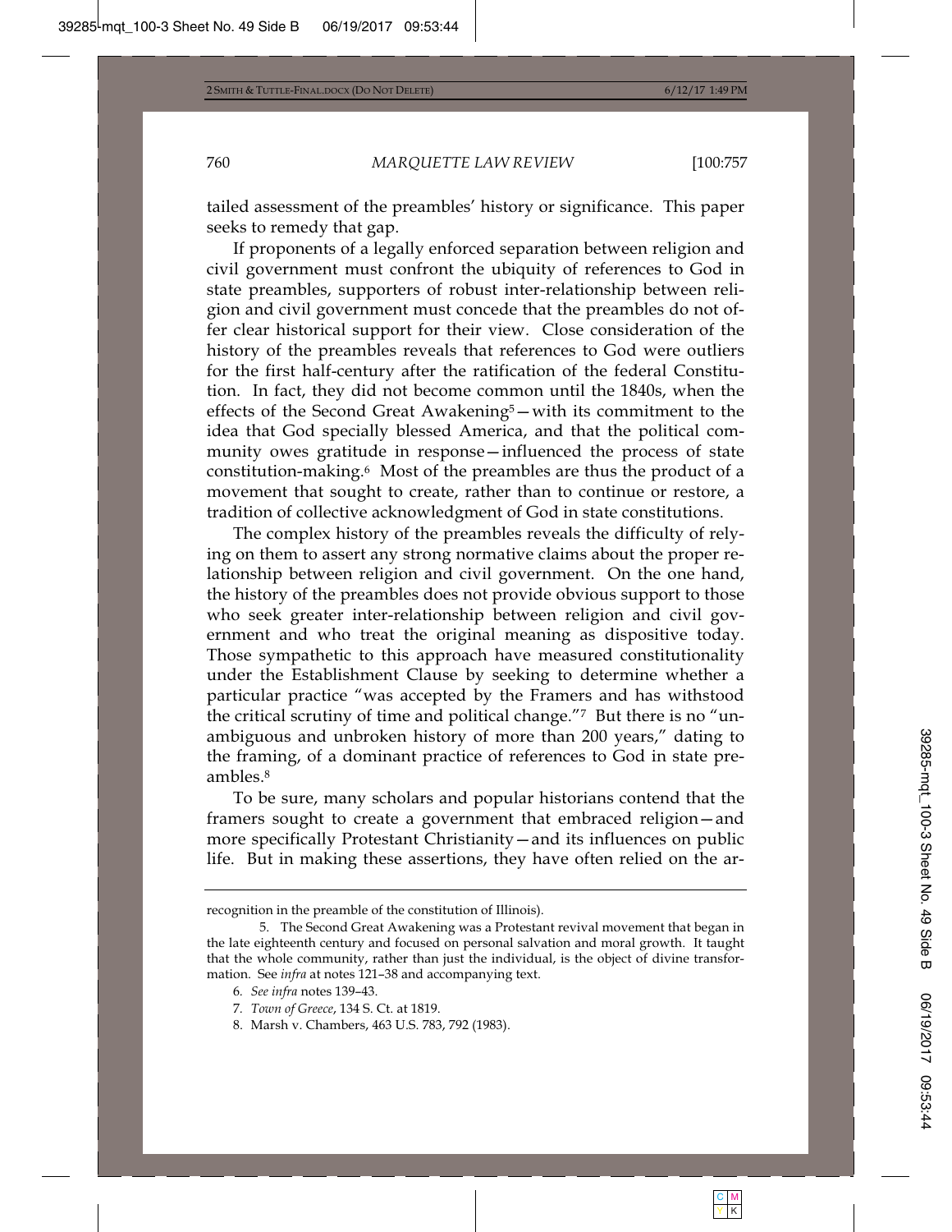tailed assessment of the preambles' history or significance. This paper seeks to remedy that gap.

If proponents of a legally enforced separation between religion and civil government must confront the ubiquity of references to God in state preambles, supporters of robust inter-relationship between religion and civil government must concede that the preambles do not offer clear historical support for their view. Close consideration of the history of the preambles reveals that references to God were outliers for the first half-century after the ratification of the federal Constitution. In fact, they did not become common until the 1840s, when the effects of the Second Great Awakening[5]—with its commitment to the idea that God specially blessed America, and that the political community owes gratitude in response—influenced the process of state constitution-making.[6] Most of the preambles are thus the product of a movement that sought to create, rather than to continue or restore, a tradition of collective acknowledgment of God in state constitutions.

The complex history of the preambles reveals the difficulty of relying on them to assert any strong normative claims about the proper relationship between religion and civil government. On the one hand, the history of the preambles does not provide obvious support to those who seek greater inter-relationship between religion and civil government and who treat the original meaning as dispositive today. Those sympathetic to this approach have measured constitutionality under the Establishment Clause by seeking to determine whether a particular practice "was accepted by the Framers and has withstood the critical scrutiny of time and political change."[7] But there is no "unambiguous and unbroken history of more than 200 years," dating to the framing, of a dominant practice of references to God in state preambles.[8]

To be sure, many scholars and popular historians contend that the framers sought to create a government that embraced religion—and more specifically Protestant Christianity—and its influences on public life. But in making these assertions, they have often relied on the ar-

---

recognition in the preamble of the constitution of Illinois).

5. The Second Great Awakening was a Protestant revival movement that began in the late eighteenth century and focused on personal salvation and moral growth. It taught that the whole community, rather than just the individual, is the object of divine transformation. See *infra* at notes 121–38 and accompanying text.

6. *See infra* notes 139–43.

7. *Town of Greece*, 134 S. Ct. at 1819.

8. Marsh v. Chambers, 463 U.S. 783, 792 (1983).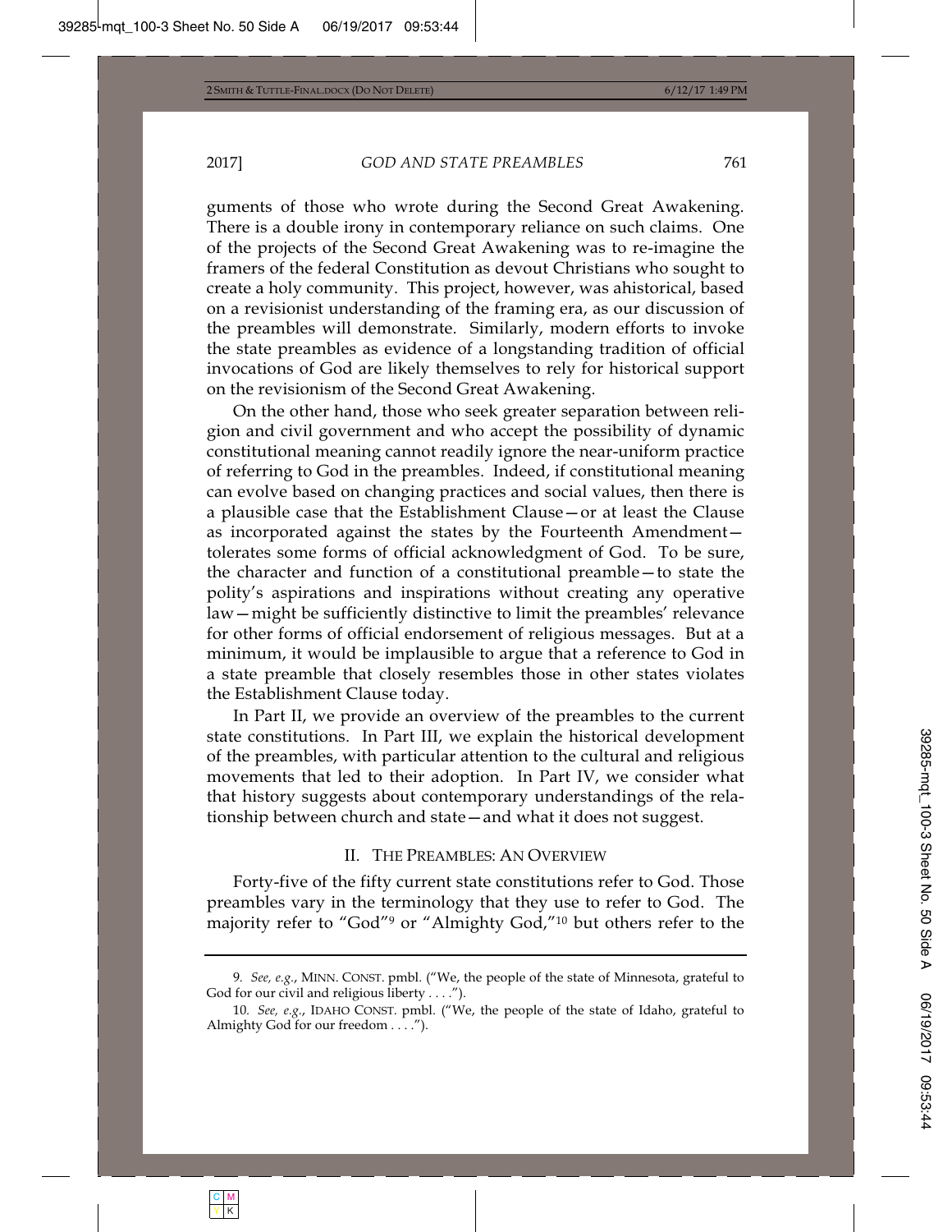guments of those who wrote during the Second Great Awakening. There is a double irony in contemporary reliance on such claims. One of the projects of the Second Great Awakening was to re-imagine the framers of the federal Constitution as devout Christians who sought to create a holy community. This project, however, was ahistorical, based on a revisionist understanding of the framing era, as our discussion of the preambles will demonstrate. Similarly, modern efforts to invoke the state preambles as evidence of a longstanding tradition of official invocations of God are likely themselves to rely for historical support on the revisionism of the Second Great Awakening.

On the other hand, those who seek greater separation between religion and civil government and who accept the possibility of dynamic constitutional meaning cannot readily ignore the near-uniform practice of referring to God in the preambles. Indeed, if constitutional meaning can evolve based on changing practices and social values, then there is a plausible case that the Establishment Clause—or at least the Clause as incorporated against the states by the Fourteenth Amendment—tolerates some forms of official acknowledgment of God. To be sure, the character and function of a constitutional preamble—to state the polity's aspirations and inspirations without creating any operative law—might be sufficiently distinctive to limit the preambles' relevance for other forms of official endorsement of religious messages. But at a minimum, it would be implausible to argue that a reference to God in a state preamble that closely resembles those in other states violates the Establishment Clause today.

In Part II, we provide an overview of the preambles to the current state constitutions. In Part III, we explain the historical development of the preambles, with particular attention to the cultural and religious movements that led to their adoption. In Part IV, we consider what that history suggests about contemporary understandings of the relationship between church and state—and what it does not suggest.

## II. The Preambles: An Overview

Forty-five of the fifty current state constitutions refer to God. Those preambles vary in the terminology that they use to refer to God. The majority refer to "God"[9] or "Almighty God,"[10] but others refer to the

---

9. *See, e.g.*, MINN. CONST. pmbl. ("We, the people of the state of Minnesota, grateful to God for our civil and religious liberty . . . .").

10. *See, e.g.*, IDAHO CONST. pmbl. ("We, the people of the state of Idaho, grateful to Almighty God for our freedom . . . .").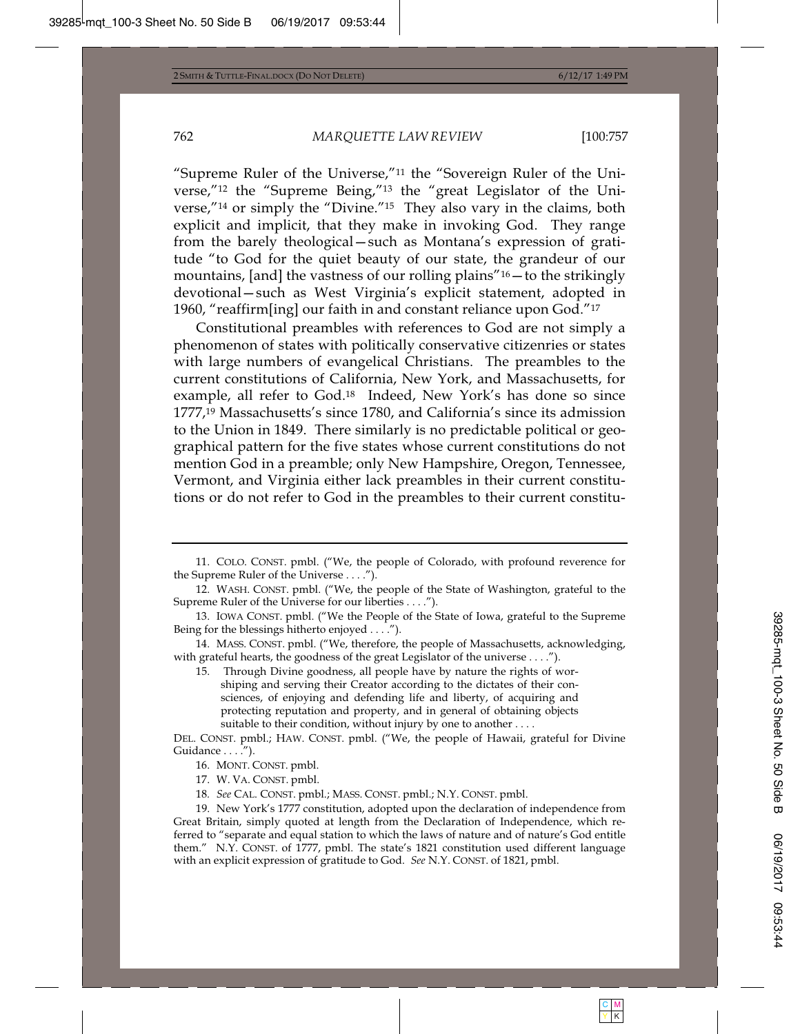"Supreme Ruler of the Universe,"[11] the "Sovereign Ruler of the Universe,"[12] the "Supreme Being,"[13] the "great Legislator of the Universe,"[14] or simply the "Divine."[15] They also vary in the claims, both explicit and implicit, that they make in invoking God. They range from the barely theological—such as Montana's expression of gratitude "to God for the quiet beauty of our state, the grandeur of our mountains, [and] the vastness of our rolling plains"[16]—to the strikingly devotional—such as West Virginia's explicit statement, adopted in 1960, "reaffirm[ing] our faith in and constant reliance upon God."[17]

Constitutional preambles with references to God are not simply a phenomenon of states with politically conservative citizenries or states with large numbers of evangelical Christians. The preambles to the current constitutions of California, New York, and Massachusetts, for example, all refer to God.[18] Indeed, New York's has done so since 1777,[19] Massachusetts's since 1780, and California's since its admission to the Union in 1849. There similarly is no predictable political or geographical pattern for the five states whose current constitutions do not mention God in a preamble; only New Hampshire, Oregon, Tennessee, Vermont, and Virginia either lack preambles in their current constitutions or do not refer to God in the preambles to their current constitu-

---

11. COLO. CONST. pmbl. ("We, the people of Colorado, with profound reverence for the Supreme Ruler of the Universe . . . .").

12. WASH. CONST. pmbl. ("We, the people of the State of Washington, grateful to the Supreme Ruler of the Universe for our liberties . . . .").

13. IOWA CONST. pmbl. ("We the People of the State of Iowa, grateful to the Supreme Being for the blessings hitherto enjoyed . . . .").

14. MASS. CONST. pmbl. ("We, therefore, the people of Massachusetts, acknowledging, with grateful hearts, the goodness of the great Legislator of the universe . . . .").

15. Through Divine goodness, all people have by nature the rights of worshiping and serving their Creator according to the dictates of their consciences, of enjoying and defending life and liberty, of acquiring and protecting reputation and property, and in general of obtaining objects suitable to their condition, without injury by one to another . . . .

DEL. CONST. pmbl.; HAW. CONST. pmbl. ("We, the people of Hawaii, grateful for Divine Guidance . . . .").

16. MONT. CONST. pmbl.

17. W. VA. CONST. pmbl.

18. *See* CAL. CONST. pmbl.; MASS. CONST. pmbl.; N.Y. CONST. pmbl.

19. New York's 1777 constitution, adopted upon the declaration of independence from Great Britain, simply quoted at length from the Declaration of Independence, which referred to "separate and equal station to which the laws of nature and of nature's God entitle them." N.Y. CONST. of 1777, pmbl. The state's 1821 constitution used different language with an explicit expression of gratitude to God. *See* N.Y. CONST. of 1821, pmbl.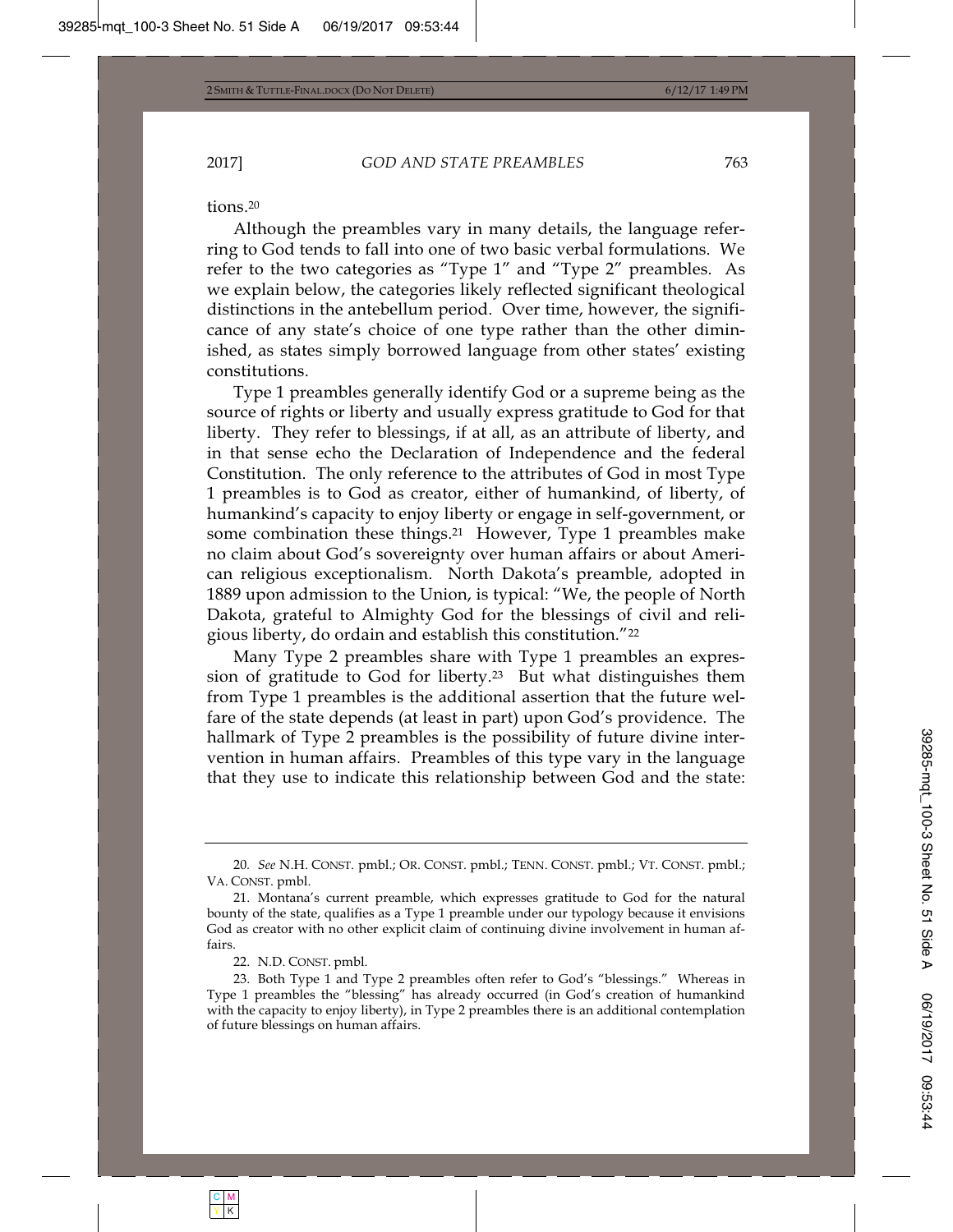tions.[20]

Although the preambles vary in many details, the language referring to God tends to fall into one of two basic verbal formulations. We refer to the two categories as "Type 1" and "Type 2" preambles. As we explain below, the categories likely reflected significant theological distinctions in the antebellum period. Over time, however, the significance of any state's choice of one type rather than the other diminished, as states simply borrowed language from other states' existing constitutions.

Type 1 preambles generally identify God or a supreme being as the source of rights or liberty and usually express gratitude to God for that liberty. They refer to blessings, if at all, as an attribute of liberty, and in that sense echo the Declaration of Independence and the federal Constitution. The only reference to the attributes of God in most Type 1 preambles is to God as creator, either of humankind, of liberty, of humankind's capacity to enjoy liberty or engage in self-government, or some combination these things.[21] However, Type 1 preambles make no claim about God's sovereignty over human affairs or about American religious exceptionalism. North Dakota's preamble, adopted in 1889 upon admission to the Union, is typical: "We, the people of North Dakota, grateful to Almighty God for the blessings of civil and religious liberty, do ordain and establish this constitution."[22]

Many Type 2 preambles share with Type 1 preambles an expression of gratitude to God for liberty.[23] But what distinguishes them from Type 1 preambles is the additional assertion that the future welfare of the state depends (at least in part) upon God's providence. The hallmark of Type 2 preambles is the possibility of future divine intervention in human affairs. Preambles of this type vary in the language that they use to indicate this relationship between God and the state:

---

20. *See* N.H. CONST. pmbl.; OR. CONST. pmbl.; TENN. CONST. pmbl.; VT. CONST. pmbl.; VA. CONST. pmbl.

21. Montana's current preamble, which expresses gratitude to God for the natural bounty of the state, qualifies as a Type 1 preamble under our typology because it envisions God as creator with no other explicit claim of continuing divine involvement in human affairs.

22. N.D. CONST. pmbl.

23. Both Type 1 and Type 2 preambles often refer to God's "blessings." Whereas in Type 1 preambles the "blessing" has already occurred (in God's creation of humankind with the capacity to enjoy liberty), in Type 2 preambles there is an additional contemplation of future blessings on human affairs.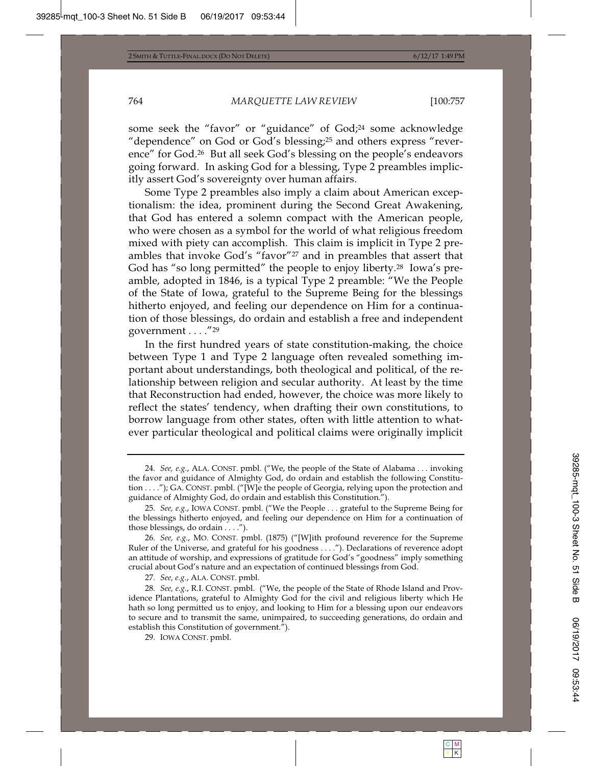some seek the "favor" or "guidance" of God;[24] some acknowledge "dependence" on God or God's blessing;[25] and others express "reverence" for God.[26] But all seek God's blessing on the people's endeavors going forward. In asking God for a blessing, Type 2 preambles implicitly assert God's sovereignty over human affairs.

Some Type 2 preambles also imply a claim about American exceptionalism: the idea, prominent during the Second Great Awakening, that God has entered a solemn compact with the American people, who were chosen as a symbol for the world of what religious freedom mixed with piety can accomplish. This claim is implicit in Type 2 preambles that invoke God's "favor"[27] and in preambles that assert that God has "so long permitted" the people to enjoy liberty.[28] Iowa's preamble, adopted in 1846, is a typical Type 2 preamble: "We the People of the State of Iowa, grateful to the Supreme Being for the blessings hitherto enjoyed, and feeling our dependence on Him for a continuation of those blessings, do ordain and establish a free and independent government . . . ."[29]

In the first hundred years of state constitution-making, the choice between Type 1 and Type 2 language often revealed something important about understandings, both theological and political, of the relationship between religion and secular authority. At least by the time that Reconstruction had ended, however, the choice was more likely to reflect the states' tendency, when drafting their own constitutions, to borrow language from other states, often with little attention to whatever particular theological and political claims were originally implicit

---

24. *See, e.g.*, ALA. CONST. pmbl. ("We, the people of the State of Alabama . . . invoking the favor and guidance of Almighty God, do ordain and establish the following Constitution . . . ."); GA. CONST. pmbl. ("[W]e the people of Georgia, relying upon the protection and guidance of Almighty God, do ordain and establish this Constitution.").

25. *See, e.g.*, IOWA CONST. pmbl. ("We the People . . . grateful to the Supreme Being for the blessings hitherto enjoyed, and feeling our dependence on Him for a continuation of those blessings, do ordain . . . .").

26. *See, e.g.*, MO. CONST. pmbl. (1875) ("[W]ith profound reverence for the Supreme Ruler of the Universe, and grateful for his goodness . . . ."). Declarations of reverence adopt an attitude of worship, and expressions of gratitude for God's "goodness" imply something crucial about God's nature and an expectation of continued blessings from God.

27. *See, e.g.*, ALA. CONST. pmbl.

28. *See, e.g.*, R.I. CONST. pmbl. ("We, the people of the State of Rhode Island and Providence Plantations, grateful to Almighty God for the civil and religious liberty which He hath so long permitted us to enjoy, and looking to Him for a blessing upon our endeavors to secure and to transmit the same, unimpaired, to succeeding generations, do ordain and establish this Constitution of government.").

29. IOWA CONST. pmbl.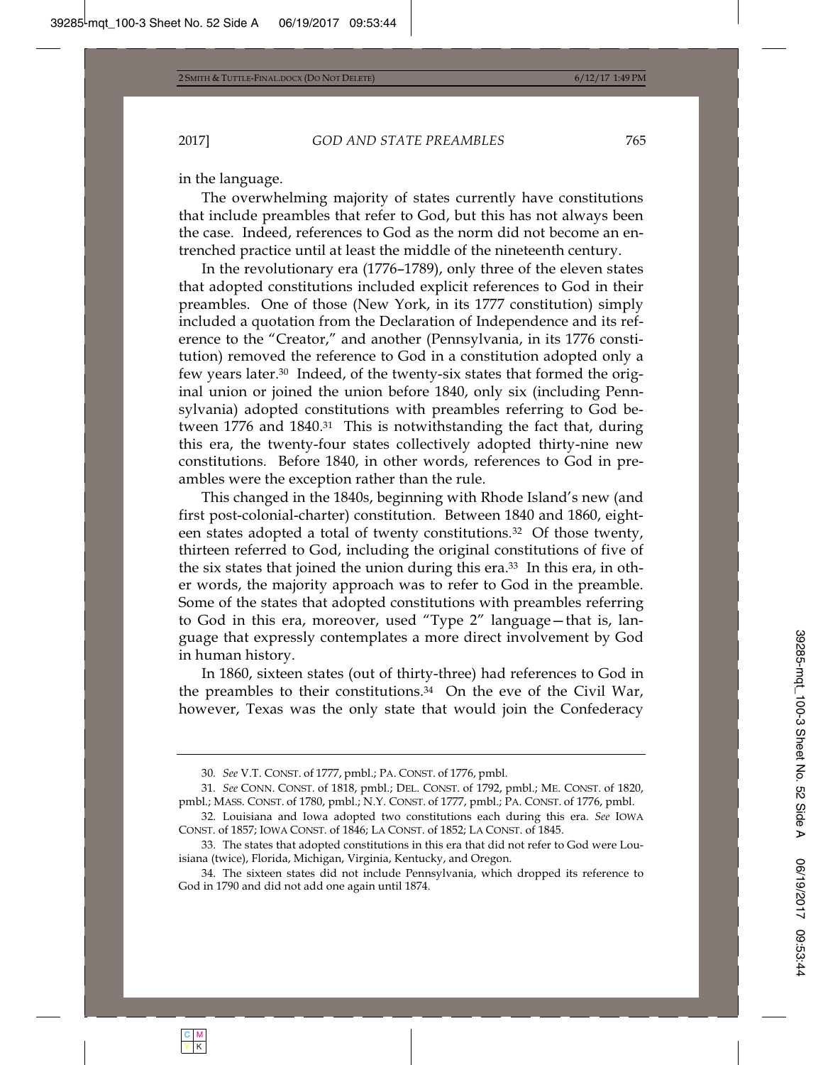in the language.

The overwhelming majority of states currently have constitutions that include preambles that refer to God, but this has not always been the case. Indeed, references to God as the norm did not become an entrenched practice until at least the middle of the nineteenth century.

In the revolutionary era (1776–1789), only three of the eleven states that adopted constitutions included explicit references to God in their preambles. One of those (New York, in its 1777 constitution) simply included a quotation from the Declaration of Independence and its reference to the "Creator," and another (Pennsylvania, in its 1776 constitution) removed the reference to God in a constitution adopted only a few years later.[30] Indeed, of the twenty-six states that formed the original union or joined the union before 1840, only six (including Pennsylvania) adopted constitutions with preambles referring to God between 1776 and 1840.[31] This is notwithstanding the fact that, during this era, the twenty-four states collectively adopted thirty-nine new constitutions. Before 1840, in other words, references to God in preambles were the exception rather than the rule.

This changed in the 1840s, beginning with Rhode Island's new (and first post-colonial-charter) constitution. Between 1840 and 1860, eighteen states adopted a total of twenty constitutions.[32] Of those twenty, thirteen referred to God, including the original constitutions of five of the six states that joined the union during this era.[33] In this era, in other words, the majority approach was to refer to God in the preamble. Some of the states that adopted constitutions with preambles referring to God in this era, moreover, used "Type 2" language—that is, language that expressly contemplates a more direct involvement by God in human history.

In 1860, sixteen states (out of thirty-three) had references to God in the preambles to their constitutions.[34] On the eve of the Civil War, however, Texas was the only state that would join the Confederacy

---

30. *See* V.T. CONST. of 1777, pmbl.; PA. CONST. of 1776, pmbl.

31. *See* CONN. CONST. of 1818, pmbl.; DEL. CONST. of 1792, pmbl.; ME. CONST. of 1820, pmbl.; MASS. CONST. of 1780, pmbl.; N.Y. CONST. of 1777, pmbl.; PA. CONST. of 1776, pmbl.

32. Louisiana and Iowa adopted two constitutions each during this era. *See* IOWA CONST. of 1857; IOWA CONST. of 1846; LA CONST. of 1852; LA CONST. of 1845.

33. The states that adopted constitutions in this era that did not refer to God were Louisiana (twice), Florida, Michigan, Virginia, Kentucky, and Oregon.

34. The sixteen states did not include Pennsylvania, which dropped its reference to God in 1790 and did not add one again until 1874.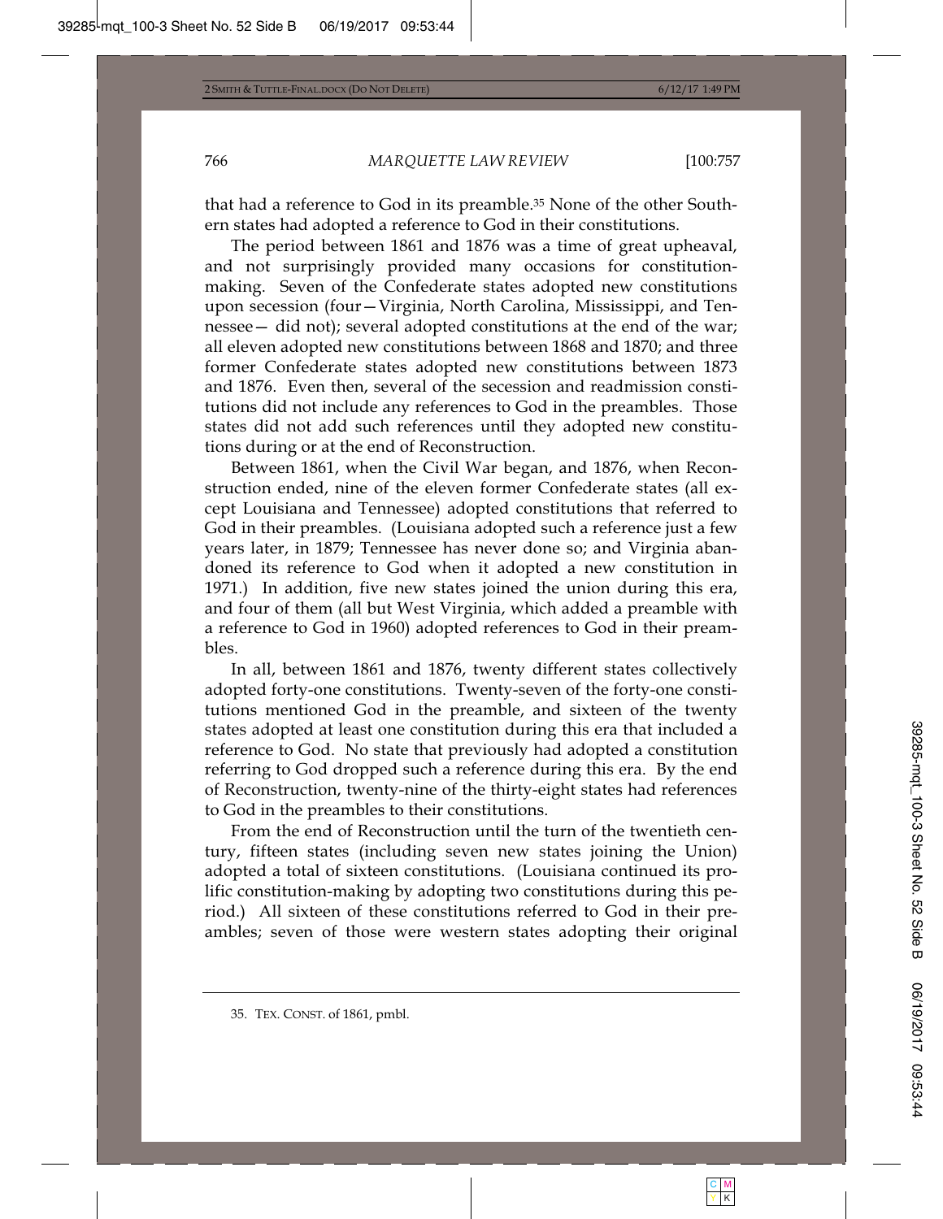that had a reference to God in its preamble.[35] None of the other Southern states had adopted a reference to God in their constitutions.

The period between 1861 and 1876 was a time of great upheaval, and not surprisingly provided many occasions for constitution-making. Seven of the Confederate states adopted new constitutions upon secession (four—Virginia, North Carolina, Mississippi, and Tennessee— did not); several adopted constitutions at the end of the war; all eleven adopted new constitutions between 1868 and 1870; and three former Confederate states adopted new constitutions between 1873 and 1876. Even then, several of the secession and readmission constitutions did not include any references to God in the preambles. Those states did not add such references until they adopted new constitutions during or at the end of Reconstruction.

Between 1861, when the Civil War began, and 1876, when Reconstruction ended, nine of the eleven former Confederate states (all except Louisiana and Tennessee) adopted constitutions that referred to God in their preambles. (Louisiana adopted such a reference just a few years later, in 1879; Tennessee has never done so; and Virginia abandoned its reference to God when it adopted a new constitution in 1971.) In addition, five new states joined the union during this era, and four of them (all but West Virginia, which added a preamble with a reference to God in 1960) adopted references to God in their preambles.

In all, between 1861 and 1876, twenty different states collectively adopted forty-one constitutions. Twenty-seven of the forty-one constitutions mentioned God in the preamble, and sixteen of the twenty states adopted at least one constitution during this era that included a reference to God. No state that previously had adopted a constitution referring to God dropped such a reference during this era. By the end of Reconstruction, twenty-nine of the thirty-eight states had references to God in the preambles to their constitutions.

From the end of Reconstruction until the turn of the twentieth century, fifteen states (including seven new states joining the Union) adopted a total of sixteen constitutions. (Louisiana continued its prolific constitution-making by adopting two constitutions during this period.) All sixteen of these constitutions referred to God in their preambles; seven of those were western states adopting their original

35. TEX. CONST. of 1861, pmbl.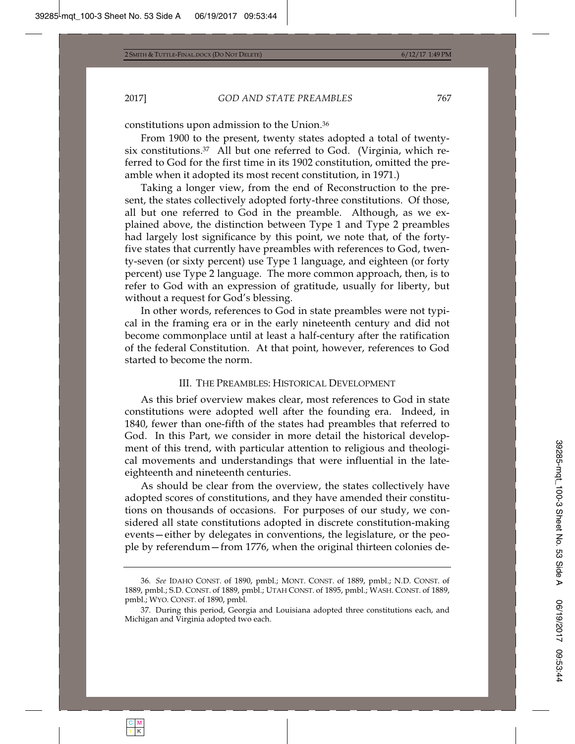constitutions upon admission to the Union.[36]

From 1900 to the present, twenty states adopted a total of twenty-six constitutions.[37] All but one referred to God. (Virginia, which referred to God for the first time in its 1902 constitution, omitted the preamble when it adopted its most recent constitution, in 1971.)

Taking a longer view, from the end of Reconstruction to the present, the states collectively adopted forty-three constitutions. Of those, all but one referred to God in the preamble. Although, as we explained above, the distinction between Type 1 and Type 2 preambles had largely lost significance by this point, we note that, of the forty-five states that currently have preambles with references to God, twenty-seven (or sixty percent) use Type 1 language, and eighteen (or forty percent) use Type 2 language. The more common approach, then, is to refer to God with an expression of gratitude, usually for liberty, but without a request for God's blessing.

In other words, references to God in state preambles were not typical in the framing era or in the early nineteenth century and did not become commonplace until at least a half-century after the ratification of the federal Constitution. At that point, however, references to God started to become the norm.

## III. THE PREAMBLES: HISTORICAL DEVELOPMENT

As this brief overview makes clear, most references to God in state constitutions were adopted well after the founding era. Indeed, in 1840, fewer than one-fifth of the states had preambles that referred to God. In this Part, we consider in more detail the historical development of this trend, with particular attention to religious and theological movements and understandings that were influential in the late-eighteenth and nineteenth centuries.

As should be clear from the overview, the states collectively have adopted scores of constitutions, and they have amended their constitutions on thousands of occasions. For purposes of our study, we considered all state constitutions adopted in discrete constitution-making events—either by delegates in conventions, the legislature, or the people by referendum—from 1776, when the original thirteen colonies de-

---

36. *See* IDAHO CONST. of 1890, pmbl.; MONT. CONST. of 1889, pmbl.; N.D. CONST. of 1889, pmbl.; S.D. CONST. of 1889, pmbl.; UTAH CONST. of 1895, pmbl.; WASH. CONST. of 1889, pmbl.; WYO. CONST. of 1890, pmbl.

37. During this period, Georgia and Louisiana adopted three constitutions each, and Michigan and Virginia adopted two each.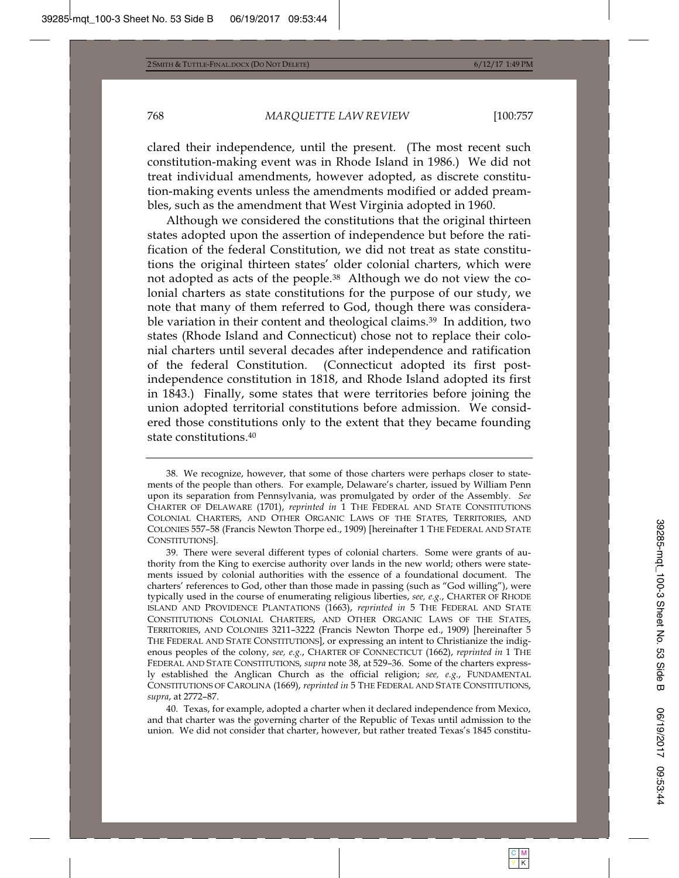clared their independence, until the present. (The most recent such constitution-making event was in Rhode Island in 1986.) We did not treat individual amendments, however adopted, as discrete constitution-making events unless the amendments modified or added preambles, such as the amendment that West Virginia adopted in 1960.

Although we considered the constitutions that the original thirteen states adopted upon the assertion of independence but before the ratification of the federal Constitution, we did not treat as state constitutions the original thirteen states' older colonial charters, which were not adopted as acts of the people.[38] Although we do not view the colonial charters as state constitutions for the purpose of our study, we note that many of them referred to God, though there was considerable variation in their content and theological claims.[39] In addition, two states (Rhode Island and Connecticut) chose not to replace their colonial charters until several decades after independence and ratification of the federal Constitution. (Connecticut adopted its first post-independence constitution in 1818, and Rhode Island adopted its first in 1843.) Finally, some states that were territories before joining the union adopted territorial constitutions before admission. We considered those constitutions only to the extent that they became founding state constitutions.[40]

---

38. We recognize, however, that some of those charters were perhaps closer to statements of the people than others. For example, Delaware's charter, issued by William Penn upon its separation from Pennsylvania, was promulgated by order of the Assembly. *See* CHARTER OF DELAWARE (1701), *reprinted in* 1 THE FEDERAL AND STATE CONSTITUTIONS COLONIAL CHARTERS, AND OTHER ORGANIC LAWS OF THE STATES, TERRITORIES, AND COLONIES 557–58 (Francis Newton Thorpe ed., 1909) [hereinafter 1 THE FEDERAL AND STATE CONSTITUTIONS].

39. There were several different types of colonial charters. Some were grants of authority from the King to exercise authority over lands in the new world; others were statements issued by colonial authorities with the essence of a foundational document. The charters' references to God, other than those made in passing (such as "God willing"), were typically used in the course of enumerating religious liberties, *see, e.g.*, CHARTER OF RHODE ISLAND AND PROVIDENCE PLANTATIONS (1663), *reprinted in* 5 THE FEDERAL AND STATE CONSTITUTIONS COLONIAL CHARTERS, AND OTHER ORGANIC LAWS OF THE STATES, TERRITORIES, AND COLONIES 3211–3222 (Francis Newton Thorpe ed., 1909) [hereinafter 5 THE FEDERAL AND STATE CONSTITUTIONS], or expressing an intent to Christianize the indigenous peoples of the colony, *see, e.g.*, CHARTER OF CONNECTICUT (1662), *reprinted in* 1 THE FEDERAL AND STATE CONSTITUTIONS, *supra* note 38, at 529–36. Some of the charters expressly established the Anglican Church as the official religion; *see, e.g.*, FUNDAMENTAL CONSTITUTIONS OF CAROLINA (1669), *reprinted in* 5 THE FEDERAL AND STATE CONSTITUTIONS, *supra*, at 2772–87.

40. Texas, for example, adopted a charter when it declared independence from Mexico, and that charter was the governing charter of the Republic of Texas until admission to the union. We did not consider that charter, however, but rather treated Texas's 1845 constitu-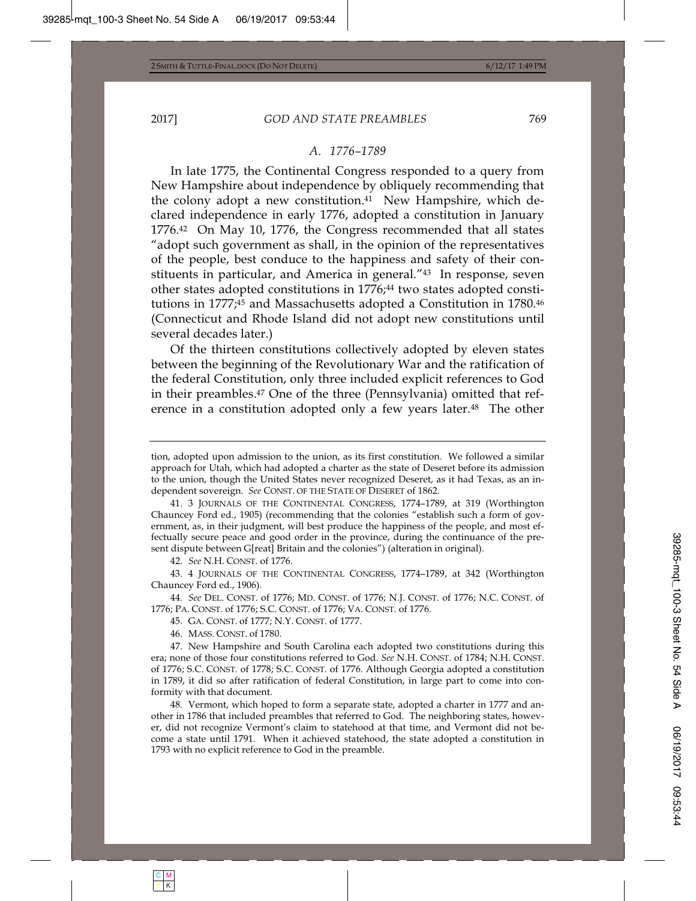### *A. 1776–1789*

In late 1775, the Continental Congress responded to a query from New Hampshire about independence by obliquely recommending that the colony adopt a new constitution.[41] New Hampshire, which declared independence in early 1776, adopted a constitution in January 1776.[42] On May 10, 1776, the Congress recommended that all states "adopt such government as shall, in the opinion of the representatives of the people, best conduce to the happiness and safety of their constituents in particular, and America in general."[43] In response, seven other states adopted constitutions in 1776;[44] two states adopted constitutions in 1777;[45] and Massachusetts adopted a Constitution in 1780.[46] (Connecticut and Rhode Island did not adopt new constitutions until several decades later.)

Of the thirteen constitutions collectively adopted by eleven states between the beginning of the Revolutionary War and the ratification of the federal Constitution, only three included explicit references to God in their preambles.[47] One of the three (Pennsylvania) omitted that reference in a constitution adopted only a few years later.[48] The other

---

tion, adopted upon admission to the union, as its first constitution. We followed a similar approach for Utah, which had adopted a charter as the state of Deseret before its admission to the union, though the United States never recognized Deseret, as it had Texas, as an independent sovereign. *See* CONST. OF THE STATE OF DESERET of 1862.

41. 3 JOURNALS OF THE CONTINENTAL CONGRESS, 1774–1789, at 319 (Worthington Chauncey Ford ed., 1905) (recommending that the colonies "establish such a form of government, as, in their judgment, will best produce the happiness of the people, and most effectually secure peace and good order in the province, during the continuance of the present dispute between G[reat] Britain and the colonies") (alteration in original).

42. *See* N.H. CONST. of 1776.

43. 4 JOURNALS OF THE CONTINENTAL CONGRESS, 1774–1789, at 342 (Worthington Chauncey Ford ed., 1906).

44. *See* DEL. CONST. of 1776; MD. CONST. of 1776; N.J. CONST. of 1776; N.C. CONST. of 1776; PA. CONST. of 1776; S.C. CONST. of 1776; VA. CONST. of 1776.

45. GA. CONST. of 1777; N.Y. CONST. of 1777.

46. MASS. CONST. of 1780.

47. New Hampshire and South Carolina each adopted two constitutions during this era; none of those four constitutions referred to God. *See* N.H. CONST. of 1784; N.H. CONST. of 1776; S.C. CONST. of 1778; S.C. CONST. of 1776. Although Georgia adopted a constitution in 1789, it did so after ratification of federal Constitution, in large part to come into conformity with that document.

48. Vermont, which hoped to form a separate state, adopted a charter in 1777 and another in 1786 that included preambles that referred to God. The neighboring states, however, did not recognize Vermont's claim to statehood at that time, and Vermont did not become a state until 1791. When it achieved statehood, the state adopted a constitution in 1793 with no explicit reference to God in the preamble.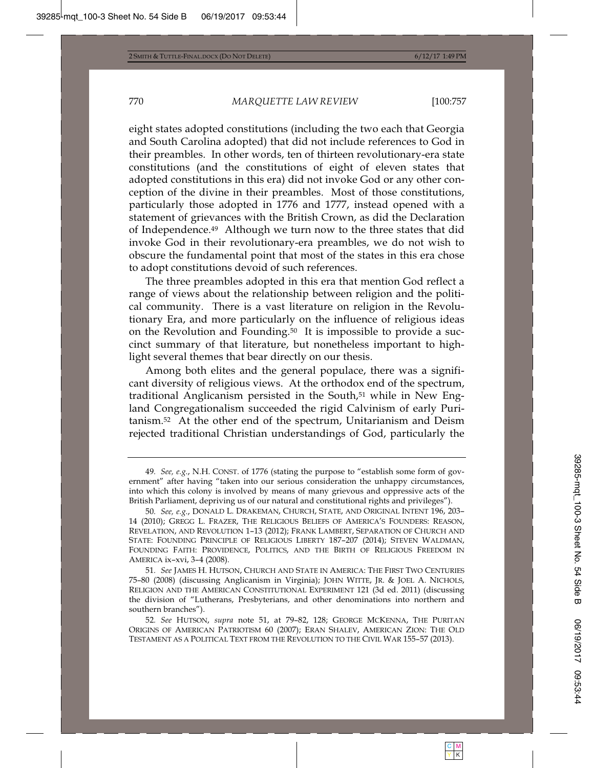eight states adopted constitutions (including the two each that Georgia and South Carolina adopted) that did not include references to God in their preambles. In other words, ten of thirteen revolutionary-era state constitutions (and the constitutions of eight of eleven states that adopted constitutions in this era) did not invoke God or any other conception of the divine in their preambles. Most of those constitutions, particularly those adopted in 1776 and 1777, instead opened with a statement of grievances with the British Crown, as did the Declaration of Independence.[49] Although we turn now to the three states that did invoke God in their revolutionary-era preambles, we do not wish to obscure the fundamental point that most of the states in this era chose to adopt constitutions devoid of such references.

The three preambles adopted in this era that mention God reflect a range of views about the relationship between religion and the political community. There is a vast literature on religion in the Revolutionary Era, and more particularly on the influence of religious ideas on the Revolution and Founding.[50] It is impossible to provide a succinct summary of that literature, but nonetheless important to highlight several themes that bear directly on our thesis.

Among both elites and the general populace, there was a significant diversity of religious views. At the orthodox end of the spectrum, traditional Anglicanism persisted in the South,[51] while in New England Congregationalism succeeded the rigid Calvinism of early Puritanism.[52] At the other end of the spectrum, Unitarianism and Deism rejected traditional Christian understandings of God, particularly the

---

49. *See, e.g.*, N.H. CONST. of 1776 (stating the purpose to "establish some form of government" after having "taken into our serious consideration the unhappy circumstances, into which this colony is involved by means of many grievous and oppressive acts of the British Parliament, depriving us of our natural and constitutional rights and privileges").

50. *See, e.g.*, DONALD L. DRAKEMAN, CHURCH, STATE, AND ORIGINAL INTENT 196, 203–14 (2010); GREGG L. FRAZER, THE RELIGIOUS BELIEFS OF AMERICA'S FOUNDERS: REASON, REVELATION, AND REVOLUTION 1–13 (2012); FRANK LAMBERT, SEPARATION OF CHURCH AND STATE: FOUNDING PRINCIPLE OF RELIGIOUS LIBERTY 187–207 (2014); STEVEN WALDMAN, FOUNDING FAITH: PROVIDENCE, POLITICS, AND THE BIRTH OF RELIGIOUS FREEDOM IN AMERICA ix–xvi, 3–4 (2008).

51. *See* JAMES H. HUTSON, CHURCH AND STATE IN AMERICA: THE FIRST TWO CENTURIES 75–80 (2008) (discussing Anglicanism in Virginia); JOHN WITTE, JR. & JOEL A. NICHOLS, RELIGION AND THE AMERICAN CONSTITUTIONAL EXPERIMENT 121 (3d ed. 2011) (discussing the division of "Lutherans, Presbyterians, and other denominations into northern and southern branches").

52. *See* HUTSON, *supra* note 51, at 79–82, 128; GEORGE MCKENNA, THE PURITAN ORIGINS OF AMERICAN PATRIOTISM 60 (2007); ERAN SHALEV, AMERICAN ZION: THE OLD TESTAMENT AS A POLITICAL TEXT FROM THE REVOLUTION TO THE CIVIL WAR 155–57 (2013).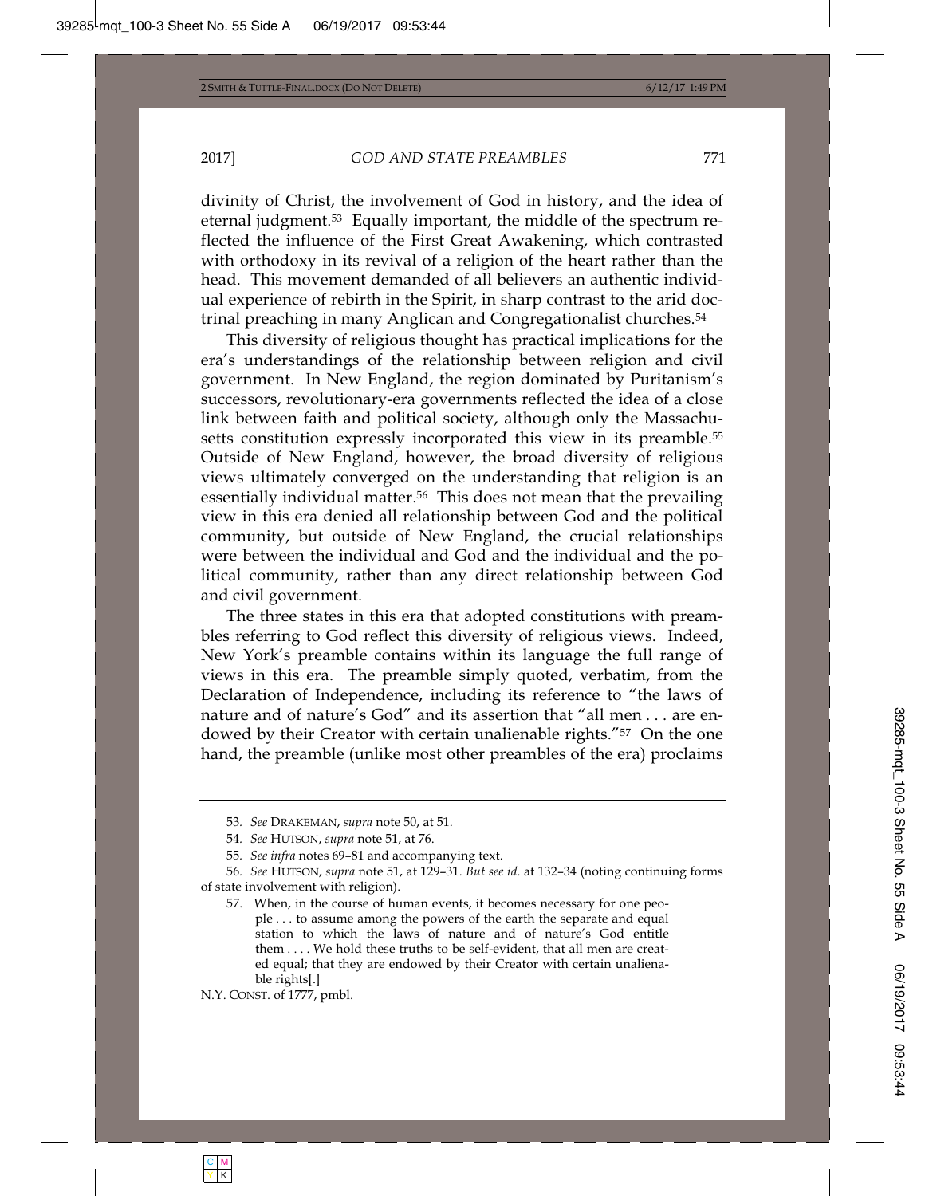divinity of Christ, the involvement of God in history, and the idea of eternal judgment.[53] Equally important, the middle of the spectrum reflected the influence of the First Great Awakening, which contrasted with orthodoxy in its revival of a religion of the heart rather than the head. This movement demanded of all believers an authentic individual experience of rebirth in the Spirit, in sharp contrast to the arid doctrinal preaching in many Anglican and Congregationalist churches.[54]

This diversity of religious thought has practical implications for the era's understandings of the relationship between religion and civil government. In New England, the region dominated by Puritanism's successors, revolutionary-era governments reflected the idea of a close link between faith and political society, although only the Massachusetts constitution expressly incorporated this view in its preamble.[55] Outside of New England, however, the broad diversity of religious views ultimately converged on the understanding that religion is an essentially individual matter.[56] This does not mean that the prevailing view in this era denied all relationship between God and the political community, but outside of New England, the crucial relationships were between the individual and God and the individual and the political community, rather than any direct relationship between God and civil government.

The three states in this era that adopted constitutions with preambles referring to God reflect this diversity of religious views. Indeed, New York's preamble contains within its language the full range of views in this era. The preamble simply quoted, verbatim, from the Declaration of Independence, including its reference to "the laws of nature and of nature's God" and its assertion that "all men . . . are endowed by their Creator with certain unalienable rights."[57] On the one hand, the preamble (unlike most other preambles of the era) proclaims

---

53. *See* DRAKEMAN, *supra* note 50, at 51.

54. *See* HUTSON, *supra* note 51, at 76.

55. *See infra* notes 69–81 and accompanying text.

56. *See* HUTSON, *supra* note 51, at 129–31. *But see id.* at 132–34 (noting continuing forms of state involvement with religion).

57. When, in the course of human events, it becomes necessary for one people . . . to assume among the powers of the earth the separate and equal station to which the laws of nature and of nature's God entitle them . . . . We hold these truths to be self-evident, that all men are created equal; that they are endowed by their Creator with certain unalienable rights[.]

N.Y. CONST. of 1777, pmbl.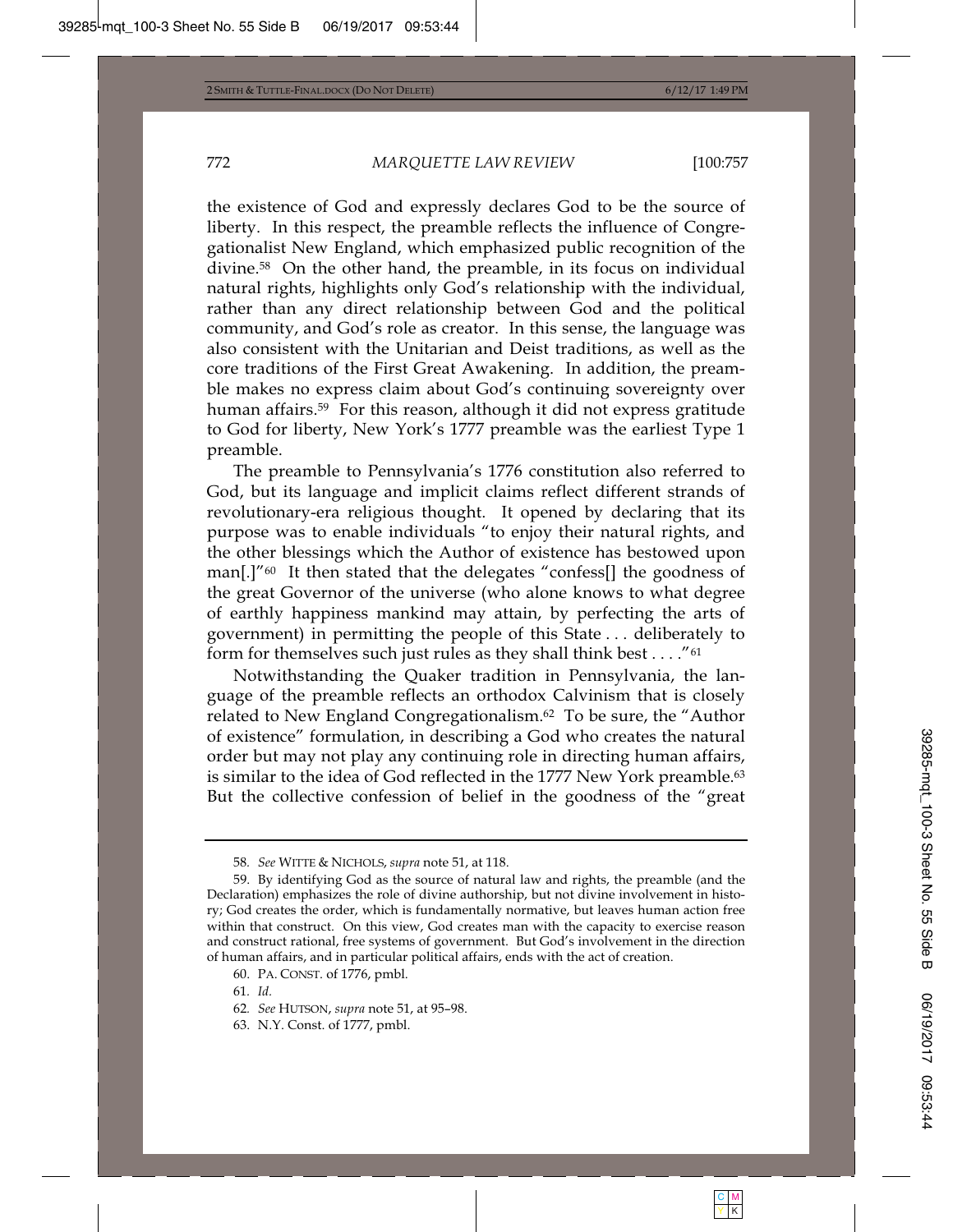the existence of God and expressly declares God to be the source of liberty. In this respect, the preamble reflects the influence of Congregationalist New England, which emphasized public recognition of the divine.[58] On the other hand, the preamble, in its focus on individual natural rights, highlights only God's relationship with the individual, rather than any direct relationship between God and the political community, and God's role as creator. In this sense, the language was also consistent with the Unitarian and Deist traditions, as well as the core traditions of the First Great Awakening. In addition, the preamble makes no express claim about God's continuing sovereignty over human affairs.[59] For this reason, although it did not express gratitude to God for liberty, New York's 1777 preamble was the earliest Type 1 preamble.

The preamble to Pennsylvania's 1776 constitution also referred to God, but its language and implicit claims reflect different strands of revolutionary-era religious thought. It opened by declaring that its purpose was to enable individuals "to enjoy their natural rights, and the other blessings which the Author of existence has bestowed upon man[.]"[60] It then stated that the delegates "confess[] the goodness of the great Governor of the universe (who alone knows to what degree of earthly happiness mankind may attain, by perfecting the arts of government) in permitting the people of this State . . . deliberately to form for themselves such just rules as they shall think best . . . ."[61]

Notwithstanding the Quaker tradition in Pennsylvania, the language of the preamble reflects an orthodox Calvinism that is closely related to New England Congregationalism.[62] To be sure, the "Author of existence" formulation, in describing a God who creates the natural order but may not play any continuing role in directing human affairs, is similar to the idea of God reflected in the 1777 New York preamble.[63] But the collective confession of belief in the goodness of the "great

---

58. *See* WITTE & NICHOLS, *supra* note 51, at 118.

59. By identifying God as the source of natural law and rights, the preamble (and the Declaration) emphasizes the role of divine authorship, but not divine involvement in history; God creates the order, which is fundamentally normative, but leaves human action free within that construct. On this view, God creates man with the capacity to exercise reason and construct rational, free systems of government. But God's involvement in the direction of human affairs, and in particular political affairs, ends with the act of creation.

60. PA. CONST. of 1776, pmbl.

61. *Id.*

62. *See* HUTSON, *supra* note 51, at 95–98.

63. N.Y. Const. of 1777, pmbl.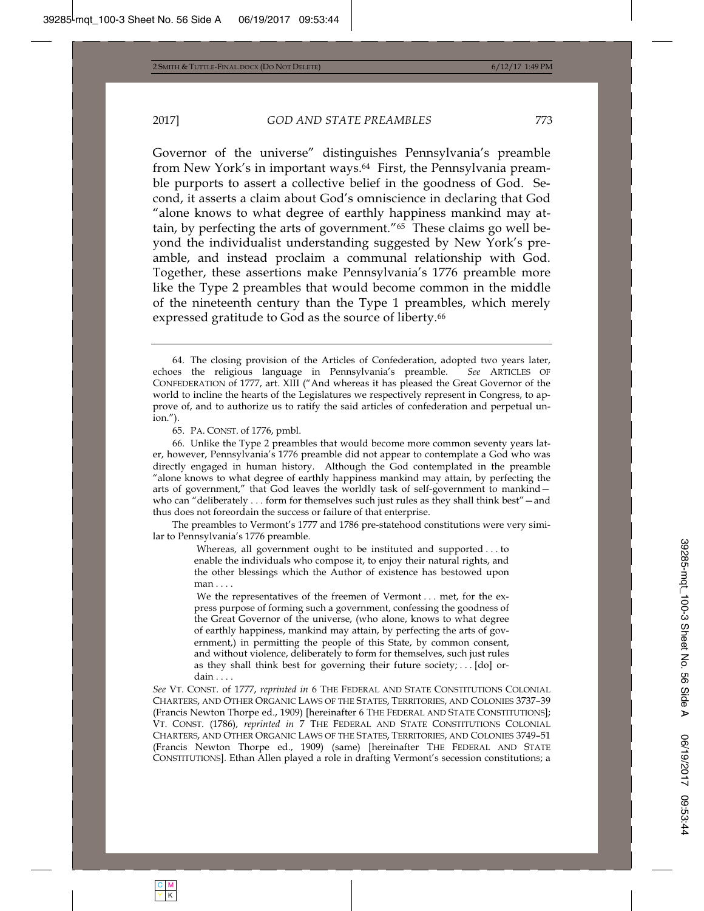Governor of the universe" distinguishes Pennsylvania's preamble from New York's in important ways.[64] First, the Pennsylvania preamble purports to assert a collective belief in the goodness of God. Second, it asserts a claim about God's omniscience in declaring that God "alone knows to what degree of earthly happiness mankind may attain, by perfecting the arts of government."[65] These claims go well beyond the individualist understanding suggested by New York's preamble, and instead proclaim a communal relationship with God. Together, these assertions make Pennsylvania's 1776 preamble more like the Type 2 preambles that would become common in the middle of the nineteenth century than the Type 1 preambles, which merely expressed gratitude to God as the source of liberty.[66]

---

64. The closing provision of the Articles of Confederation, adopted two years later, echoes the religious language in Pennsylvania's preamble. *See* ARTICLES OF CONFEDERATION of 1777, art. XIII ("And whereas it has pleased the Great Governor of the world to incline the hearts of the Legislatures we respectively represent in Congress, to approve of, and to authorize us to ratify the said articles of confederation and perpetual union.").

65. PA. CONST. of 1776, pmbl.

66. Unlike the Type 2 preambles that would become more common seventy years later, however, Pennsylvania's 1776 preamble did not appear to contemplate a God who was directly engaged in human history. Although the God contemplated in the preamble "alone knows to what degree of earthly happiness mankind may attain, by perfecting the arts of government," that God leaves the worldly task of self-government to mankind—who can "deliberately . . . form for themselves such just rules as they shall think best"—and thus does not foreordain the success or failure of that enterprise.

The preambles to Vermont's 1777 and 1786 pre-statehood constitutions were very similar to Pennsylvania's 1776 preamble.

> Whereas, all government ought to be instituted and supported . . . to enable the individuals who compose it, to enjoy their natural rights, and the other blessings which the Author of existence has bestowed upon man . . . .
>
> We the representatives of the freemen of Vermont . . . met, for the express purpose of forming such a government, confessing the goodness of the Great Governor of the universe, (who alone, knows to what degree of earthly happiness, mankind may attain, by perfecting the arts of government,) in permitting the people of this State, by common consent, and without violence, deliberately to form for themselves, such just rules as they shall think best for governing their future society; . . . [do] ordain . . . .

*See* VT. CONST. of 1777, *reprinted in* 6 THE FEDERAL AND STATE CONSTITUTIONS COLONIAL CHARTERS, AND OTHER ORGANIC LAWS OF THE STATES, TERRITORIES, AND COLONIES 3737–39 (Francis Newton Thorpe ed., 1909) [hereinafter 6 THE FEDERAL AND STATE CONSTITUTIONS]; VT. CONST. (1786), *reprinted in* 7 THE FEDERAL AND STATE CONSTITUTIONS COLONIAL CHARTERS, AND OTHER ORGANIC LAWS OF THE STATES, TERRITORIES, AND COLONIES 3749–51 (Francis Newton Thorpe ed., 1909) (same) [hereinafter THE FEDERAL AND STATE CONSTITUTIONS]. Ethan Allen played a role in drafting Vermont's secession constitutions; a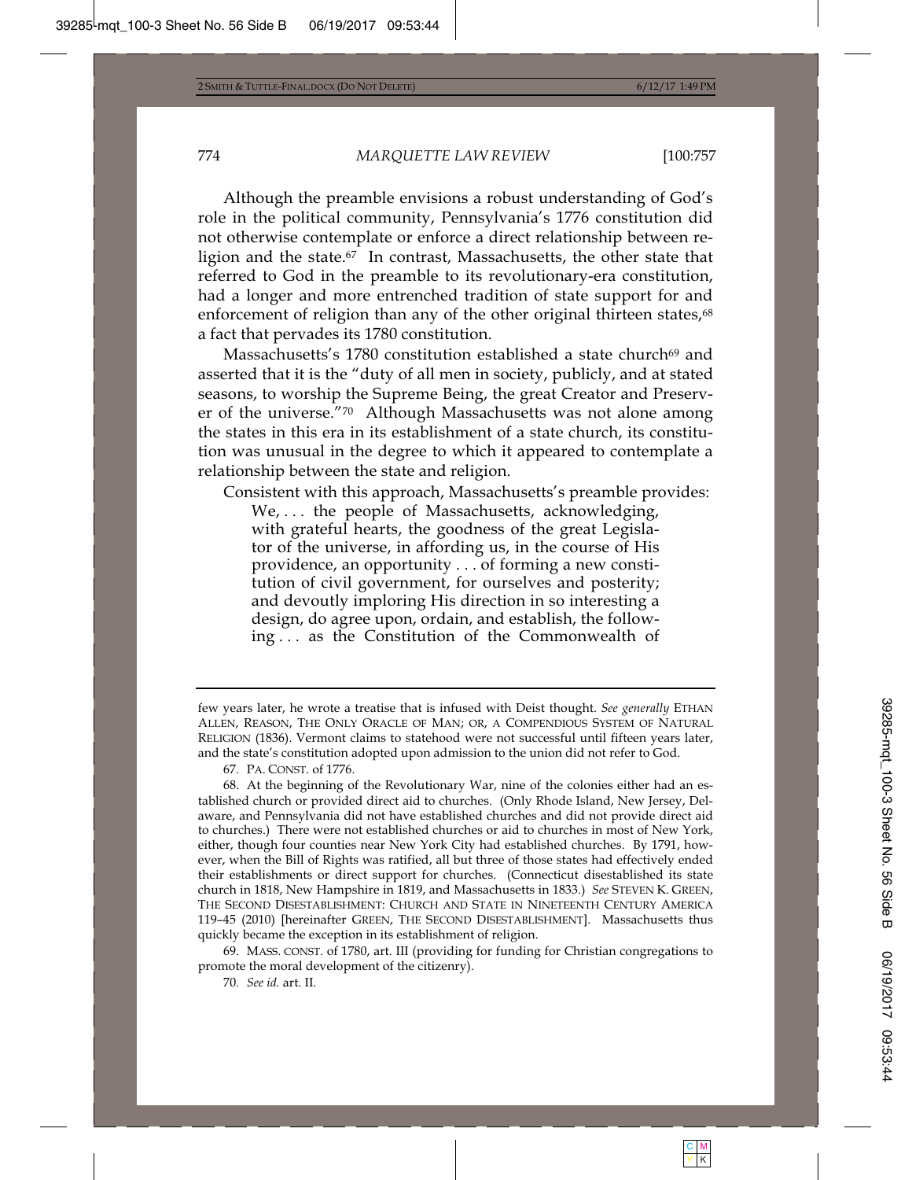Although the preamble envisions a robust understanding of God's role in the political community, Pennsylvania's 1776 constitution did not otherwise contemplate or enforce a direct relationship between religion and the state.[67] In contrast, Massachusetts, the other state that referred to God in the preamble to its revolutionary-era constitution, had a longer and more entrenched tradition of state support for and enforcement of religion than any of the other original thirteen states,[68] a fact that pervades its 1780 constitution.

Massachusetts's 1780 constitution established a state church[69] and asserted that it is the "duty of all men in society, publicly, and at stated seasons, to worship the Supreme Being, the great Creator and Preserver of the universe."[70] Although Massachusetts was not alone among the states in this era in its establishment of a state church, its constitution was unusual in the degree to which it appeared to contemplate a relationship between the state and religion.

Consistent with this approach, Massachusetts's preamble provides:

> We, . . . the people of Massachusetts, acknowledging, with grateful hearts, the goodness of the great Legislator of the universe, in affording us, in the course of His providence, an opportunity . . . of forming a new constitution of civil government, for ourselves and posterity; and devoutly imploring His direction in so interesting a design, do agree upon, ordain, and establish, the following . . . as the Constitution of the Commonwealth of

---

few years later, he wrote a treatise that is infused with Deist thought. *See generally* ETHAN ALLEN, REASON, THE ONLY ORACLE OF MAN; OR, A COMPENDIOUS SYSTEM OF NATURAL RELIGION (1836). Vermont claims to statehood were not successful until fifteen years later, and the state's constitution adopted upon admission to the union did not refer to God.

67. PA. CONST. of 1776.

68. At the beginning of the Revolutionary War, nine of the colonies either had an established church or provided direct aid to churches. (Only Rhode Island, New Jersey, Delaware, and Pennsylvania did not have established churches and did not provide direct aid to churches.) There were not established churches or aid to churches in most of New York, either, though four counties near New York City had established churches. By 1791, however, when the Bill of Rights was ratified, all but three of those states had effectively ended their establishments or direct support for churches. (Connecticut disestablished its state church in 1818, New Hampshire in 1819, and Massachusetts in 1833.) *See* STEVEN K. GREEN, THE SECOND DISESTABLISHMENT: CHURCH AND STATE IN NINETEENTH CENTURY AMERICA 119–45 (2010) [hereinafter GREEN, THE SECOND DISESTABLISHMENT]. Massachusetts thus quickly became the exception in its establishment of religion.

69. MASS. CONST. of 1780, art. III (providing for funding for Christian congregations to promote the moral development of the citizenry).

70. *See id.* art. II.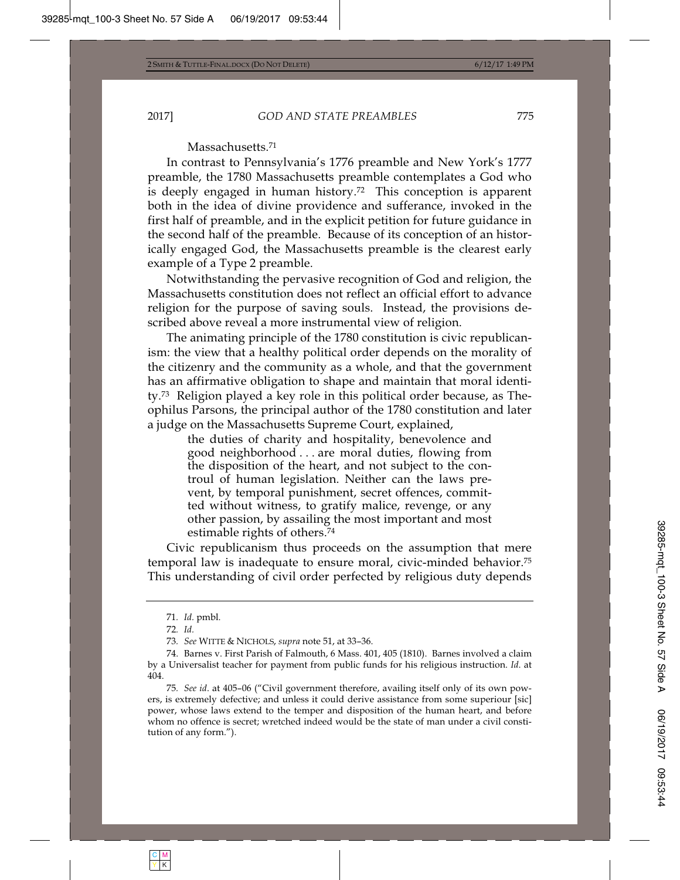Massachusetts.[71]

In contrast to Pennsylvania's 1776 preamble and New York's 1777 preamble, the 1780 Massachusetts preamble contemplates a God who is deeply engaged in human history.[72] This conception is apparent both in the idea of divine providence and sufferance, invoked in the first half of preamble, and in the explicit petition for future guidance in the second half of the preamble. Because of its conception of an historically engaged God, the Massachusetts preamble is the clearest early example of a Type 2 preamble.

Notwithstanding the pervasive recognition of God and religion, the Massachusetts constitution does not reflect an official effort to advance religion for the purpose of saving souls. Instead, the provisions described above reveal a more instrumental view of religion.

The animating principle of the 1780 constitution is civic republicanism: the view that a healthy political order depends on the morality of the citizenry and the community as a whole, and that the government has an affirmative obligation to shape and maintain that moral identity.[73] Religion played a key role in this political order because, as Theophilus Parsons, the principal author of the 1780 constitution and later a judge on the Massachusetts Supreme Court, explained,

> the duties of charity and hospitality, benevolence and good neighborhood . . . are moral duties, flowing from the disposition of the heart, and not subject to the controul of human legislation. Neither can the laws prevent, by temporal punishment, secret offences, committed without witness, to gratify malice, revenge, or any other passion, by assailing the most important and most estimable rights of others.[74]

Civic republicanism thus proceeds on the assumption that mere temporal law is inadequate to ensure moral, civic-minded behavior.[75] This understanding of civil order perfected by religious duty depends

---

71. *Id.* pmbl.

72. *Id.*

73. *See* WITTE & NICHOLS, *supra* note 51, at 33–36.

74. Barnes v. First Parish of Falmouth, 6 Mass. 401, 405 (1810). Barnes involved a claim by a Universalist teacher for payment from public funds for his religious instruction. *Id.* at 404.

75. *See id.* at 405–06 ("Civil government therefore, availing itself only of its own powers, is extremely defective; and unless it could derive assistance from some superiour [sic] power, whose laws extend to the temper and disposition of the human heart, and before whom no offence is secret; wretched indeed would be the state of man under a civil constitution of any form.").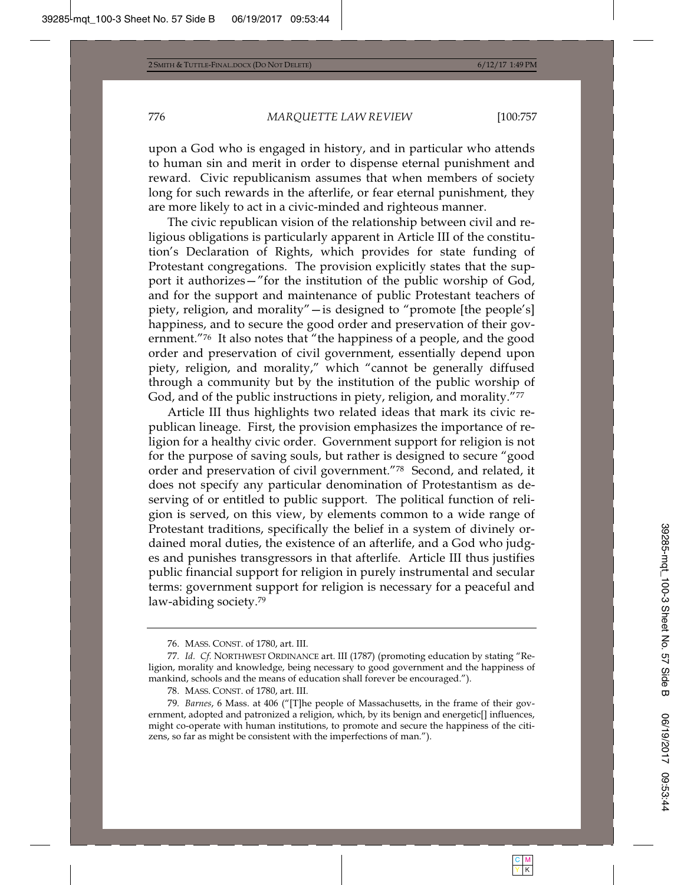upon a God who is engaged in history, and in particular who attends to human sin and merit in order to dispense eternal punishment and reward. Civic republicanism assumes that when members of society long for such rewards in the afterlife, or fear eternal punishment, they are more likely to act in a civic-minded and righteous manner.

The civic republican vision of the relationship between civil and religious obligations is particularly apparent in Article III of the constitution's Declaration of Rights, which provides for state funding of Protestant congregations. The provision explicitly states that the support it authorizes—"for the institution of the public worship of God, and for the support and maintenance of public Protestant teachers of piety, religion, and morality"—is designed to "promote [the people's] happiness, and to secure the good order and preservation of their government."[76] It also notes that "the happiness of a people, and the good order and preservation of civil government, essentially depend upon piety, religion, and morality," which "cannot be generally diffused through a community but by the institution of the public worship of God, and of the public instructions in piety, religion, and morality."[77]

Article III thus highlights two related ideas that mark its civic republican lineage. First, the provision emphasizes the importance of religion for a healthy civic order. Government support for religion is not for the purpose of saving souls, but rather is designed to secure "good order and preservation of civil government."[78] Second, and related, it does not specify any particular denomination of Protestantism as deserving of or entitled to public support. The political function of religion is served, on this view, by elements common to a wide range of Protestant traditions, specifically the belief in a system of divinely ordained moral duties, the existence of an afterlife, and a God who judges and punishes transgressors in that afterlife. Article III thus justifies public financial support for religion in purely instrumental and secular terms: government support for religion is necessary for a peaceful and law-abiding society.[79]

---

76. MASS. CONST. of 1780, art. III.

77. *Id. Cf.* NORTHWEST ORDINANCE art. III (1787) (promoting education by stating "Religion, morality and knowledge, being necessary to good government and the happiness of mankind, schools and the means of education shall forever be encouraged.").

78. MASS. CONST. of 1780, art. III.

79. *Barnes*, 6 Mass. at 406 ("[T]he people of Massachusetts, in the frame of their government, adopted and patronized a religion, which, by its benign and energetic[] influences, might co-operate with human institutions, to promote and secure the happiness of the citizens, so far as might be consistent with the imperfections of man.").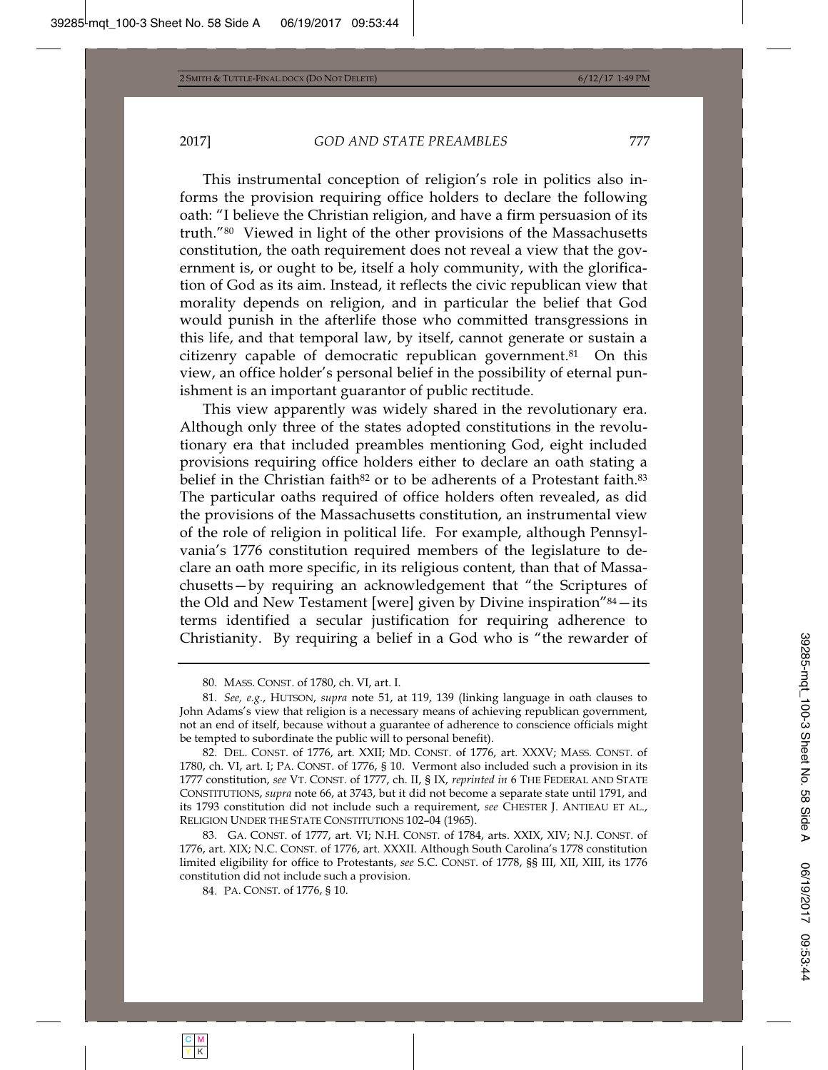This instrumental conception of religion's role in politics also informs the provision requiring office holders to declare the following oath: "I believe the Christian religion, and have a firm persuasion of its truth."[80] Viewed in light of the other provisions of the Massachusetts constitution, the oath requirement does not reveal a view that the government is, or ought to be, itself a holy community, with the glorification of God as its aim. Instead, it reflects the civic republican view that morality depends on religion, and in particular the belief that God would punish in the afterlife those who committed transgressions in this life, and that temporal law, by itself, cannot generate or sustain a citizenry capable of democratic republican government.[81] On this view, an office holder's personal belief in the possibility of eternal punishment is an important guarantor of public rectitude.

This view apparently was widely shared in the revolutionary era. Although only three of the states adopted constitutions in the revolutionary era that included preambles mentioning God, eight included provisions requiring office holders either to declare an oath stating a belief in the Christian faith[82] or to be adherents of a Protestant faith.[83] The particular oaths required of office holders often revealed, as did the provisions of the Massachusetts constitution, an instrumental view of the role of religion in political life. For example, although Pennsylvania's 1776 constitution required members of the legislature to declare an oath more specific, in its religious content, than that of Massachusetts—by requiring an acknowledgement that "the Scriptures of the Old and New Testament [were] given by Divine inspiration"[84]—its terms identified a secular justification for requiring adherence to Christianity. By requiring a belief in a God who is "the rewarder of

---

80. MASS. CONST. of 1780, ch. VI, art. I.

81. *See, e.g.*, HUTSON, *supra* note 51, at 119, 139 (linking language in oath clauses to John Adams's view that religion is a necessary means of achieving republican government, not an end of itself, because without a guarantee of adherence to conscience officials might be tempted to subordinate the public will to personal benefit).

82. DEL. CONST. of 1776, art. XXII; MD. CONST. of 1776, art. XXXV; MASS. CONST. of 1780, ch. VI, art. I; PA. CONST. of 1776, § 10. Vermont also included such a provision in its 1777 constitution, *see* VT. CONST. of 1777, ch. II, § IX, *reprinted in* 6 THE FEDERAL AND STATE CONSTITUTIONS, *supra* note 66, at 3743, but it did not become a separate state until 1791, and its 1793 constitution did not include such a requirement, *see* CHESTER J. ANTIEAU ET AL., RELIGION UNDER THE STATE CONSTITUTIONS 102–04 (1965).

83. GA. CONST. of 1777, art. VI; N.H. CONST. of 1784, arts. XXIX, XIV; N.J. CONST. of 1776, art. XIX; N.C. CONST. of 1776, art. XXXII. Although South Carolina's 1778 constitution limited eligibility for office to Protestants, *see* S.C. CONST. of 1778, §§ III, XII, XIII, its 1776 constitution did not include such a provision.

84. PA. CONST. of 1776, § 10.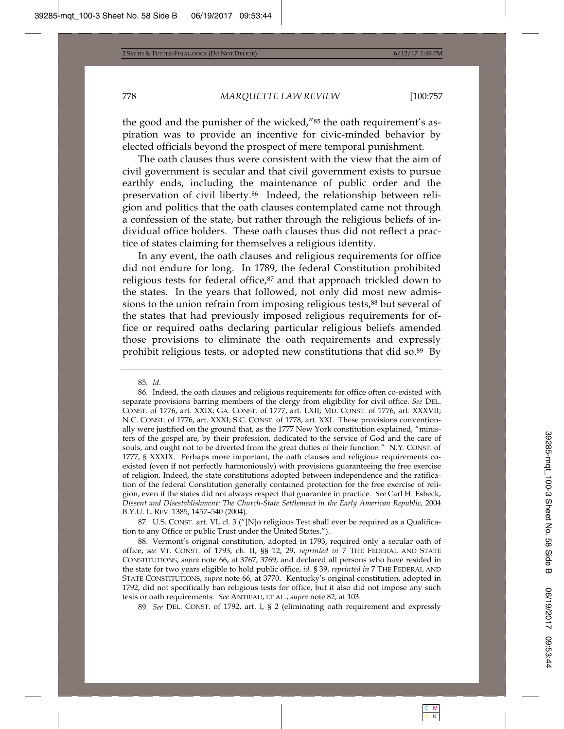the good and the punisher of the wicked,"[85] the oath requirement's aspiration was to provide an incentive for civic-minded behavior by elected officials beyond the prospect of mere temporal punishment.

The oath clauses thus were consistent with the view that the aim of civil government is secular and that civil government exists to pursue earthly ends, including the maintenance of public order and the preservation of civil liberty.[86] Indeed, the relationship between religion and politics that the oath clauses contemplated came not through a confession of the state, but rather through the religious beliefs of individual office holders. These oath clauses thus did not reflect a practice of states claiming for themselves a religious identity.

In any event, the oath clauses and religious requirements for office did not endure for long. In 1789, the federal Constitution prohibited religious tests for federal office,[87] and that approach trickled down to the states. In the years that followed, not only did most new admissions to the union refrain from imposing religious tests,[88] but several of the states that had previously imposed religious requirements for office or required oaths declaring particular religious beliefs amended those provisions to eliminate the oath requirements and expressly prohibit religious tests, or adopted new constitutions that did so.[89] By

---

85. *Id.*

86. Indeed, the oath clauses and religious requirements for office often co-existed with separate provisions barring members of the clergy from eligibility for civil office. *See* DEL. CONST. of 1776, art. XXIX; GA. CONST. of 1777, art. LXII; MD. CONST. of 1776, art. XXXVII; N.C. CONST. of 1776, art. XXXI; S.C. CONST. of 1778, art. XXI. These provisions conventionally were justified on the ground that, as the 1777 New York constitution explained, "ministers of the gospel are, by their profession, dedicated to the service of God and the care of souls, and ought not to be diverted from the great duties of their function." N.Y. CONST. of 1777, § XXXIX. Perhaps more important, the oath clauses and religious requirements co-existed (even if not perfectly harmoniously) with provisions guaranteeing the free exercise of religion. Indeed, the state constitutions adopted between independence and the ratification of the federal Constitution generally contained protection for the free exercise of religion, even if the states did not always respect that guarantee in practice. *See* Carl H. Esbeck, *Dissent and Disestablishment: The Church-State Settlement in the Early American Republic,* 2004 B.Y.U. L. REV. 1385, 1457–540 (2004).

87. U.S. CONST. art. VI, cl. 3 ("[N]o religious Test shall ever be required as a Qualification to any Office or public Trust under the United States.").

88. Vermont's original constitution, adopted in 1793, required only a secular oath of office, *see* VT. CONST. of 1793, ch. II, §§ 12, 29, *reprinted in* 7 THE FEDERAL AND STATE CONSTITUTIONS, *supra* note 66, at 3767, 3769, and declared all persons who have resided in the state for two years eligible to hold public office, *id.* § 39, *reprinted in* 7 THE FEDERAL AND STATE CONSTITUTIONS, *supra* note 66, at 3770. Kentucky's original constitution, adopted in 1792, did not specifically ban religious tests for office, but it also did not impose any such tests or oath requirements. *See* ANTIEAU, ET AL., *supra* note 82, at 103.

89. *See* DEL. CONST. of 1792, art. I, § 2 (eliminating oath requirement and expressly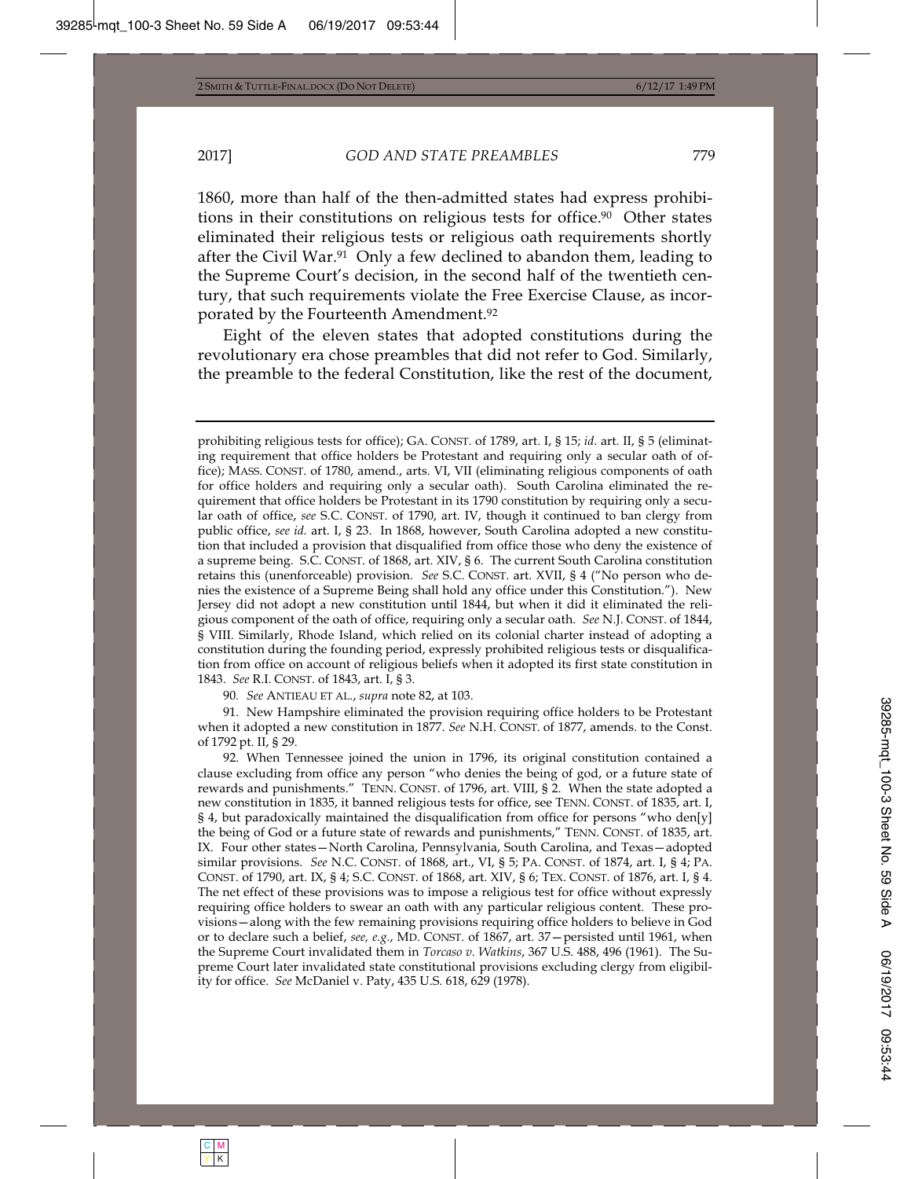1860, more than half of the then-admitted states had express prohibitions in their constitutions on religious tests for office.[90] Other states eliminated their religious tests or religious oath requirements shortly after the Civil War.[91] Only a few declined to abandon them, leading to the Supreme Court's decision, in the second half of the twentieth century, that such requirements violate the Free Exercise Clause, as incorporated by the Fourteenth Amendment.[92]

Eight of the eleven states that adopted constitutions during the revolutionary era chose preambles that did not refer to God. Similarly, the preamble to the federal Constitution, like the rest of the document,

---

prohibiting religious tests for office); GA. CONST. of 1789, art. I, § 15; *id.* art. II, § 5 (eliminating requirement that office holders be Protestant and requiring only a secular oath of office); MASS. CONST. of 1780, amend., arts. VI, VII (eliminating religious components of oath for office holders and requiring only a secular oath). South Carolina eliminated the requirement that office holders be Protestant in its 1790 constitution by requiring only a secular oath of office, *see* S.C. CONST. of 1790, art. IV, though it continued to ban clergy from public office, *see id.* art. I, § 23. In 1868, however, South Carolina adopted a new constitution that included a provision that disqualified from office those who deny the existence of a supreme being. S.C. CONST. of 1868, art. XIV, § 6. The current South Carolina constitution retains this (unenforceable) provision. *See* S.C. CONST. art. XVII, § 4 ("No person who denies the existence of a Supreme Being shall hold any office under this Constitution."). New Jersey did not adopt a new constitution until 1844, but when it did it eliminated the religious component of the oath of office, requiring only a secular oath. *See* N.J. CONST. of 1844, § VIII. Similarly, Rhode Island, which relied on its colonial charter instead of adopting a constitution during the founding period, expressly prohibited religious tests or disqualification from office on account of religious beliefs when it adopted its first state constitution in 1843. *See* R.I. CONST. of 1843, art. I, § 3.

90. *See* ANTIEAU ET AL., *supra* note 82, at 103.

91. New Hampshire eliminated the provision requiring office holders to be Protestant when it adopted a new constitution in 1877. *See* N.H. CONST. of 1877, amends. to the Const. of 1792 pt. II, § 29.

92. When Tennessee joined the union in 1796, its original constitution contained a clause excluding from office any person "who denies the being of god, or a future state of rewards and punishments." TENN. CONST. of 1796, art. VIII, § 2. When the state adopted a new constitution in 1835, it banned religious tests for office, see TENN. CONST. of 1835, art. I, § 4, but paradoxically maintained the disqualification from office for persons "who den[y] the being of God or a future state of rewards and punishments," TENN. CONST. of 1835, art. IX. Four other states—North Carolina, Pennsylvania, South Carolina, and Texas—adopted similar provisions. *See* N.C. CONST. of 1868, art., VI, § 5; PA. CONST. of 1874, art. I, § 4; PA. CONST. of 1790, art. IX, § 4; S.C. CONST. of 1868, art. XIV, § 6; TEX. CONST. of 1876, art. I, § 4. The net effect of these provisions was to impose a religious test for office without expressly requiring office holders to swear an oath with any particular religious content. These provisions—along with the few remaining provisions requiring office holders to believe in God or to declare such a belief, *see, e.g.*, MD. CONST. of 1867, art. 37—persisted until 1961, when the Supreme Court invalidated them in *Torcaso v. Watkins*, 367 U.S. 488, 496 (1961). The Supreme Court later invalidated state constitutional provisions excluding clergy from eligibility for office. *See* McDaniel v. Paty, 435 U.S. 618, 629 (1978).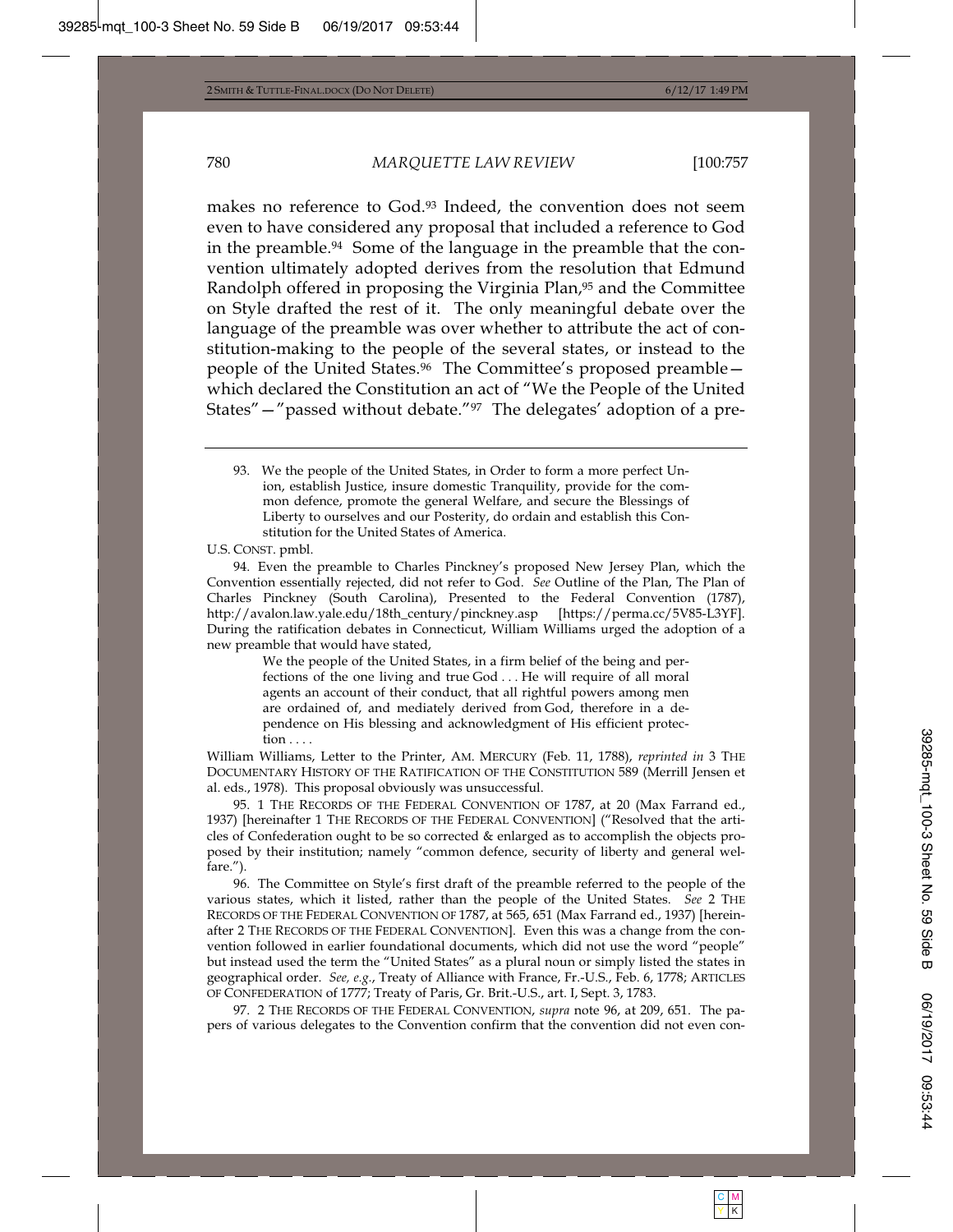makes no reference to God.[93] Indeed, the convention does not seem even to have considered any proposal that included a reference to God in the preamble.[94] Some of the language in the preamble that the convention ultimately adopted derives from the resolution that Edmund Randolph offered in proposing the Virginia Plan,[95] and the Committee on Style drafted the rest of it. The only meaningful debate over the language of the preamble was over whether to attribute the act of constitution-making to the people of the several states, or instead to the people of the United States.[96] The Committee's proposed preamble—which declared the Constitution an act of "We the People of the United States"—"passed without debate."[97] The delegates' adoption of a pre-

---

93. We the people of the United States, in Order to form a more perfect Union, establish Justice, insure domestic Tranquility, provide for the common defence, promote the general Welfare, and secure the Blessings of Liberty to ourselves and our Posterity, do ordain and establish this Constitution for the United States of America.

U.S. CONST. pmbl.

94. Even the preamble to Charles Pinckney's proposed New Jersey Plan, which the Convention essentially rejected, did not refer to God. *See* Outline of the Plan, The Plan of Charles Pinckney (South Carolina), Presented to the Federal Convention (1787), http://avalon.law.yale.edu/18th_century/pinckney.asp [https://perma.cc/5V85-L3YF]. During the ratification debates in Connecticut, William Williams urged the adoption of a new preamble that would have stated,

> We the people of the United States, in a firm belief of the being and perfections of the one living and true God . . . He will require of all moral agents an account of their conduct, that all rightful powers among men are ordained of, and mediately derived from God, therefore in a dependence on His blessing and acknowledgment of His efficient protection . . . .

William Williams, Letter to the Printer, AM. MERCURY (Feb. 11, 1788), *reprinted in* 3 THE DOCUMENTARY HISTORY OF THE RATIFICATION OF THE CONSTITUTION 589 (Merrill Jensen et al. eds., 1978). This proposal obviously was unsuccessful.

95. 1 THE RECORDS OF THE FEDERAL CONVENTION OF 1787, at 20 (Max Farrand ed., 1937) [hereinafter 1 THE RECORDS OF THE FEDERAL CONVENTION] ("Resolved that the articles of Confederation ought to be so corrected & enlarged as to accomplish the objects proposed by their institution; namely "common defence, security of liberty and general welfare.").

96. The Committee on Style's first draft of the preamble referred to the people of the various states, which it listed, rather than the people of the United States. *See* 2 THE RECORDS OF THE FEDERAL CONVENTION OF 1787, at 565, 651 (Max Farrand ed., 1937) [hereinafter 2 THE RECORDS OF THE FEDERAL CONVENTION]. Even this was a change from the convention followed in earlier foundational documents, which did not use the word "people" but instead used the term the "United States" as a plural noun or simply listed the states in geographical order. *See, e.g.*, Treaty of Alliance with France, Fr.-U.S., Feb. 6, 1778; ARTICLES OF CONFEDERATION of 1777; Treaty of Paris, Gr. Brit.-U.S., art. I, Sept. 3, 1783.

97. 2 THE RECORDS OF THE FEDERAL CONVENTION, *supra* note 96, at 209, 651. The papers of various delegates to the Convention confirm that the convention did not even con-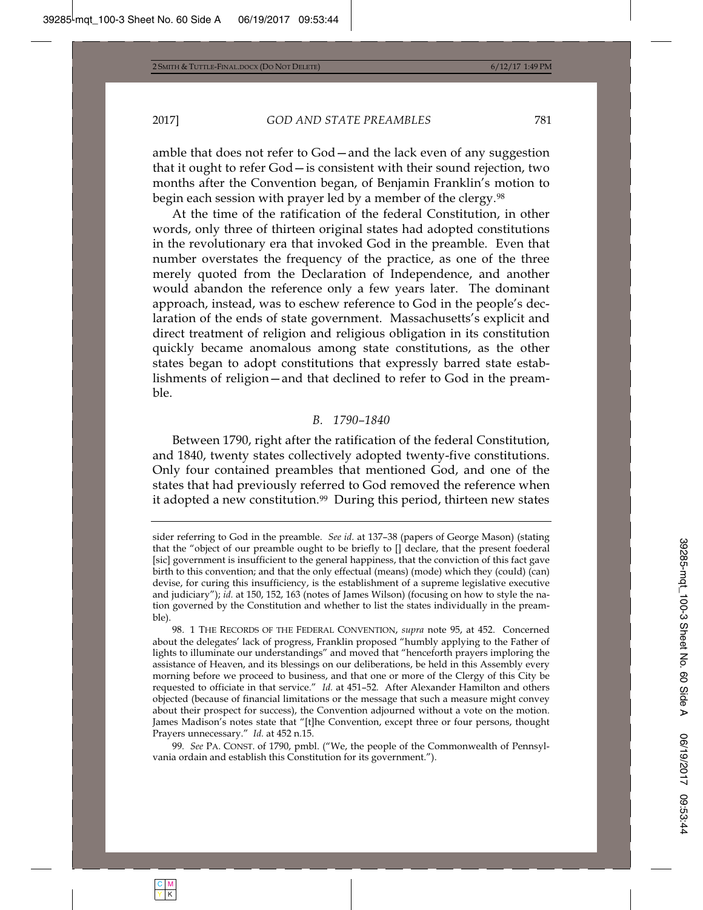amble that does not refer to God—and the lack even of any suggestion that it ought to refer God—is consistent with their sound rejection, two months after the Convention began, of Benjamin Franklin's motion to begin each session with prayer led by a member of the clergy.[98]

At the time of the ratification of the federal Constitution, in other words, only three of thirteen original states had adopted constitutions in the revolutionary era that invoked God in the preamble. Even that number overstates the frequency of the practice, as one of the three merely quoted from the Declaration of Independence, and another would abandon the reference only a few years later. The dominant approach, instead, was to eschew reference to God in the people's declaration of the ends of state government. Massachusetts's explicit and direct treatment of religion and religious obligation in its constitution quickly became anomalous among state constitutions, as the other states began to adopt constitutions that expressly barred state establishments of religion—and that declined to refer to God in the preamble.

### *B. 1790–1840*

Between 1790, right after the ratification of the federal Constitution, and 1840, twenty states collectively adopted twenty-five constitutions. Only four contained preambles that mentioned God, and one of the states that had previously referred to God removed the reference when it adopted a new constitution.[99] During this period, thirteen new states

---

sider referring to God in the preamble. *See id.* at 137–38 (papers of George Mason) (stating that the "object of our preamble ought to be briefly to [] declare, that the present foederal [sic] government is insufficient to the general happiness, that the conviction of this fact gave birth to this convention; and that the only effectual (means) (mode) which they (could) (can) devise, for curing this insufficiency, is the establishment of a supreme legislative executive and judiciary"); *id.* at 150, 152, 163 (notes of James Wilson) (focusing on how to style the nation governed by the Constitution and whether to list the states individually in the preamble).

98. 1 THE RECORDS OF THE FEDERAL CONVENTION, *supra* note 95, at 452. Concerned about the delegates' lack of progress, Franklin proposed "humbly applying to the Father of lights to illuminate our understandings" and moved that "henceforth prayers imploring the assistance of Heaven, and its blessings on our deliberations, be held in this Assembly every morning before we proceed to business, and that one or more of the Clergy of this City be requested to officiate in that service." *Id.* at 451–52. After Alexander Hamilton and others objected (because of financial limitations or the message that such a measure might convey about their prospect for success), the Convention adjourned without a vote on the motion. James Madison's notes state that "[t]he Convention, except three or four persons, thought Prayers unnecessary." *Id.* at 452 n.15.

99. *See* PA. CONST. of 1790, pmbl. ("We, the people of the Commonwealth of Pennsylvania ordain and establish this Constitution for its government.").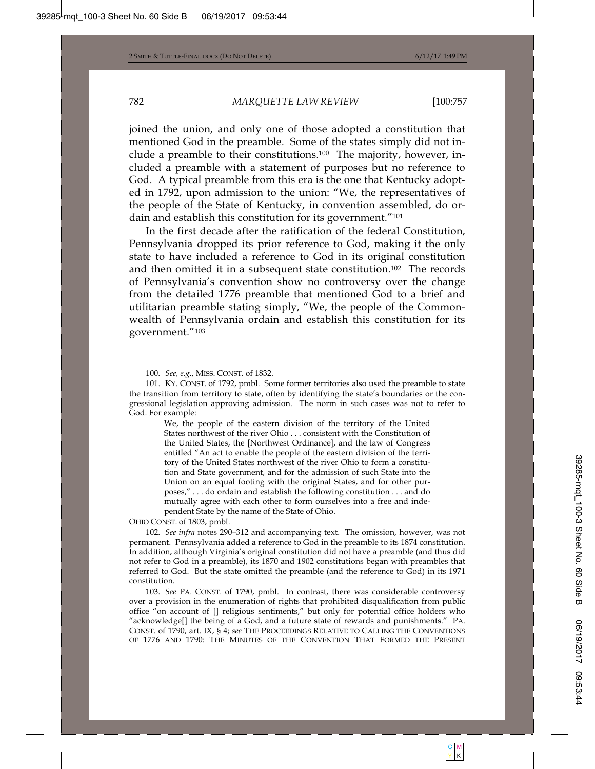joined the union, and only one of those adopted a constitution that mentioned God in the preamble. Some of the states simply did not include a preamble to their constitutions.[100] The majority, however, included a preamble with a statement of purposes but no reference to God. A typical preamble from this era is the one that Kentucky adopted in 1792, upon admission to the union: "We, the representatives of the people of the State of Kentucky, in convention assembled, do ordain and establish this constitution for its government."[101]

In the first decade after the ratification of the federal Constitution, Pennsylvania dropped its prior reference to God, making it the only state to have included a reference to God in its original constitution and then omitted it in a subsequent state constitution.[102] The records of Pennsylvania's convention show no controversy over the change from the detailed 1776 preamble that mentioned God to a brief and utilitarian preamble stating simply, "We, the people of the Commonwealth of Pennsylvania ordain and establish this constitution for its government."[103]

---

100. *See, e.g.*, MISS. CONST. of 1832.

101. KY. CONST. of 1792, pmbl. Some former territories also used the preamble to state the transition from territory to state, often by identifying the state's boundaries or the congressional legislation approving admission. The norm in such cases was not to refer to God. For example:

> We, the people of the eastern division of the territory of the United States northwest of the river Ohio . . . consistent with the Constitution of the United States, the [Northwest Ordinance], and the law of Congress entitled "An act to enable the people of the eastern division of the territory of the United States northwest of the river Ohio to form a constitution and State government, and for the admission of such State into the Union on an equal footing with the original States, and for other purposes," . . . do ordain and establish the following constitution . . . and do mutually agree with each other to form ourselves into a free and independent State by the name of the State of Ohio.

OHIO CONST. of 1803, pmbl.

102. *See infra* notes 290–312 and accompanying text. The omission, however, was not permanent. Pennsylvania added a reference to God in the preamble to its 1874 constitution. In addition, although Virginia's original constitution did not have a preamble (and thus did not refer to God in a preamble), its 1870 and 1902 constitutions began with preambles that referred to God. But the state omitted the preamble (and the reference to God) in its 1971 constitution.

103. *See* PA. CONST. of 1790, pmbl. In contrast, there was considerable controversy over a provision in the enumeration of rights that prohibited disqualification from public office "on account of [] religious sentiments," but only for potential office holders who "acknowledge[] the being of a God, and a future state of rewards and punishments." PA. CONST. of 1790, art. IX, § 4; *see* THE PROCEEDINGS RELATIVE TO CALLING THE CONVENTIONS OF 1776 AND 1790: THE MINUTES OF THE CONVENTION THAT FORMED THE PRESENT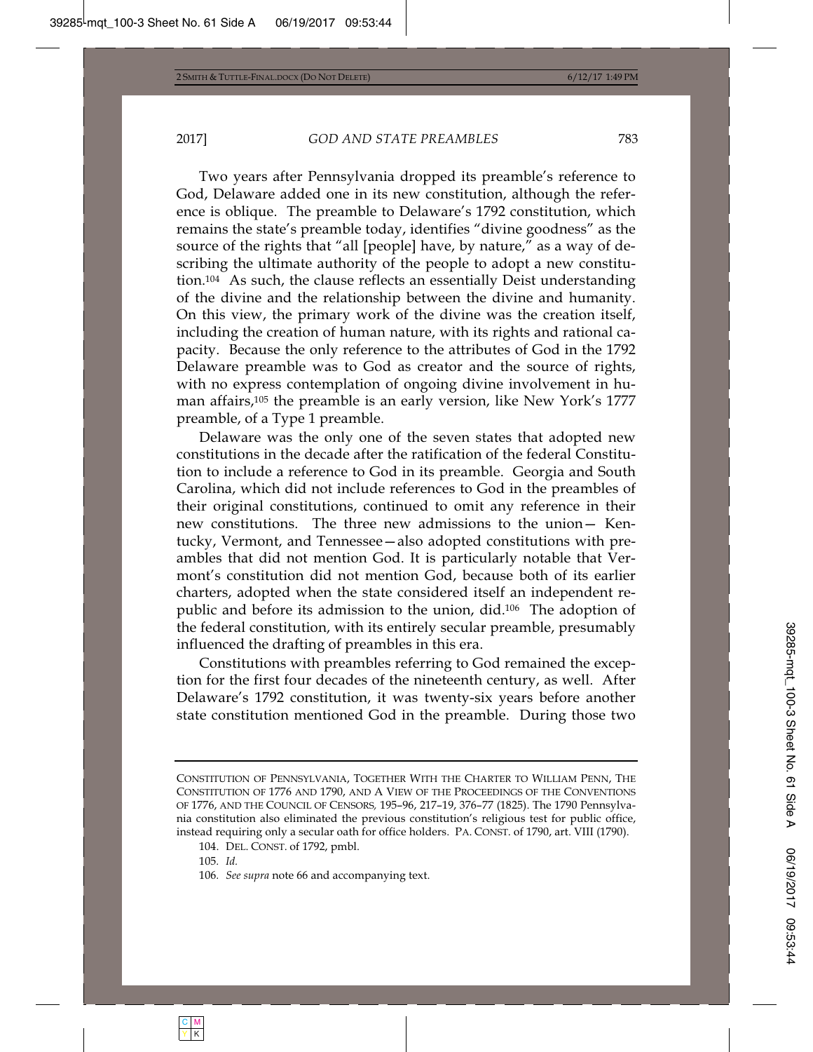Two years after Pennsylvania dropped its preamble's reference to God, Delaware added one in its new constitution, although the reference is oblique. The preamble to Delaware's 1792 constitution, which remains the state's preamble today, identifies "divine goodness" as the source of the rights that "all [people] have, by nature," as a way of describing the ultimate authority of the people to adopt a new constitution.[104] As such, the clause reflects an essentially Deist understanding of the divine and the relationship between the divine and humanity. On this view, the primary work of the divine was the creation itself, including the creation of human nature, with its rights and rational capacity. Because the only reference to the attributes of God in the 1792 Delaware preamble was to God as creator and the source of rights, with no express contemplation of ongoing divine involvement in human affairs,[105] the preamble is an early version, like New York's 1777 preamble, of a Type 1 preamble.

Delaware was the only one of the seven states that adopted new constitutions in the decade after the ratification of the federal Constitution to include a reference to God in its preamble. Georgia and South Carolina, which did not include references to God in the preambles of their original constitutions, continued to omit any reference in their new constitutions. The three new admissions to the union— Kentucky, Vermont, and Tennessee—also adopted constitutions with preambles that did not mention God. It is particularly notable that Vermont's constitution did not mention God, because both of its earlier charters, adopted when the state considered itself an independent republic and before its admission to the union, did.[106] The adoption of the federal constitution, with its entirely secular preamble, presumably influenced the drafting of preambles in this era.

Constitutions with preambles referring to God remained the exception for the first four decades of the nineteenth century, as well. After Delaware's 1792 constitution, it was twenty-six years before another state constitution mentioned God in the preamble. During those two

---

CONSTITUTION OF PENNSYLVANIA, TOGETHER WITH THE CHARTER TO WILLIAM PENN, THE CONSTITUTION OF 1776 AND 1790, AND A VIEW OF THE PROCEEDINGS OF THE CONVENTIONS OF 1776, AND THE COUNCIL OF CENSORS, 195–96, 217–19, 376–77 (1825). The 1790 Pennsylvania constitution also eliminated the previous constitution's religious test for public office, instead requiring only a secular oath for office holders. PA. CONST. of 1790, art. VIII (1790).

104. DEL. CONST. of 1792, pmbl.

105. *Id.*

106. *See supra* note 66 and accompanying text.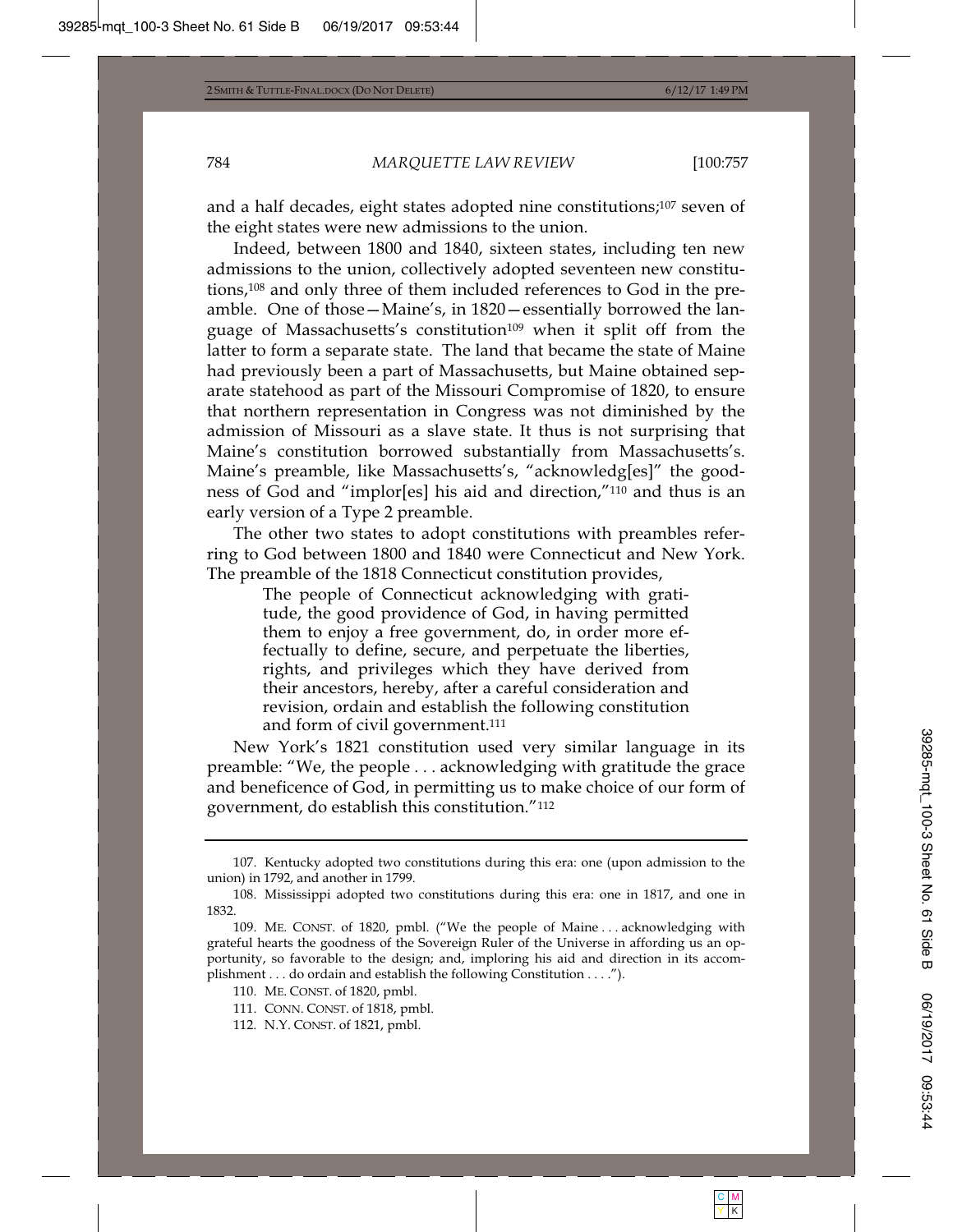and a half decades, eight states adopted nine constitutions;[107] seven of the eight states were new admissions to the union.

Indeed, between 1800 and 1840, sixteen states, including ten new admissions to the union, collectively adopted seventeen new constitutions,[108] and only three of them included references to God in the preamble. One of those—Maine's, in 1820—essentially borrowed the language of Massachusetts's constitution[109] when it split off from the latter to form a separate state. The land that became the state of Maine had previously been a part of Massachusetts, but Maine obtained separate statehood as part of the Missouri Compromise of 1820, to ensure that northern representation in Congress was not diminished by the admission of Missouri as a slave state. It thus is not surprising that Maine's constitution borrowed substantially from Massachusetts's. Maine's preamble, like Massachusetts's, "acknowledg[es]" the goodness of God and "implor[es] his aid and direction,"[110] and thus is an early version of a Type 2 preamble.

The other two states to adopt constitutions with preambles referring to God between 1800 and 1840 were Connecticut and New York. The preamble of the 1818 Connecticut constitution provides,

> The people of Connecticut acknowledging with gratitude, the good providence of God, in having permitted them to enjoy a free government, do, in order more effectually to define, secure, and perpetuate the liberties, rights, and privileges which they have derived from their ancestors, hereby, after a careful consideration and revision, ordain and establish the following constitution and form of civil government.[111]

New York's 1821 constitution used very similar language in its preamble: "We, the people . . . acknowledging with gratitude the grace and beneficence of God, in permitting us to make choice of our form of government, do establish this constitution."[112]

---

107. Kentucky adopted two constitutions during this era: one (upon admission to the union) in 1792, and another in 1799.

108. Mississippi adopted two constitutions during this era: one in 1817, and one in 1832.

109. ME. CONST. of 1820, pmbl. ("We the people of Maine . . . acknowledging with grateful hearts the goodness of the Sovereign Ruler of the Universe in affording us an opportunity, so favorable to the design; and, imploring his aid and direction in its accomplishment . . . do ordain and establish the following Constitution . . . .").

110. ME. CONST. of 1820, pmbl.

111. CONN. CONST. of 1818, pmbl.

112. N.Y. CONST. of 1821, pmbl.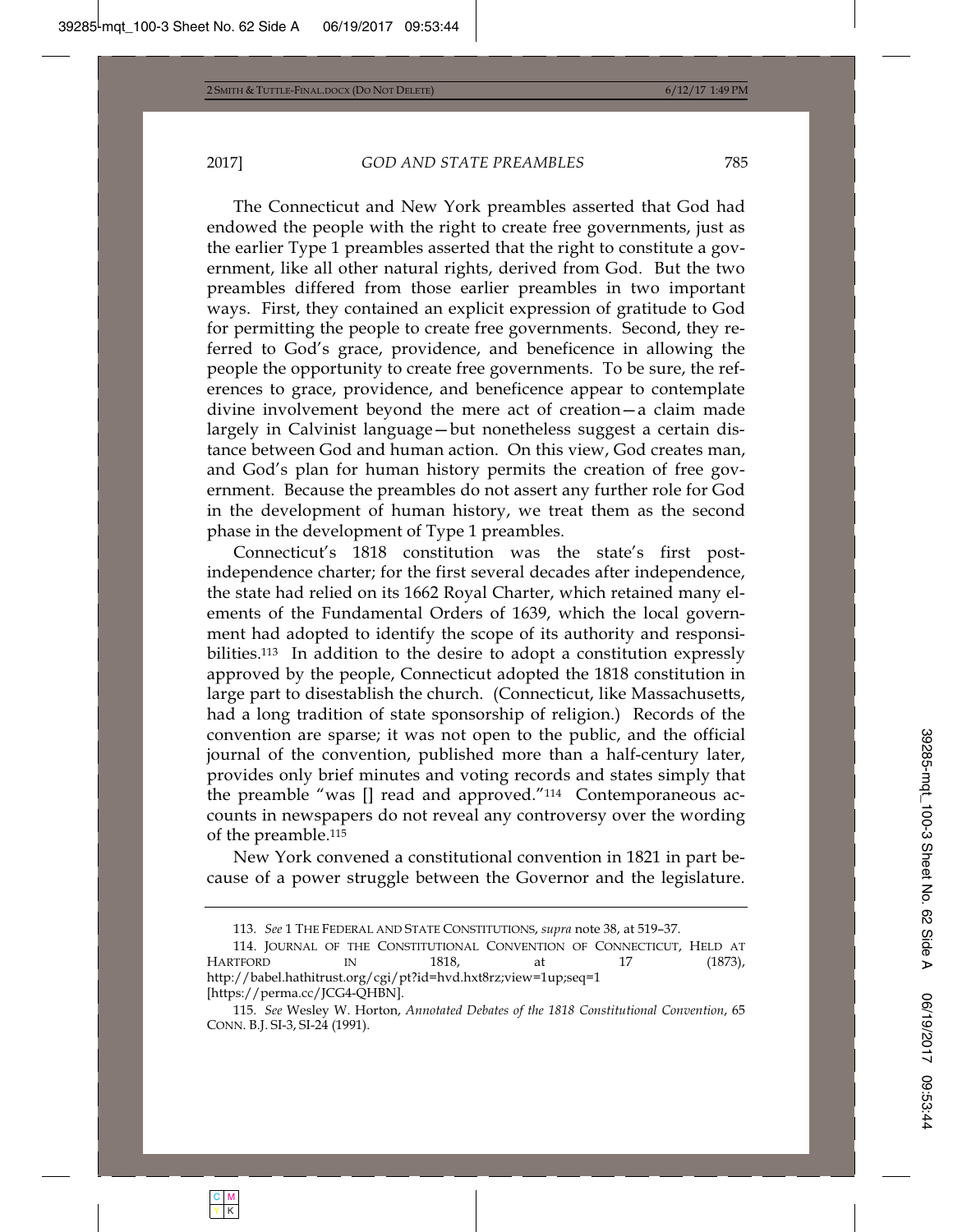The Connecticut and New York preambles asserted that God had endowed the people with the right to create free governments, just as the earlier Type 1 preambles asserted that the right to constitute a government, like all other natural rights, derived from God. But the two preambles differed from those earlier preambles in two important ways. First, they contained an explicit expression of gratitude to God for permitting the people to create free governments. Second, they referred to God's grace, providence, and beneficence in allowing the people the opportunity to create free governments. To be sure, the references to grace, providence, and beneficence appear to contemplate divine involvement beyond the mere act of creation—a claim made largely in Calvinist language—but nonetheless suggest a certain distance between God and human action. On this view, God creates man, and God's plan for human history permits the creation of free government. Because the preambles do not assert any further role for God in the development of human history, we treat them as the second phase in the development of Type 1 preambles.

Connecticut's 1818 constitution was the state's first post-independence charter; for the first several decades after independence, the state had relied on its 1662 Royal Charter, which retained many elements of the Fundamental Orders of 1639, which the local government had adopted to identify the scope of its authority and responsibilities.[113] In addition to the desire to adopt a constitution expressly approved by the people, Connecticut adopted the 1818 constitution in large part to disestablish the church. (Connecticut, like Massachusetts, had a long tradition of state sponsorship of religion.) Records of the convention are sparse; it was not open to the public, and the official journal of the convention, published more than a half-century later, provides only brief minutes and voting records and states simply that the preamble "was [] read and approved."[114] Contemporaneous accounts in newspapers do not reveal any controversy over the wording of the preamble.[115]

New York convened a constitutional convention in 1821 in part because of a power struggle between the Governor and the legislature.

---

113. *See* 1 THE FEDERAL AND STATE CONSTITUTIONS, *supra* note 38, at 519–37.

114. JOURNAL OF THE CONSTITUTIONAL CONVENTION OF CONNECTICUT, HELD AT HARTFORD IN 1818, at 17 (1873), http://babel.hathitrust.org/cgi/pt?id=hvd.hxt8rz;view=1up;seq=1 [https://perma.cc/JCG4-QHBN].

115. *See* Wesley W. Horton, *Annotated Debates of the 1818 Constitutional Convention*, 65 CONN. B.J. SI-3, SI-24 (1991).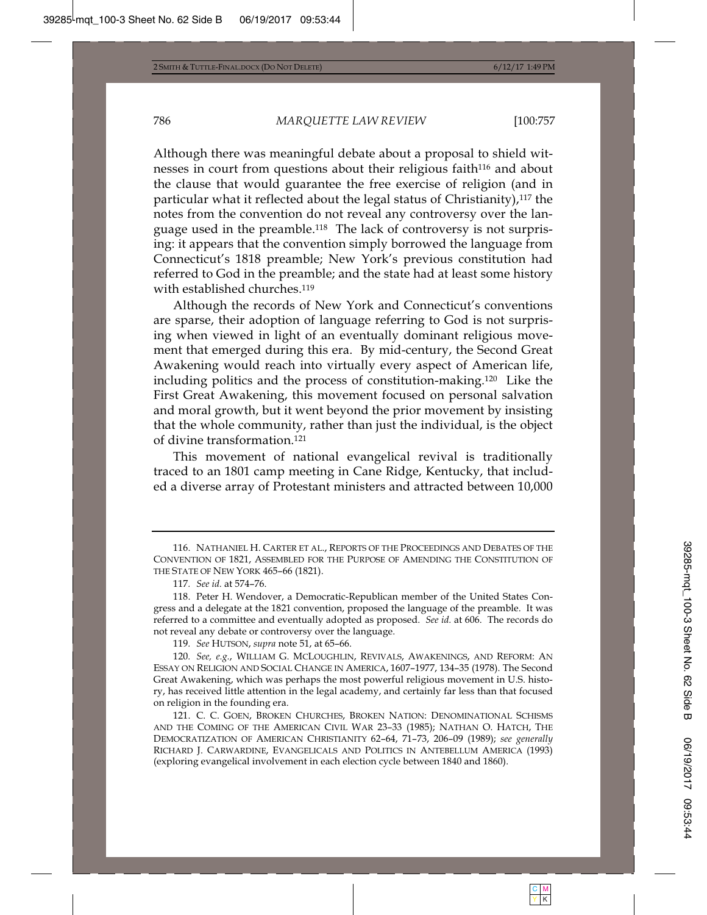Although there was meaningful debate about a proposal to shield witnesses in court from questions about their religious faith[116] and about the clause that would guarantee the free exercise of religion (and in particular what it reflected about the legal status of Christianity),[117] the notes from the convention do not reveal any controversy over the language used in the preamble.[118] The lack of controversy is not surprising: it appears that the convention simply borrowed the language from Connecticut's 1818 preamble; New York's previous constitution had referred to God in the preamble; and the state had at least some history with established churches.[119]

Although the records of New York and Connecticut's conventions are sparse, their adoption of language referring to God is not surprising when viewed in light of an eventually dominant religious movement that emerged during this era. By mid-century, the Second Great Awakening would reach into virtually every aspect of American life, including politics and the process of constitution-making.[120] Like the First Great Awakening, this movement focused on personal salvation and moral growth, but it went beyond the prior movement by insisting that the whole community, rather than just the individual, is the object of divine transformation.[121]

This movement of national evangelical revival is traditionally traced to an 1801 camp meeting in Cane Ridge, Kentucky, that included a diverse array of Protestant ministers and attracted between 10,000

---

116. NATHANIEL H. CARTER ET AL., REPORTS OF THE PROCEEDINGS AND DEBATES OF THE CONVENTION OF 1821, ASSEMBLED FOR THE PURPOSE OF AMENDING THE CONSTITUTION OF THE STATE OF NEW YORK 465–66 (1821).

117. *See id.* at 574–76.

118. Peter H. Wendover, a Democratic-Republican member of the United States Congress and a delegate at the 1821 convention, proposed the language of the preamble. It was referred to a committee and eventually adopted as proposed. *See id.* at 606. The records do not reveal any debate or controversy over the language.

119. *See* HUTSON, *supra* note 51, at 65–66.

120. *See, e.g.*, WILLIAM G. MCLOUGHLIN, REVIVALS, AWAKENINGS, AND REFORM: AN ESSAY ON RELIGION AND SOCIAL CHANGE IN AMERICA, 1607–1977, 134–35 (1978). The Second Great Awakening, which was perhaps the most powerful religious movement in U.S. history, has received little attention in the legal academy, and certainly far less than that focused on religion in the founding era.

121. C. C. GOEN, BROKEN CHURCHES, BROKEN NATION: DENOMINATIONAL SCHISMS AND THE COMING OF THE AMERICAN CIVIL WAR 23–33 (1985); NATHAN O. HATCH, THE DEMOCRATIZATION OF AMERICAN CHRISTIANITY 62–64, 71–73, 206–09 (1989); *see generally* RICHARD J. CARWARDINE, EVANGELICALS AND POLITICS IN ANTEBELLUM AMERICA (1993) (exploring evangelical involvement in each election cycle between 1840 and 1860).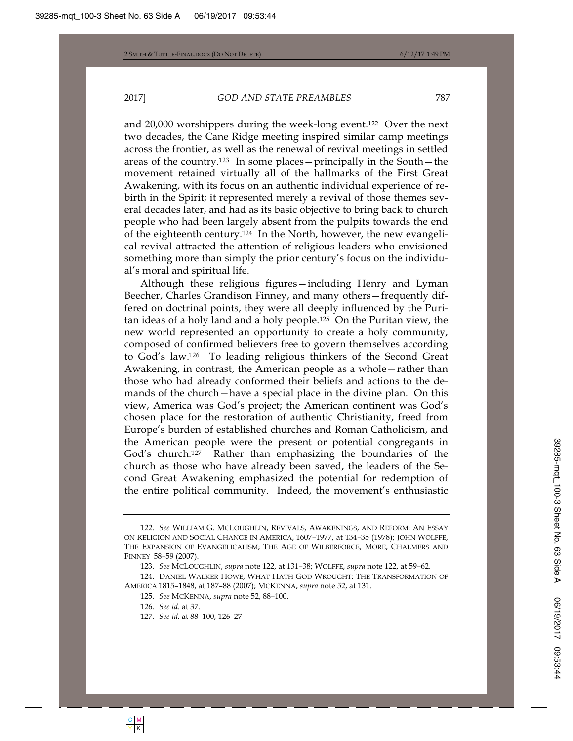and 20,000 worshippers during the week-long event.[122] Over the next two decades, the Cane Ridge meeting inspired similar camp meetings across the frontier, as well as the renewal of revival meetings in settled areas of the country.[123] In some places—principally in the South—the movement retained virtually all of the hallmarks of the First Great Awakening, with its focus on an authentic individual experience of rebirth in the Spirit; it represented merely a revival of those themes several decades later, and had as its basic objective to bring back to church people who had been largely absent from the pulpits towards the end of the eighteenth century.[124] In the North, however, the new evangelical revival attracted the attention of religious leaders who envisioned something more than simply the prior century's focus on the individual's moral and spiritual life.

Although these religious figures—including Henry and Lyman Beecher, Charles Grandison Finney, and many others—frequently differed on doctrinal points, they were all deeply influenced by the Puritan ideas of a holy land and a holy people.[125] On the Puritan view, the new world represented an opportunity to create a holy community, composed of confirmed believers free to govern themselves according to God's law.[126] To leading religious thinkers of the Second Great Awakening, in contrast, the American people as a whole—rather than those who had already conformed their beliefs and actions to the demands of the church—have a special place in the divine plan. On this view, America was God's project; the American continent was God's chosen place for the restoration of authentic Christianity, freed from Europe's burden of established churches and Roman Catholicism, and the American people were the present or potential congregants in God's church.[127] Rather than emphasizing the boundaries of the church as those who have already been saved, the leaders of the Second Great Awakening emphasized the potential for redemption of the entire political community. Indeed, the movement's enthusiastic

---

122. *See* WILLIAM G. MCLOUGHLIN, REVIVALS, AWAKENINGS, AND REFORM: AN ESSAY ON RELIGION AND SOCIAL CHANGE IN AMERICA, 1607–1977, at 134–35 (1978); JOHN WOLFFE, THE EXPANSION OF EVANGELICALISM; THE AGE OF WILBERFORCE, MORE, CHALMERS AND FINNEY 58–59 (2007).

123. *See* MCLOUGHLIN, *supra* note 122, at 131–38; WOLFFE, *supra* note 122, at 59–62.

124. DANIEL WALKER HOWE, WHAT HATH GOD WROUGHT: THE TRANSFORMATION OF AMERICA 1815–1848, at 187–88 (2007); MCKENNA, *supra* note 52, at 131.

125. *See* MCKENNA, *supra* note 52, 88–100.

126. *See id.* at 37.

127. *See id.* at 88–100, 126–27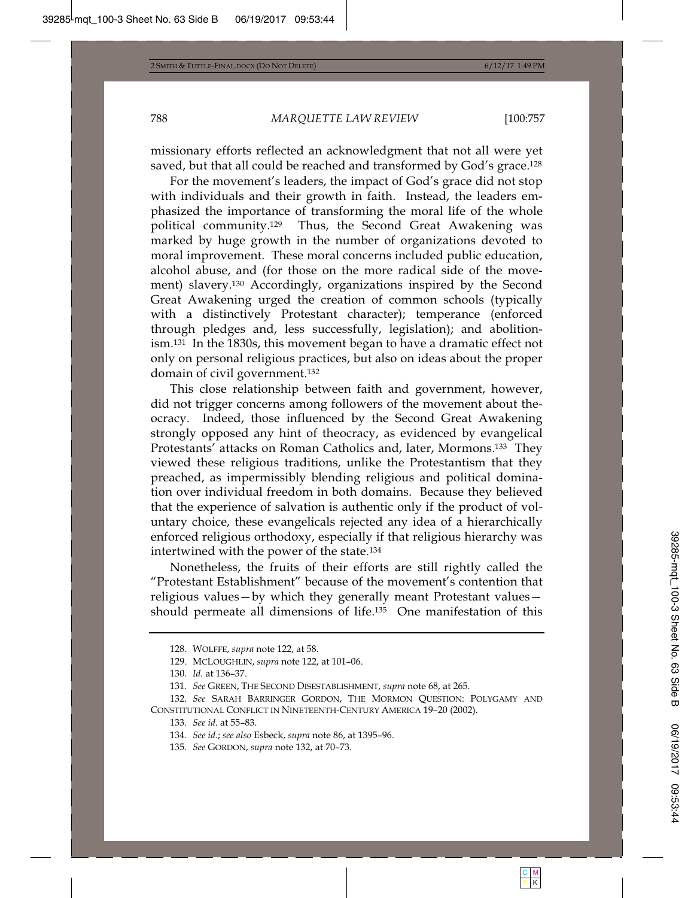missionary efforts reflected an acknowledgment that not all were yet saved, but that all could be reached and transformed by God's grace.[128]

For the movement's leaders, the impact of God's grace did not stop with individuals and their growth in faith. Instead, the leaders emphasized the importance of transforming the moral life of the whole political community.[129] Thus, the Second Great Awakening was marked by huge growth in the number of organizations devoted to moral improvement. These moral concerns included public education, alcohol abuse, and (for those on the more radical side of the movement) slavery.[130] Accordingly, organizations inspired by the Second Great Awakening urged the creation of common schools (typically with a distinctively Protestant character); temperance (enforced through pledges and, less successfully, legislation); and abolitionism.[131] In the 1830s, this movement began to have a dramatic effect not only on personal religious practices, but also on ideas about the proper domain of civil government.[132]

This close relationship between faith and government, however, did not trigger concerns among followers of the movement about theocracy. Indeed, those influenced by the Second Great Awakening strongly opposed any hint of theocracy, as evidenced by evangelical Protestants' attacks on Roman Catholics and, later, Mormons.[133] They viewed these religious traditions, unlike the Protestantism that they preached, as impermissibly blending religious and political domination over individual freedom in both domains. Because they believed that the experience of salvation is authentic only if the product of voluntary choice, these evangelicals rejected any idea of a hierarchically enforced religious orthodoxy, especially if that religious hierarchy was intertwined with the power of the state.[134]

Nonetheless, the fruits of their efforts are still rightly called the "Protestant Establishment" because of the movement's contention that religious values—by which they generally meant Protestant values—should permeate all dimensions of life.[135] One manifestation of this

---

128. WOLFFE, *supra* note 122, at 58.

129. MCLOUGHLIN, *supra* note 122, at 101–06.

130. *Id.* at 136–37.

131. *See* GREEN, THE SECOND DISESTABLISHMENT, *supra* note 68, at 265.

132. *See* SARAH BARRINGER GORDON, THE MORMON QUESTION: POLYGAMY AND CONSTITUTIONAL CONFLICT IN NINETEENTH-CENTURY AMERICA 19–20 (2002).

133. *See id.* at 55–83.

134. *See id.*; *see also* Esbeck, *supra* note 86, at 1395–96.

135. *See* GORDON, *supra* note 132, at 70–73.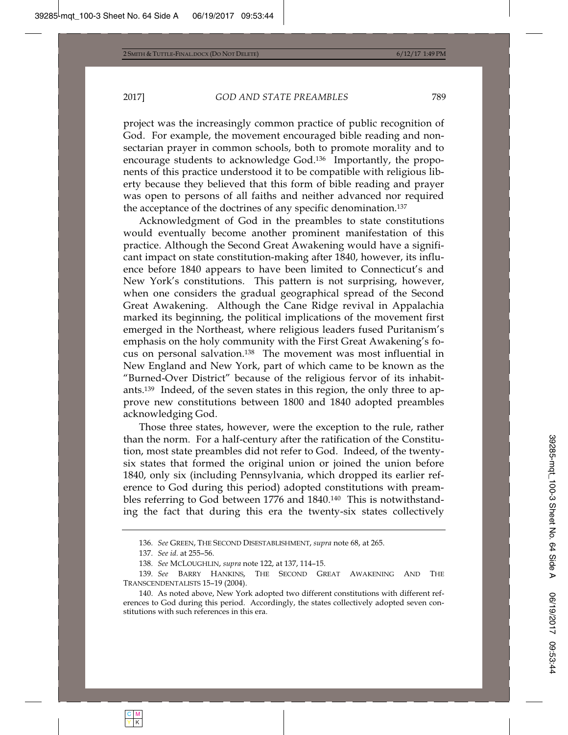project was the increasingly common practice of public recognition of God. For example, the movement encouraged bible reading and nonsectarian prayer in common schools, both to promote morality and to encourage students to acknowledge God.[136] Importantly, the proponents of this practice understood it to be compatible with religious liberty because they believed that this form of bible reading and prayer was open to persons of all faiths and neither advanced nor required the acceptance of the doctrines of any specific denomination.[137]

Acknowledgment of God in the preambles to state constitutions would eventually become another prominent manifestation of this practice. Although the Second Great Awakening would have a significant impact on state constitution-making after 1840, however, its influence before 1840 appears to have been limited to Connecticut's and New York's constitutions. This pattern is not surprising, however, when one considers the gradual geographical spread of the Second Great Awakening. Although the Cane Ridge revival in Appalachia marked its beginning, the political implications of the movement first emerged in the Northeast, where religious leaders fused Puritanism's emphasis on the holy community with the First Great Awakening's focus on personal salvation.[138] The movement was most influential in New England and New York, part of which came to be known as the "Burned-Over District" because of the religious fervor of its inhabitants.[139] Indeed, of the seven states in this region, the only three to approve new constitutions between 1800 and 1840 adopted preambles acknowledging God.

Those three states, however, were the exception to the rule, rather than the norm. For a half-century after the ratification of the Constitution, most state preambles did not refer to God. Indeed, of the twenty-six states that formed the original union or joined the union before 1840, only six (including Pennsylvania, which dropped its earlier reference to God during this period) adopted constitutions with preambles referring to God between 1776 and 1840.[140] This is notwithstanding the fact that during this era the twenty-six states collectively

---

136. *See* GREEN, THE SECOND DISESTABLISHMENT, *supra* note 68, at 265.

137. *See id.* at 255–56.

138. *See* MCLOUGHLIN, *supra* note 122, at 137, 114–15.

139. *See* BARRY HANKINS, THE SECOND GREAT AWAKENING AND THE TRANSCENDENTALISTS 15–19 (2004).

140. As noted above, New York adopted two different constitutions with different references to God during this period. Accordingly, the states collectively adopted seven constitutions with such references in this era.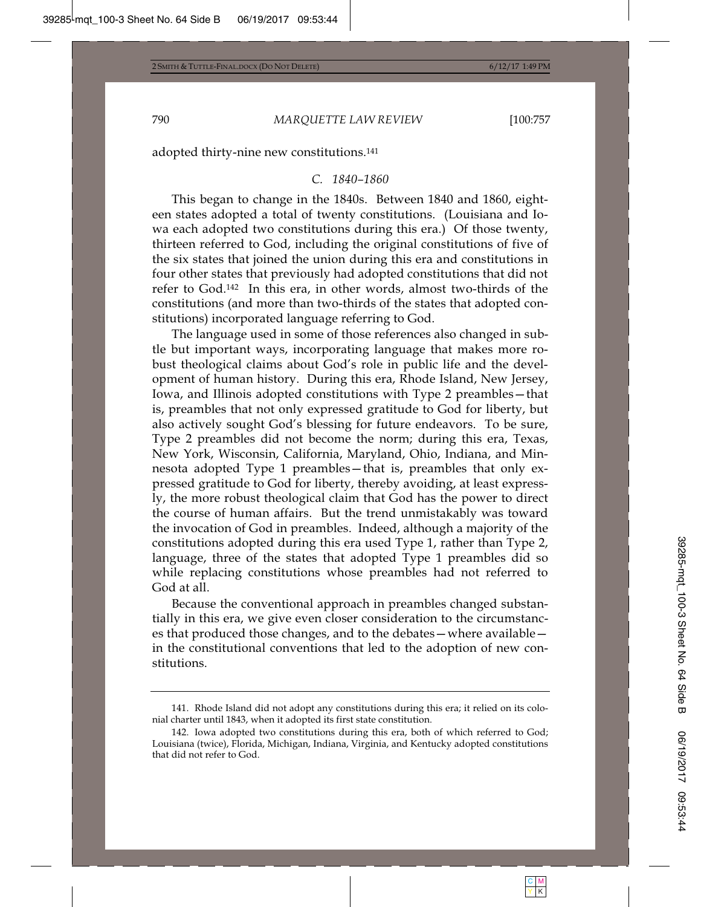adopted thirty-nine new constitutions.[141]

### C. 1840–1860

This began to change in the 1840s. Between 1840 and 1860, eighteen states adopted a total of twenty constitutions. (Louisiana and Iowa each adopted two constitutions during this era.) Of those twenty, thirteen referred to God, including the original constitutions of five of the six states that joined the union during this era and constitutions in four other states that previously had adopted constitutions that did not refer to God.[142] In this era, in other words, almost two-thirds of the constitutions (and more than two-thirds of the states that adopted constitutions) incorporated language referring to God.

The language used in some of those references also changed in subtle but important ways, incorporating language that makes more robust theological claims about God's role in public life and the development of human history. During this era, Rhode Island, New Jersey, Iowa, and Illinois adopted constitutions with Type 2 preambles—that is, preambles that not only expressed gratitude to God for liberty, but also actively sought God's blessing for future endeavors. To be sure, Type 2 preambles did not become the norm; during this era, Texas, New York, Wisconsin, California, Maryland, Ohio, Indiana, and Minnesota adopted Type 1 preambles—that is, preambles that only expressed gratitude to God for liberty, thereby avoiding, at least expressly, the more robust theological claim that God has the power to direct the course of human affairs. But the trend unmistakably was toward the invocation of God in preambles. Indeed, although a majority of the constitutions adopted during this era used Type 1, rather than Type 2, language, three of the states that adopted Type 1 preambles did so while replacing constitutions whose preambles had not referred to God at all.

Because the conventional approach in preambles changed substantially in this era, we give even closer consideration to the circumstances that produced those changes, and to the debates—where available—in the constitutional conventions that led to the adoption of new constitutions.

---

141. Rhode Island did not adopt any constitutions during this era; it relied on its colonial charter until 1843, when it adopted its first state constitution.

142. Iowa adopted two constitutions during this era, both of which referred to God; Louisiana (twice), Florida, Michigan, Indiana, Virginia, and Kentucky adopted constitutions that did not refer to God.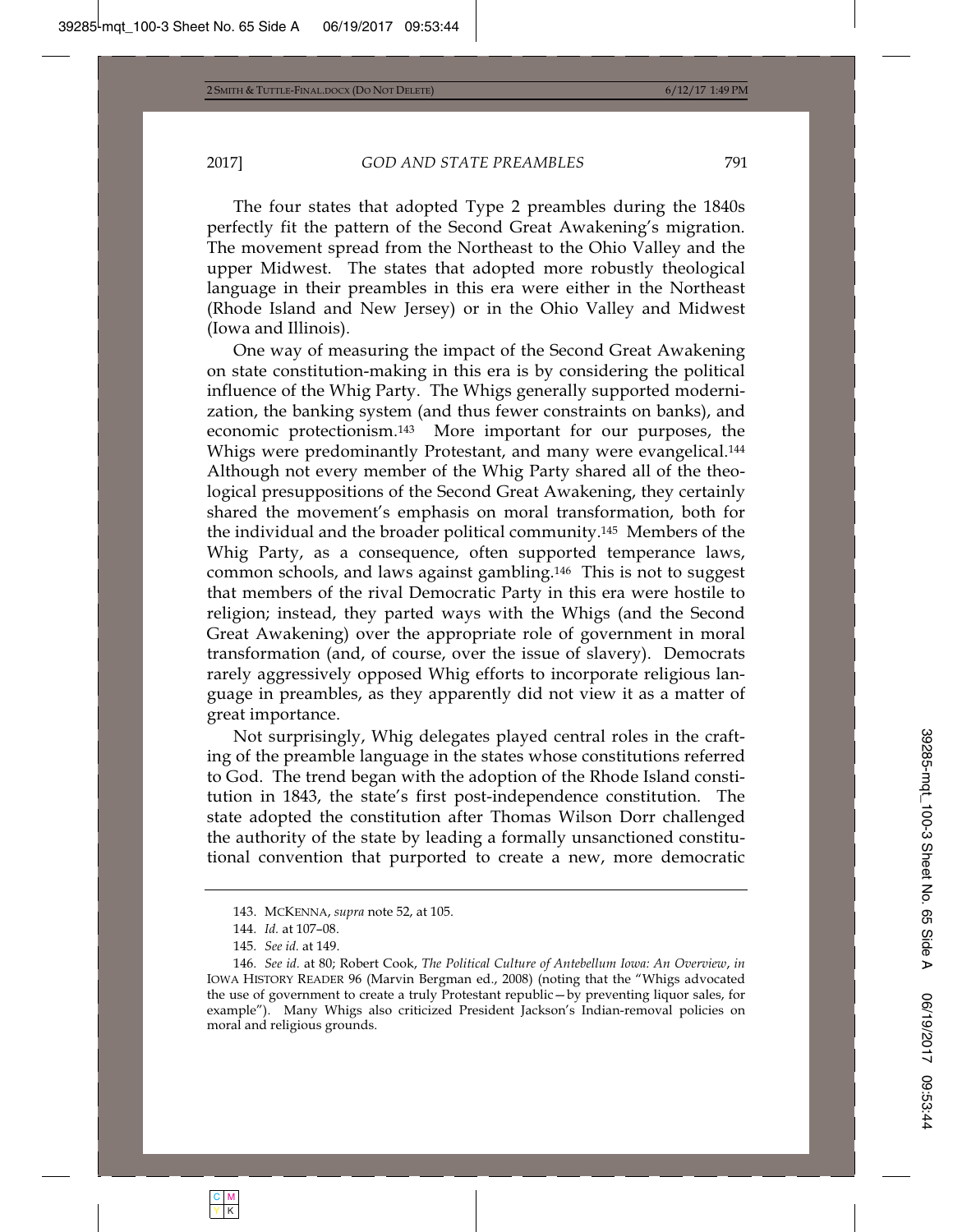The four states that adopted Type 2 preambles during the 1840s perfectly fit the pattern of the Second Great Awakening's migration. The movement spread from the Northeast to the Ohio Valley and the upper Midwest. The states that adopted more robustly theological language in their preambles in this era were either in the Northeast (Rhode Island and New Jersey) or in the Ohio Valley and Midwest (Iowa and Illinois).

One way of measuring the impact of the Second Great Awakening on state constitution-making in this era is by considering the political influence of the Whig Party. The Whigs generally supported modernization, the banking system (and thus fewer constraints on banks), and economic protectionism.[143] More important for our purposes, the Whigs were predominantly Protestant, and many were evangelical.[144] Although not every member of the Whig Party shared all of the theological presuppositions of the Second Great Awakening, they certainly shared the movement's emphasis on moral transformation, both for the individual and the broader political community.[145] Members of the Whig Party, as a consequence, often supported temperance laws, common schools, and laws against gambling.[146] This is not to suggest that members of the rival Democratic Party in this era were hostile to religion; instead, they parted ways with the Whigs (and the Second Great Awakening) over the appropriate role of government in moral transformation (and, of course, over the issue of slavery). Democrats rarely aggressively opposed Whig efforts to incorporate religious language in preambles, as they apparently did not view it as a matter of great importance.

Not surprisingly, Whig delegates played central roles in the crafting of the preamble language in the states whose constitutions referred to God. The trend began with the adoption of the Rhode Island constitution in 1843, the state's first post-independence constitution. The state adopted the constitution after Thomas Wilson Dorr challenged the authority of the state by leading a formally unsanctioned constitutional convention that purported to create a new, more democratic

143. MCKENNA, *supra* note 52, at 105.

144. *Id.* at 107–08.

145. *See id.* at 149.

146. *See id.* at 80; Robert Cook, *The Political Culture of Antebellum Iowa: An Overview*, *in* IOWA HISTORY READER 96 (Marvin Bergman ed., 2008) (noting that the "Whigs advocated the use of government to create a truly Protestant republic—by preventing liquor sales, for example"). Many Whigs also criticized President Jackson's Indian-removal policies on moral and religious grounds.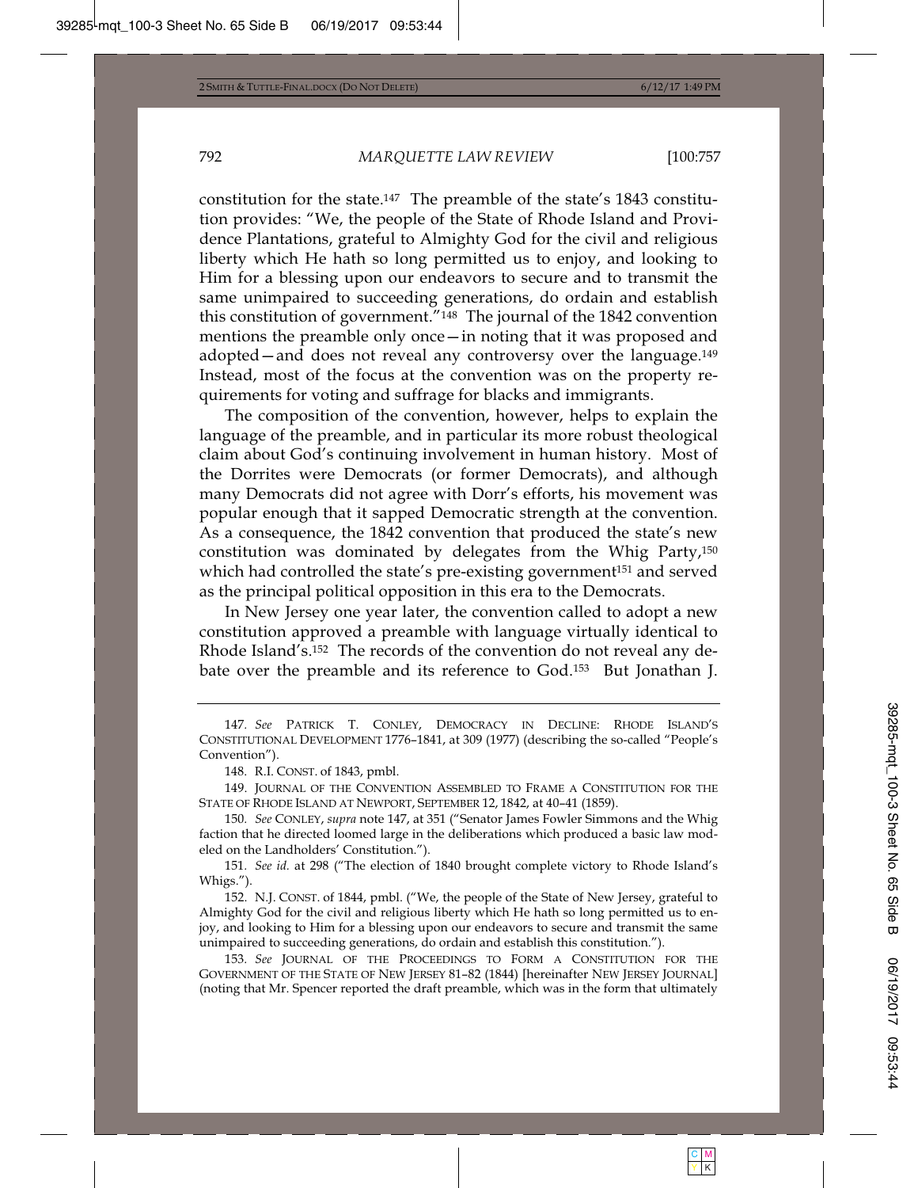constitution for the state.[147] The preamble of the state's 1843 constitution provides: "We, the people of the State of Rhode Island and Providence Plantations, grateful to Almighty God for the civil and religious liberty which He hath so long permitted us to enjoy, and looking to Him for a blessing upon our endeavors to secure and to transmit the same unimpaired to succeeding generations, do ordain and establish this constitution of government."[148] The journal of the 1842 convention mentions the preamble only once—in noting that it was proposed and adopted—and does not reveal any controversy over the language.[149] Instead, most of the focus at the convention was on the property requirements for voting and suffrage for blacks and immigrants.

The composition of the convention, however, helps to explain the language of the preamble, and in particular its more robust theological claim about God's continuing involvement in human history. Most of the Dorrites were Democrats (or former Democrats), and although many Democrats did not agree with Dorr's efforts, his movement was popular enough that it sapped Democratic strength at the convention. As a consequence, the 1842 convention that produced the state's new constitution was dominated by delegates from the Whig Party,[150] which had controlled the state's pre-existing government[151] and served as the principal political opposition in this era to the Democrats.

In New Jersey one year later, the convention called to adopt a new constitution approved a preamble with language virtually identical to Rhode Island's.[152] The records of the convention do not reveal any debate over the preamble and its reference to God.[153] But Jonathan J.

---

147. *See* PATRICK T. CONLEY, DEMOCRACY IN DECLINE: RHODE ISLAND'S CONSTITUTIONAL DEVELOPMENT 1776–1841, at 309 (1977) (describing the so-called "People's Convention").

148. R.I. CONST. of 1843, pmbl.

149. JOURNAL OF THE CONVENTION ASSEMBLED TO FRAME A CONSTITUTION FOR THE STATE OF RHODE ISLAND AT NEWPORT, SEPTEMBER 12, 1842, at 40–41 (1859).

150. *See* CONLEY, *supra* note 147, at 351 ("Senator James Fowler Simmons and the Whig faction that he directed loomed large in the deliberations which produced a basic law modeled on the Landholders' Constitution.").

151. *See id.* at 298 ("The election of 1840 brought complete victory to Rhode Island's Whigs.").

152. N.J. CONST. of 1844, pmbl. ("We, the people of the State of New Jersey, grateful to Almighty God for the civil and religious liberty which He hath so long permitted us to enjoy, and looking to Him for a blessing upon our endeavors to secure and transmit the same unimpaired to succeeding generations, do ordain and establish this constitution.").

153. *See* JOURNAL OF THE PROCEEDINGS TO FORM A CONSTITUTION FOR THE GOVERNMENT OF THE STATE OF NEW JERSEY 81–82 (1844) [hereinafter NEW JERSEY JOURNAL] (noting that Mr. Spencer reported the draft preamble, which was in the form that ultimately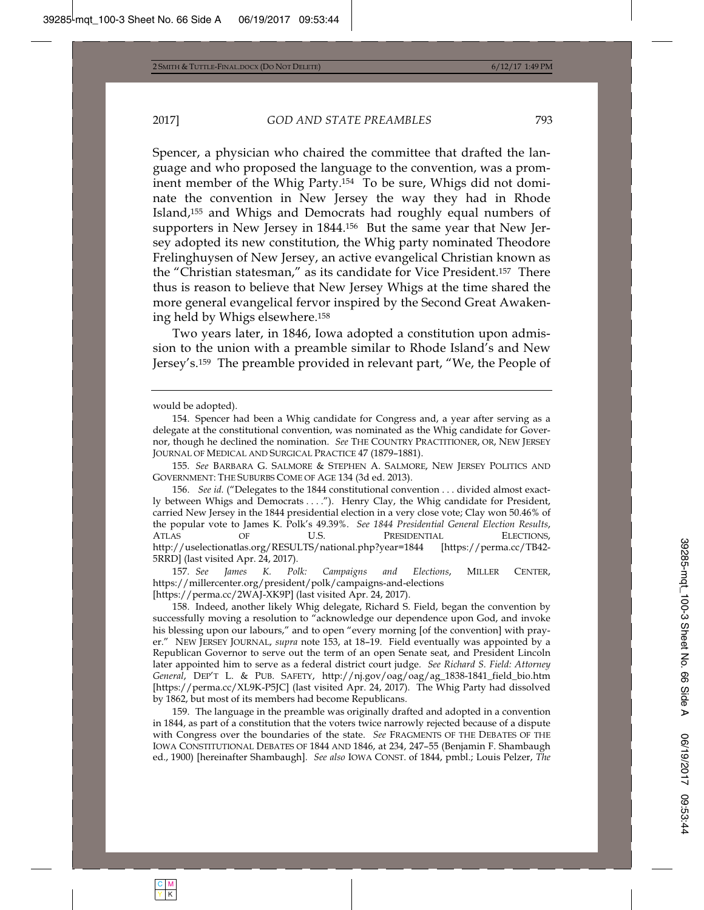Spencer, a physician who chaired the committee that drafted the language and who proposed the language to the convention, was a prominent member of the Whig Party.[154] To be sure, Whigs did not dominate the convention in New Jersey the way they had in Rhode Island,[155] and Whigs and Democrats had roughly equal numbers of supporters in New Jersey in 1844.[156] But the same year that New Jersey adopted its new constitution, the Whig party nominated Theodore Frelinghuysen of New Jersey, an active evangelical Christian known as the "Christian statesman," as its candidate for Vice President.[157] There thus is reason to believe that New Jersey Whigs at the time shared the more general evangelical fervor inspired by the Second Great Awakening held by Whigs elsewhere.[158]

Two years later, in 1846, Iowa adopted a constitution upon admission to the union with a preamble similar to Rhode Island's and New Jersey's.[159] The preamble provided in relevant part, "We, the People of

---

would be adopted).

154. Spencer had been a Whig candidate for Congress and, a year after serving as a delegate at the constitutional convention, was nominated as the Whig candidate for Governor, though he declined the nomination. *See* THE COUNTRY PRACTITIONER, OR, NEW JERSEY JOURNAL OF MEDICAL AND SURGICAL PRACTICE 47 (1879–1881).

155. *See* BARBARA G. SALMORE & STEPHEN A. SALMORE, NEW JERSEY POLITICS AND GOVERNMENT: THE SUBURBS COME OF AGE 134 (3d ed. 2013).

156. *See id.* ("Delegates to the 1844 constitutional convention . . . divided almost exactly between Whigs and Democrats . . . ."). Henry Clay, the Whig candidate for President, carried New Jersey in the 1844 presidential election in a very close vote; Clay won 50.46% of the popular vote to James K. Polk's 49.39%. *See 1844 Presidential General Election Results*, ATLAS OF U.S. PRESIDENTIAL ELECTIONS, http://uselectionatlas.org/RESULTS/national.php?year=1844 [https://perma.cc/TB42-5RRD] (last visited Apr. 24, 2017).

157. *See James K. Polk: Campaigns and Elections*, MILLER CENTER, https://millercenter.org/president/polk/campaigns-and-elections [https://perma.cc/2WAJ-XK9P] (last visited Apr. 24, 2017).

158. Indeed, another likely Whig delegate, Richard S. Field, began the convention by successfully moving a resolution to "acknowledge our dependence upon God, and invoke his blessing upon our labours," and to open "every morning [of the convention] with prayer." NEW JERSEY JOURNAL, *supra* note 153, at 18–19. Field eventually was appointed by a Republican Governor to serve out the term of an open Senate seat, and President Lincoln later appointed him to serve as a federal district court judge. *See Richard S. Field: Attorney General*, DEP'T L. & PUB. SAFETY, http://nj.gov/oag/oag/ag_1838-1841_field_bio.htm [https://perma.cc/XL9K-P5JC] (last visited Apr. 24, 2017). The Whig Party had dissolved by 1862, but most of its members had become Republicans.

159. The language in the preamble was originally drafted and adopted in a convention in 1844, as part of a constitution that the voters twice narrowly rejected because of a dispute with Congress over the boundaries of the state. *See* FRAGMENTS OF THE DEBATES OF THE IOWA CONSTITUTIONAL DEBATES OF 1844 AND 1846, at 234, 247–55 (Benjamin F. Shambaugh ed., 1900) [hereinafter Shambaugh]. *See also* IOWA CONST. of 1844, pmbl.; Louis Pelzer, *The*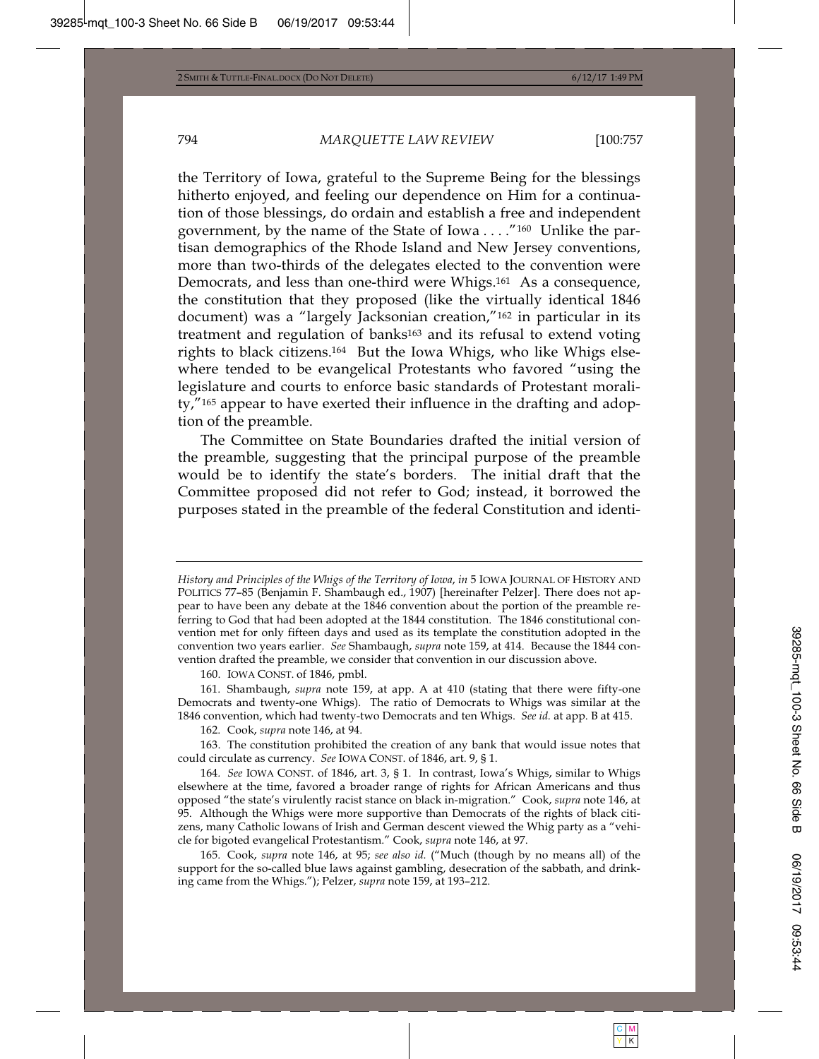the Territory of Iowa, grateful to the Supreme Being for the blessings hitherto enjoyed, and feeling our dependence on Him for a continuation of those blessings, do ordain and establish a free and independent government, by the name of the State of Iowa . . . ."[160] Unlike the partisan demographics of the Rhode Island and New Jersey conventions, more than two-thirds of the delegates elected to the convention were Democrats, and less than one-third were Whigs.[161] As a consequence, the constitution that they proposed (like the virtually identical 1846 document) was a "largely Jacksonian creation,"[162] in particular in its treatment and regulation of banks[163] and its refusal to extend voting rights to black citizens.[164] But the Iowa Whigs, who like Whigs elsewhere tended to be evangelical Protestants who favored "using the legislature and courts to enforce basic standards of Protestant morality,"[165] appear to have exerted their influence in the drafting and adoption of the preamble.

The Committee on State Boundaries drafted the initial version of the preamble, suggesting that the principal purpose of the preamble would be to identify the state's borders. The initial draft that the Committee proposed did not refer to God; instead, it borrowed the purposes stated in the preamble of the federal Constitution and identi-

---

*History and Principles of the Whigs of the Territory of Iowa*, *in* 5 IOWA JOURNAL OF HISTORY AND POLITICS 77–85 (Benjamin F. Shambaugh ed., 1907) [hereinafter Pelzer]. There does not appear to have been any debate at the 1846 convention about the portion of the preamble referring to God that had been adopted at the 1844 constitution. The 1846 constitutional convention met for only fifteen days and used as its template the constitution adopted in the convention two years earlier. *See* Shambaugh, *supra* note 159, at 414. Because the 1844 convention drafted the preamble, we consider that convention in our discussion above.

160. IOWA CONST. of 1846, pmbl.

161. Shambaugh, *supra* note 159, at app. A at 410 (stating that there were fifty-one Democrats and twenty-one Whigs). The ratio of Democrats to Whigs was similar at the 1846 convention, which had twenty-two Democrats and ten Whigs. *See id.* at app. B at 415.

162. Cook, *supra* note 146, at 94.

163. The constitution prohibited the creation of any bank that would issue notes that could circulate as currency. *See* IOWA CONST. of 1846, art. 9, § 1.

164. *See* IOWA CONST. of 1846, art. 3, § 1. In contrast, Iowa's Whigs, similar to Whigs elsewhere at the time, favored a broader range of rights for African Americans and thus opposed "the state's virulently racist stance on black in-migration." Cook, *supra* note 146, at 95. Although the Whigs were more supportive than Democrats of the rights of black citizens, many Catholic Iowans of Irish and German descent viewed the Whig party as a "vehicle for bigoted evangelical Protestantism." Cook, *supra* note 146, at 97.

165. Cook, *supra* note 146, at 95; *see also id.* ("Much (though by no means all) of the support for the so-called blue laws against gambling, desecration of the sabbath, and drinking came from the Whigs."); Pelzer, *supra* note 159, at 193–212.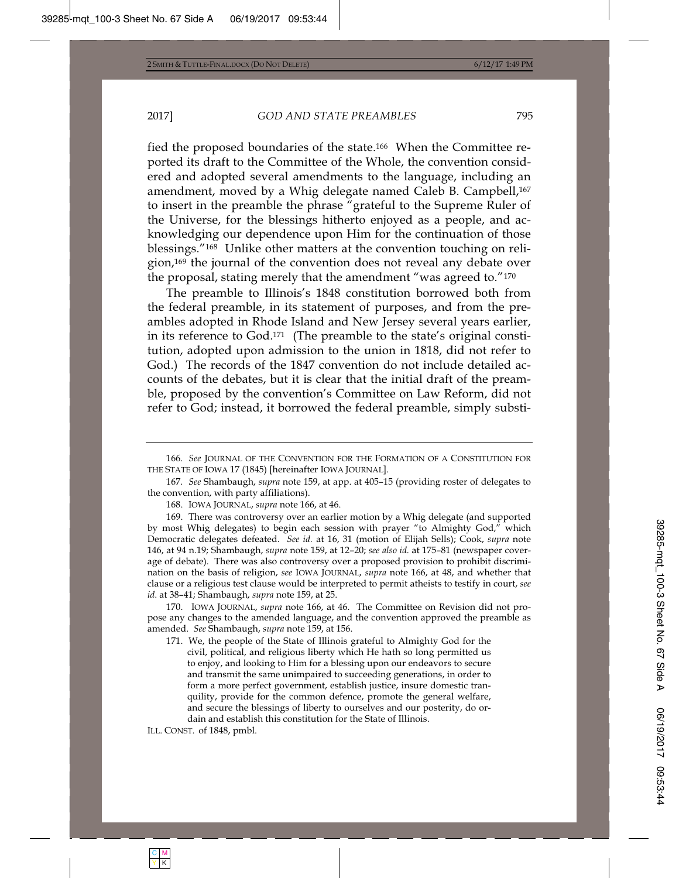fied the proposed boundaries of the state.[166] When the Committee reported its draft to the Committee of the Whole, the convention considered and adopted several amendments to the language, including an amendment, moved by a Whig delegate named Caleb B. Campbell,[167] to insert in the preamble the phrase "grateful to the Supreme Ruler of the Universe, for the blessings hitherto enjoyed as a people, and acknowledging our dependence upon Him for the continuation of those blessings."[168] Unlike other matters at the convention touching on religion,[169] the journal of the convention does not reveal any debate over the proposal, stating merely that the amendment "was agreed to."[170]

The preamble to Illinois's 1848 constitution borrowed both from the federal preamble, in its statement of purposes, and from the preambles adopted in Rhode Island and New Jersey several years earlier, in its reference to God.[171] (The preamble to the state's original constitution, adopted upon admission to the union in 1818, did not refer to God.) The records of the 1847 convention do not include detailed accounts of the debates, but it is clear that the initial draft of the preamble, proposed by the convention's Committee on Law Reform, did not refer to God; instead, it borrowed the federal preamble, simply substi-

---

166. *See* JOURNAL OF THE CONVENTION FOR THE FORMATION OF A CONSTITUTION FOR THE STATE OF IOWA 17 (1845) [hereinafter IOWA JOURNAL].

167. *See* Shambaugh, *supra* note 159, at app. at 405–15 (providing roster of delegates to the convention, with party affiliations).

168. IOWA JOURNAL, *supra* note 166, at 46.

169. There was controversy over an earlier motion by a Whig delegate (and supported by most Whig delegates) to begin each session with prayer "to Almighty God," which Democratic delegates defeated. *See id.* at 16, 31 (motion of Elijah Sells); Cook, *supra* note 146, at 94 n.19; Shambaugh, *supra* note 159, at 12–20; *see also id.* at 175–81 (newspaper coverage of debate). There was also controversy over a proposed provision to prohibit discrimination on the basis of religion, *see* IOWA JOURNAL, *supra* note 166, at 48, and whether that clause or a religious test clause would be interpreted to permit atheists to testify in court, *see id.* at 38–41; Shambaugh, *supra* note 159, at 25.

170. IOWA JOURNAL, *supra* note 166, at 46. The Committee on Revision did not propose any changes to the amended language, and the convention approved the preamble as amended. *See* Shambaugh, *supra* note 159, at 156.

171. We, the people of the State of Illinois grateful to Almighty God for the civil, political, and religious liberty which He hath so long permitted us to enjoy, and looking to Him for a blessing upon our endeavors to secure and transmit the same unimpaired to succeeding generations, in order to form a more perfect government, establish justice, insure domestic tranquility, provide for the common defence, promote the general welfare, and secure the blessings of liberty to ourselves and our posterity, do ordain and establish this constitution for the State of Illinois.

ILL. CONST. of 1848, pmbl.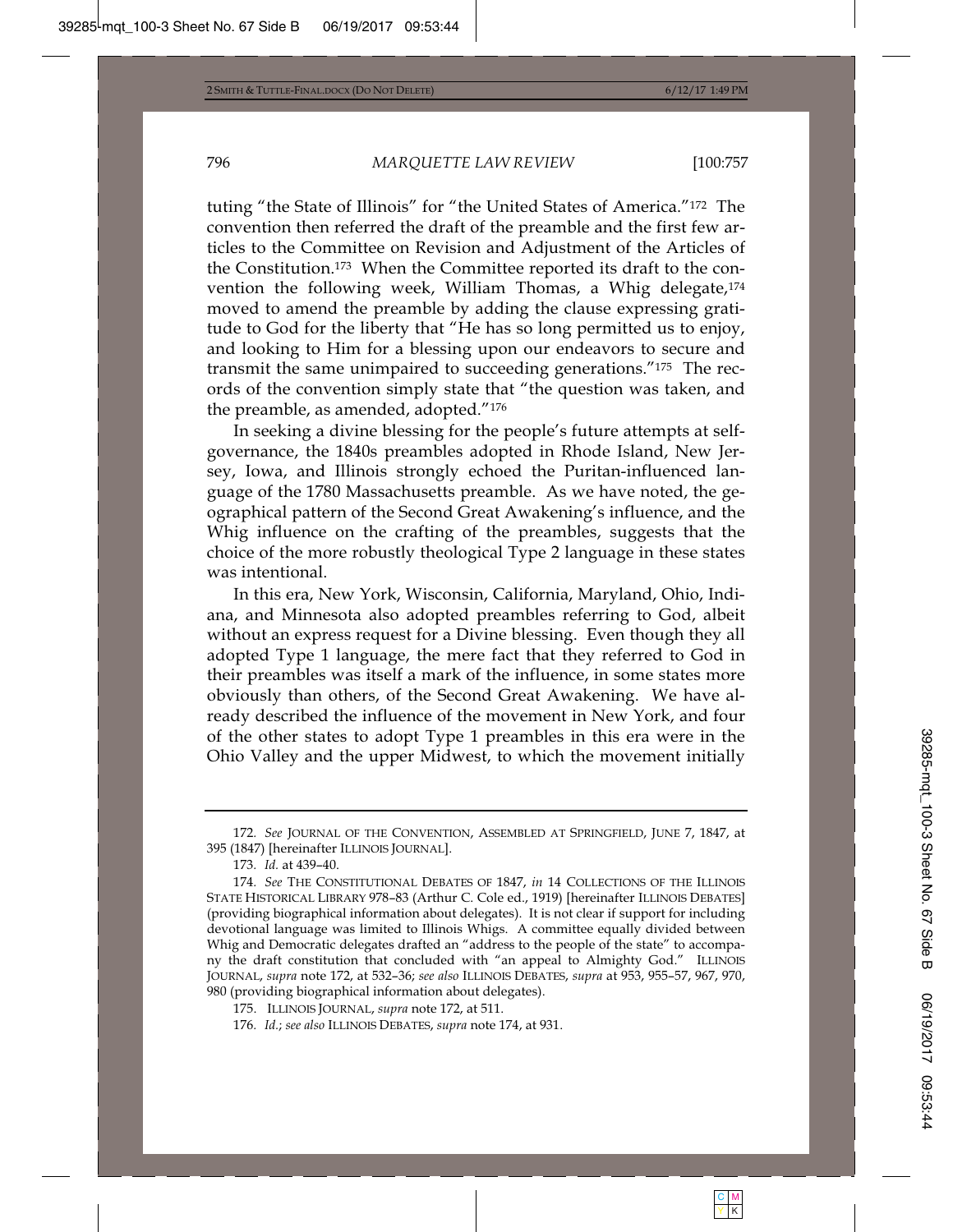tuting "the State of Illinois" for "the United States of America."[172] The convention then referred the draft of the preamble and the first few articles to the Committee on Revision and Adjustment of the Articles of the Constitution.[173] When the Committee reported its draft to the convention the following week, William Thomas, a Whig delegate,[174] moved to amend the preamble by adding the clause expressing gratitude to God for the liberty that "He has so long permitted us to enjoy, and looking to Him for a blessing upon our endeavors to secure and transmit the same unimpaired to succeeding generations."[175] The records of the convention simply state that "the question was taken, and the preamble, as amended, adopted."[176]

In seeking a divine blessing for the people's future attempts at self-governance, the 1840s preambles adopted in Rhode Island, New Jersey, Iowa, and Illinois strongly echoed the Puritan-influenced language of the 1780 Massachusetts preamble. As we have noted, the geographical pattern of the Second Great Awakening's influence, and the Whig influence on the crafting of the preambles, suggests that the choice of the more robustly theological Type 2 language in these states was intentional.

In this era, New York, Wisconsin, California, Maryland, Ohio, Indiana, and Minnesota also adopted preambles referring to God, albeit without an express request for a Divine blessing. Even though they all adopted Type 1 language, the mere fact that they referred to God in their preambles was itself a mark of the influence, in some states more obviously than others, of the Second Great Awakening. We have already described the influence of the movement in New York, and four of the other states to adopt Type 1 preambles in this era were in the Ohio Valley and the upper Midwest, to which the movement initially

---

172. *See* JOURNAL OF THE CONVENTION, ASSEMBLED AT SPRINGFIELD, JUNE 7, 1847, at 395 (1847) [hereinafter ILLINOIS JOURNAL].

173. *Id.* at 439–40.

174. *See* THE CONSTITUTIONAL DEBATES OF 1847, *in* 14 COLLECTIONS OF THE ILLINOIS STATE HISTORICAL LIBRARY 978–83 (Arthur C. Cole ed., 1919) [hereinafter ILLINOIS DEBATES] (providing biographical information about delegates). It is not clear if support for including devotional language was limited to Illinois Whigs. A committee equally divided between Whig and Democratic delegates drafted an "address to the people of the state" to accompany the draft constitution that concluded with "an appeal to Almighty God." ILLINOIS JOURNAL, *supra* note 172, at 532–36; *see also* ILLINOIS DEBATES, *supra* at 953, 955–57, 967, 970, 980 (providing biographical information about delegates).

175. ILLINOIS JOURNAL, *supra* note 172, at 511.

176. *Id.*; *see also* ILLINOIS DEBATES, *supra* note 174, at 931.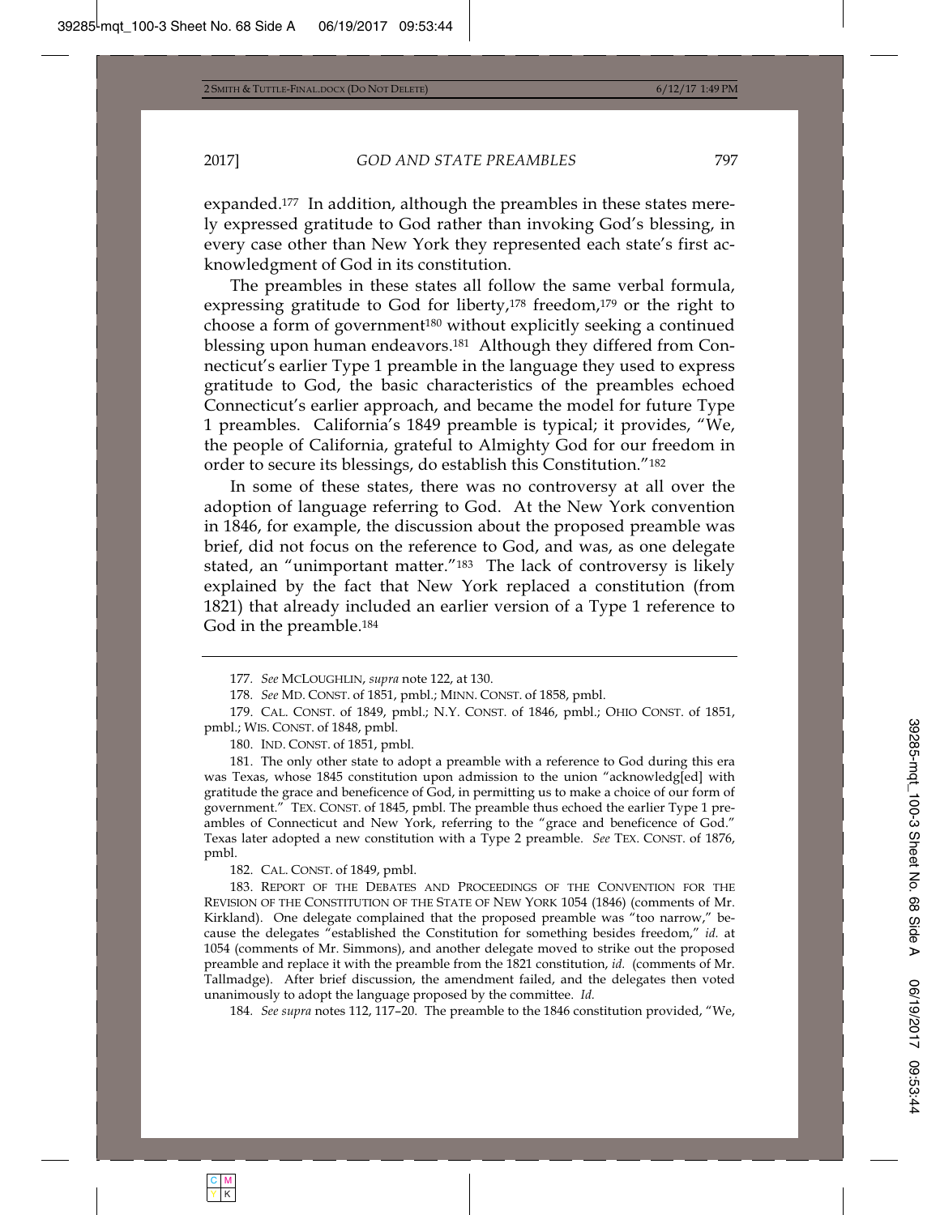expanded.[177] In addition, although the preambles in these states merely expressed gratitude to God rather than invoking God's blessing, in every case other than New York they represented each state's first acknowledgment of God in its constitution.

The preambles in these states all follow the same verbal formula, expressing gratitude to God for liberty,[178] freedom,[179] or the right to choose a form of government[180] without explicitly seeking a continued blessing upon human endeavors.[181] Although they differed from Connecticut's earlier Type 1 preamble in the language they used to express gratitude to God, the basic characteristics of the preambles echoed Connecticut's earlier approach, and became the model for future Type 1 preambles. California's 1849 preamble is typical; it provides, "We, the people of California, grateful to Almighty God for our freedom in order to secure its blessings, do establish this Constitution."[182]

In some of these states, there was no controversy at all over the adoption of language referring to God. At the New York convention in 1846, for example, the discussion about the proposed preamble was brief, did not focus on the reference to God, and was, as one delegate stated, an "unimportant matter."[183] The lack of controversy is likely explained by the fact that New York replaced a constitution (from 1821) that already included an earlier version of a Type 1 reference to God in the preamble.[184]

---

177. *See* MCLOUGHLIN, *supra* note 122, at 130.

178. *See* MD. CONST. of 1851, pmbl.; MINN. CONST. of 1858, pmbl.

179. CAL. CONST. of 1849, pmbl.; N.Y. CONST. of 1846, pmbl.; OHIO CONST. of 1851, pmbl.; WIS. CONST. of 1848, pmbl.

180. IND. CONST. of 1851, pmbl.

181. The only other state to adopt a preamble with a reference to God during this era was Texas, whose 1845 constitution upon admission to the union "acknowledg[ed] with gratitude the grace and beneficence of God, in permitting us to make a choice of our form of government." TEX. CONST. of 1845, pmbl. The preamble thus echoed the earlier Type 1 preambles of Connecticut and New York, referring to the "grace and beneficence of God." Texas later adopted a new constitution with a Type 2 preamble. *See* TEX. CONST. of 1876, pmbl.

182. CAL. CONST. of 1849, pmbl.

183. REPORT OF THE DEBATES AND PROCEEDINGS OF THE CONVENTION FOR THE REVISION OF THE CONSTITUTION OF THE STATE OF NEW YORK 1054 (1846) (comments of Mr. Kirkland). One delegate complained that the proposed preamble was "too narrow," because the delegates "established the Constitution for something besides freedom," *id.* at 1054 (comments of Mr. Simmons), and another delegate moved to strike out the proposed preamble and replace it with the preamble from the 1821 constitution, *id.* (comments of Mr. Tallmadge). After brief discussion, the amendment failed, and the delegates then voted unanimously to adopt the language proposed by the committee. *Id.*

184. *See supra* notes 112, 117–20. The preamble to the 1846 constitution provided, "We,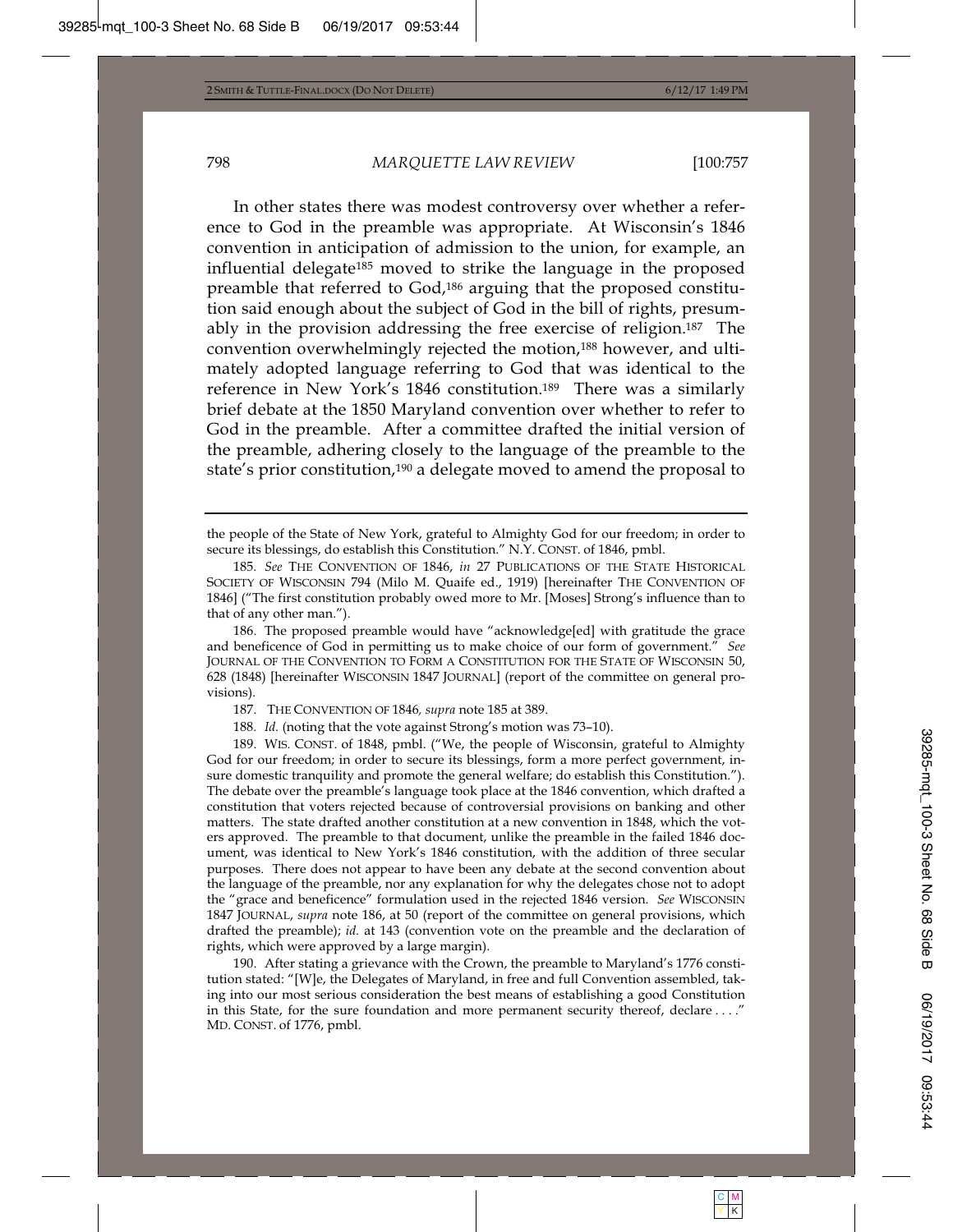In other states there was modest controversy over whether a reference to God in the preamble was appropriate. At Wisconsin's 1846 convention in anticipation of admission to the union, for example, an influential delegate[185] moved to strike the language in the proposed preamble that referred to God,[186] arguing that the proposed constitution said enough about the subject of God in the bill of rights, presumably in the provision addressing the free exercise of religion.[187] The convention overwhelmingly rejected the motion,[188] however, and ultimately adopted language referring to God that was identical to the reference in New York's 1846 constitution.[189] There was a similarly brief debate at the 1850 Maryland convention over whether to refer to God in the preamble. After a committee drafted the initial version of the preamble, adhering closely to the language of the preamble to the state's prior constitution,[190] a delegate moved to amend the proposal to

---

the people of the State of New York, grateful to Almighty God for our freedom; in order to secure its blessings, do establish this Constitution." N.Y. CONST. of 1846, pmbl.

185. *See* THE CONVENTION OF 1846, *in* 27 PUBLICATIONS OF THE STATE HISTORICAL SOCIETY OF WISCONSIN 794 (Milo M. Quaife ed., 1919) [hereinafter THE CONVENTION OF 1846] ("The first constitution probably owed more to Mr. [Moses] Strong's influence than to that of any other man.").

186. The proposed preamble would have "acknowledge[ed] with gratitude the grace and beneficence of God in permitting us to make choice of our form of government." *See* JOURNAL OF THE CONVENTION TO FORM A CONSTITUTION FOR THE STATE OF WISCONSIN 50, 628 (1848) [hereinafter WISCONSIN 1847 JOURNAL] (report of the committee on general provisions).

187. THE CONVENTION OF 1846, *supra* note 185 at 389.

188. *Id.* (noting that the vote against Strong's motion was 73–10).

189. WIS. CONST. of 1848, pmbl. ("We, the people of Wisconsin, grateful to Almighty God for our freedom; in order to secure its blessings, form a more perfect government, insure domestic tranquility and promote the general welfare; do establish this Constitution."). The debate over the preamble's language took place at the 1846 convention, which drafted a constitution that voters rejected because of controversial provisions on banking and other matters. The state drafted another constitution at a new convention in 1848, which the voters approved. The preamble to that document, unlike the preamble in the failed 1846 document, was identical to New York's 1846 constitution, with the addition of three secular purposes. There does not appear to have been any debate at the second convention about the language of the preamble, nor any explanation for why the delegates chose not to adopt the "grace and beneficence" formulation used in the rejected 1846 version. *See* WISCONSIN 1847 JOURNAL, *supra* note 186, at 50 (report of the committee on general provisions, which drafted the preamble); *id.* at 143 (convention vote on the preamble and the declaration of rights, which were approved by a large margin).

190. After stating a grievance with the Crown, the preamble to Maryland's 1776 constitution stated: "[W]e, the Delegates of Maryland, in free and full Convention assembled, taking into our most serious consideration the best means of establishing a good Constitution in this State, for the sure foundation and more permanent security thereof, declare . . . ." MD. CONST. of 1776, pmbl.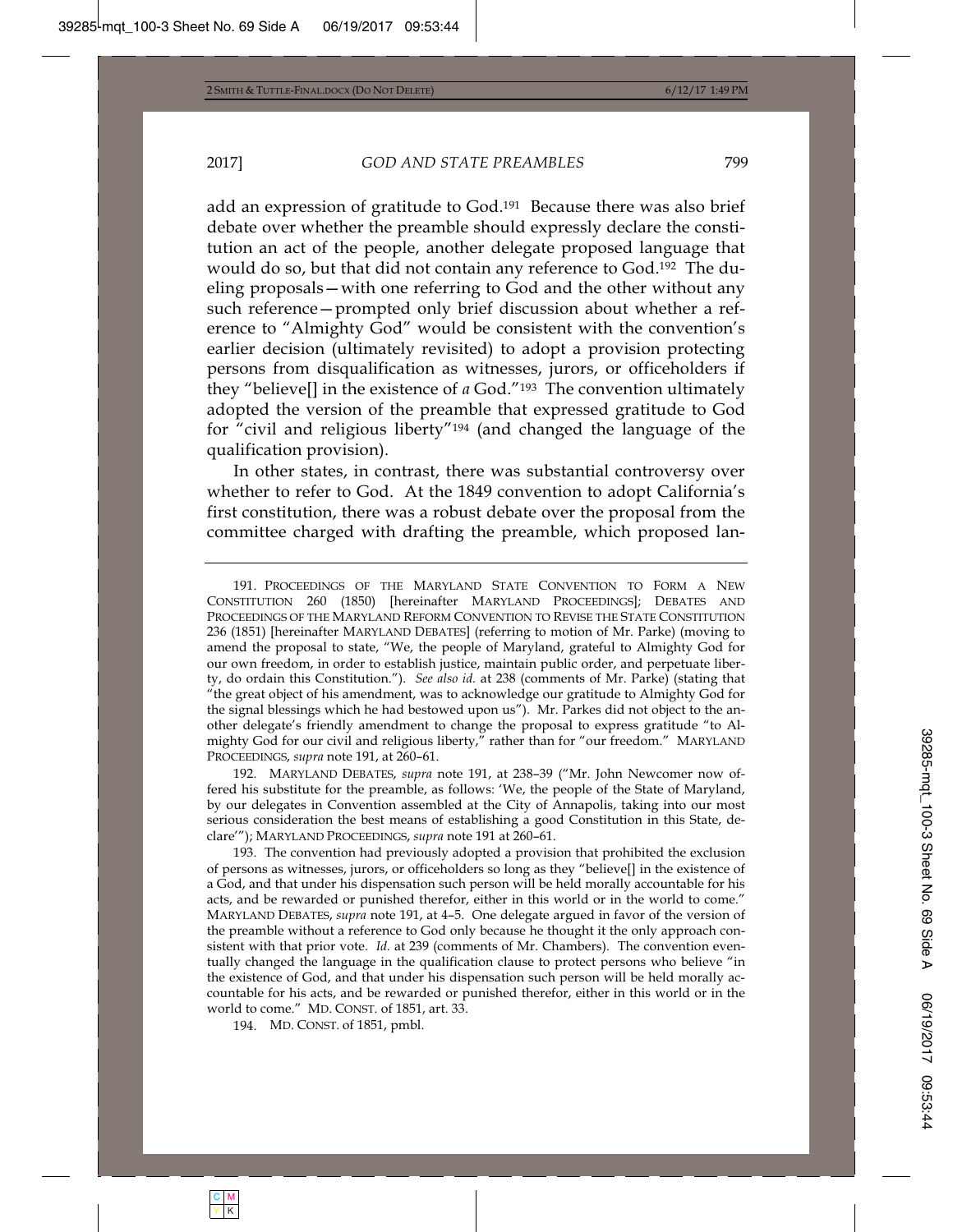add an expression of gratitude to God.[191] Because there was also brief debate over whether the preamble should expressly declare the constitution an act of the people, another delegate proposed language that would do so, but that did not contain any reference to God.[192] The dueling proposals—with one referring to God and the other without any such reference—prompted only brief discussion about whether a reference to "Almighty God" would be consistent with the convention's earlier decision (ultimately revisited) to adopt a provision protecting persons from disqualification as witnesses, jurors, or officeholders if they "believe[] in the existence of *a* God."[193] The convention ultimately adopted the version of the preamble that expressed gratitude to God for "civil and religious liberty"[194] (and changed the language of the qualification provision).

In other states, in contrast, there was substantial controversy over whether to refer to God. At the 1849 convention to adopt California's first constitution, there was a robust debate over the proposal from the committee charged with drafting the preamble, which proposed lan-

---

191. PROCEEDINGS OF THE MARYLAND STATE CONVENTION TO FORM A NEW CONSTITUTION 260 (1850) [hereinafter MARYLAND PROCEEDINGS]; DEBATES AND PROCEEDINGS OF THE MARYLAND REFORM CONVENTION TO REVISE THE STATE CONSTITUTION 236 (1851) [hereinafter MARYLAND DEBATES] (referring to motion of Mr. Parke) (moving to amend the proposal to state, "We, the people of Maryland, grateful to Almighty God for our own freedom, in order to establish justice, maintain public order, and perpetuate liberty, do ordain this Constitution."). *See also id.* at 238 (comments of Mr. Parke) (stating that "the great object of his amendment, was to acknowledge our gratitude to Almighty God for the signal blessings which he had bestowed upon us"). Mr. Parkes did not object to the another delegate's friendly amendment to change the proposal to express gratitude "to Almighty God for our civil and religious liberty," rather than for "our freedom." MARYLAND PROCEEDINGS, *supra* note 191, at 260–61.

192. MARYLAND DEBATES, *supra* note 191, at 238–39 ("Mr. John Newcomer now offered his substitute for the preamble, as follows: 'We, the people of the State of Maryland, by our delegates in Convention assembled at the City of Annapolis, taking into our most serious consideration the best means of establishing a good Constitution in this State, declare'"); MARYLAND PROCEEDINGS, *supra* note 191 at 260–61.

193. The convention had previously adopted a provision that prohibited the exclusion of persons as witnesses, jurors, or officeholders so long as they "believe[] in the existence of a God, and that under his dispensation such person will be held morally accountable for his acts, and be rewarded or punished therefor, either in this world or in the world to come." MARYLAND DEBATES, *supra* note 191, at 4–5. One delegate argued in favor of the version of the preamble without a reference to God only because he thought it the only approach consistent with that prior vote. *Id.* at 239 (comments of Mr. Chambers). The convention eventually changed the language in the qualification clause to protect persons who believe "in the existence of God, and that under his dispensation such person will be held morally accountable for his acts, and be rewarded or punished therefor, either in this world or in the world to come." MD. CONST. of 1851, art. 33.

194. MD. CONST. of 1851, pmbl.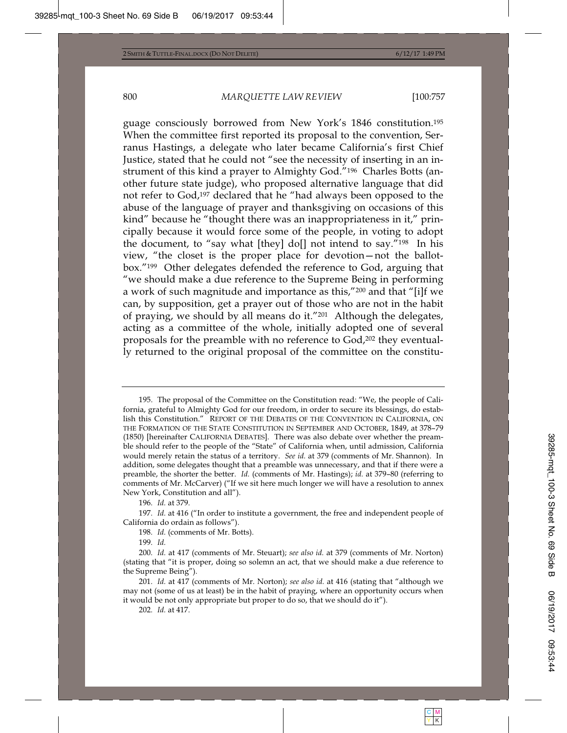guage consciously borrowed from New York's 1846 constitution.[195] When the committee first reported its proposal to the convention, Serranus Hastings, a delegate who later became California's first Chief Justice, stated that he could not "see the necessity of inserting in an instrument of this kind a prayer to Almighty God."[196] Charles Botts (another future state judge), who proposed alternative language that did not refer to God,[197] declared that he "had always been opposed to the abuse of the language of prayer and thanksgiving on occasions of this kind" because he "thought there was an inappropriateness in it," principally because it would force some of the people, in voting to adopt the document, to "say what [they] do[] not intend to say."[198] In his view, "the closet is the proper place for devotion—not the ballot-box."[199] Other delegates defended the reference to God, arguing that "we should make a due reference to the Supreme Being in performing a work of such magnitude and importance as this,"[200] and that "[i]f we can, by supposition, get a prayer out of those who are not in the habit of praying, we should by all means do it."[201] Although the delegates, acting as a committee of the whole, initially adopted one of several proposals for the preamble with no reference to God,[202] they eventually returned to the original proposal of the committee on the constitu-

---

195. The proposal of the Committee on the Constitution read: "We, the people of California, grateful to Almighty God for our freedom, in order to secure its blessings, do establish this Constitution." REPORT OF THE DEBATES OF THE CONVENTION IN CALIFORNIA, ON THE FORMATION OF THE STATE CONSTITUTION IN SEPTEMBER AND OCTOBER, 1849, at 378–79 (1850) [hereinafter CALIFORNIA DEBATES]. There was also debate over whether the preamble should refer to the people of the "State" of California when, until admission, California would merely retain the status of a territory. *See id.* at 379 (comments of Mr. Shannon). In addition, some delegates thought that a preamble was unnecessary, and that if there were a preamble, the shorter the better. *Id.* (comments of Mr. Hastings); *id.* at 379–80 (referring to comments of Mr. McCarver) ("If we sit here much longer we will have a resolution to annex New York, Constitution and all").

196. *Id.* at 379.

197. *Id.* at 416 ("In order to institute a government, the free and independent people of California do ordain as follows").

198. *Id.* (comments of Mr. Botts).

199. *Id.*

200. *Id.* at 417 (comments of Mr. Steuart); *see also id.* at 379 (comments of Mr. Norton) (stating that "it is proper, doing so solemn an act, that we should make a due reference to the Supreme Being").

201. *Id.* at 417 (comments of Mr. Norton); *see also id.* at 416 (stating that "although we may not (some of us at least) be in the habit of praying, where an opportunity occurs when it would be not only appropriate but proper to do so, that we should do it").

202. *Id.* at 417.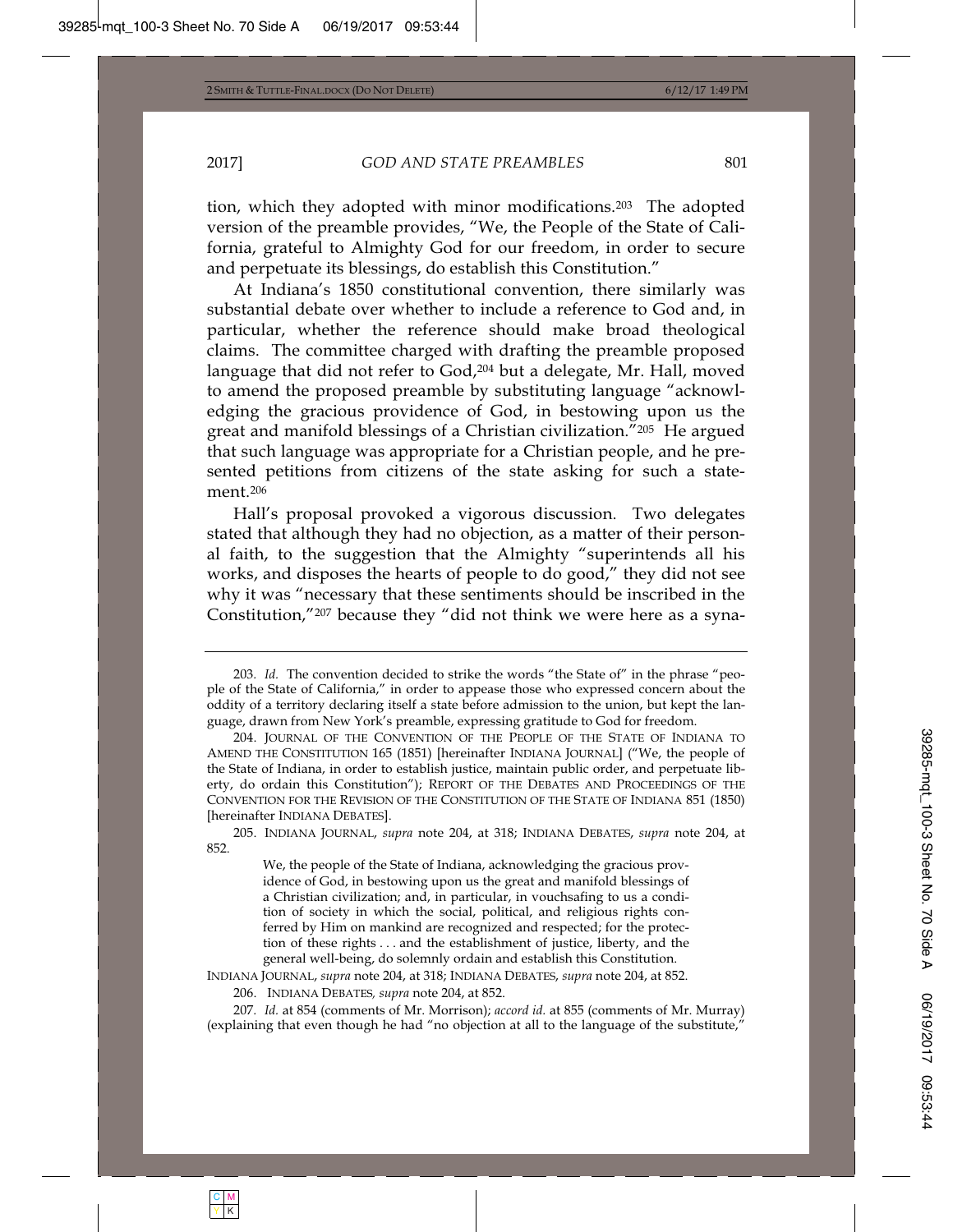tion, which they adopted with minor modifications.[203] The adopted version of the preamble provides, "We, the People of the State of California, grateful to Almighty God for our freedom, in order to secure and perpetuate its blessings, do establish this Constitution."

At Indiana's 1850 constitutional convention, there similarly was substantial debate over whether to include a reference to God and, in particular, whether the reference should make broad theological claims. The committee charged with drafting the preamble proposed language that did not refer to God,[204] but a delegate, Mr. Hall, moved to amend the proposed preamble by substituting language "acknowledging the gracious providence of God, in bestowing upon us the great and manifold blessings of a Christian civilization."[205] He argued that such language was appropriate for a Christian people, and he presented petitions from citizens of the state asking for such a statement.[206]

Hall's proposal provoked a vigorous discussion. Two delegates stated that although they had no objection, as a matter of their personal faith, to the suggestion that the Almighty "superintends all his works, and disposes the hearts of people to do good," they did not see why it was "necessary that these sentiments should be inscribed in the Constitution,"[207] because they "did not think we were here as a syna-

---

203. *Id.* The convention decided to strike the words "the State of" in the phrase "people of the State of California," in order to appease those who expressed concern about the oddity of a territory declaring itself a state before admission to the union, but kept the language, drawn from New York's preamble, expressing gratitude to God for freedom.

204. JOURNAL OF THE CONVENTION OF THE PEOPLE OF THE STATE OF INDIANA TO AMEND THE CONSTITUTION 165 (1851) [hereinafter INDIANA JOURNAL] ("We, the people of the State of Indiana, in order to establish justice, maintain public order, and perpetuate liberty, do ordain this Constitution"); REPORT OF THE DEBATES AND PROCEEDINGS OF THE CONVENTION FOR THE REVISION OF THE CONSTITUTION OF THE STATE OF INDIANA 851 (1850) [hereinafter INDIANA DEBATES].

205. INDIANA JOURNAL, *supra* note 204, at 318; INDIANA DEBATES, *supra* note 204, at 852.

> We, the people of the State of Indiana, acknowledging the gracious providence of God, in bestowing upon us the great and manifold blessings of a Christian civilization; and, in particular, in vouchsafing to us a condition of society in which the social, political, and religious rights conferred by Him on mankind are recognized and respected; for the protection of these rights . . . and the establishment of justice, liberty, and the general well-being, do solemnly ordain and establish this Constitution.

INDIANA JOURNAL, *supra* note 204, at 318; INDIANA DEBATES, *supra* note 204, at 852.

206. INDIANA DEBATES, *supra* note 204, at 852.

207. *Id.* at 854 (comments of Mr. Morrison); *accord id.* at 855 (comments of Mr. Murray) (explaining that even though he had "no objection at all to the language of the substitute,"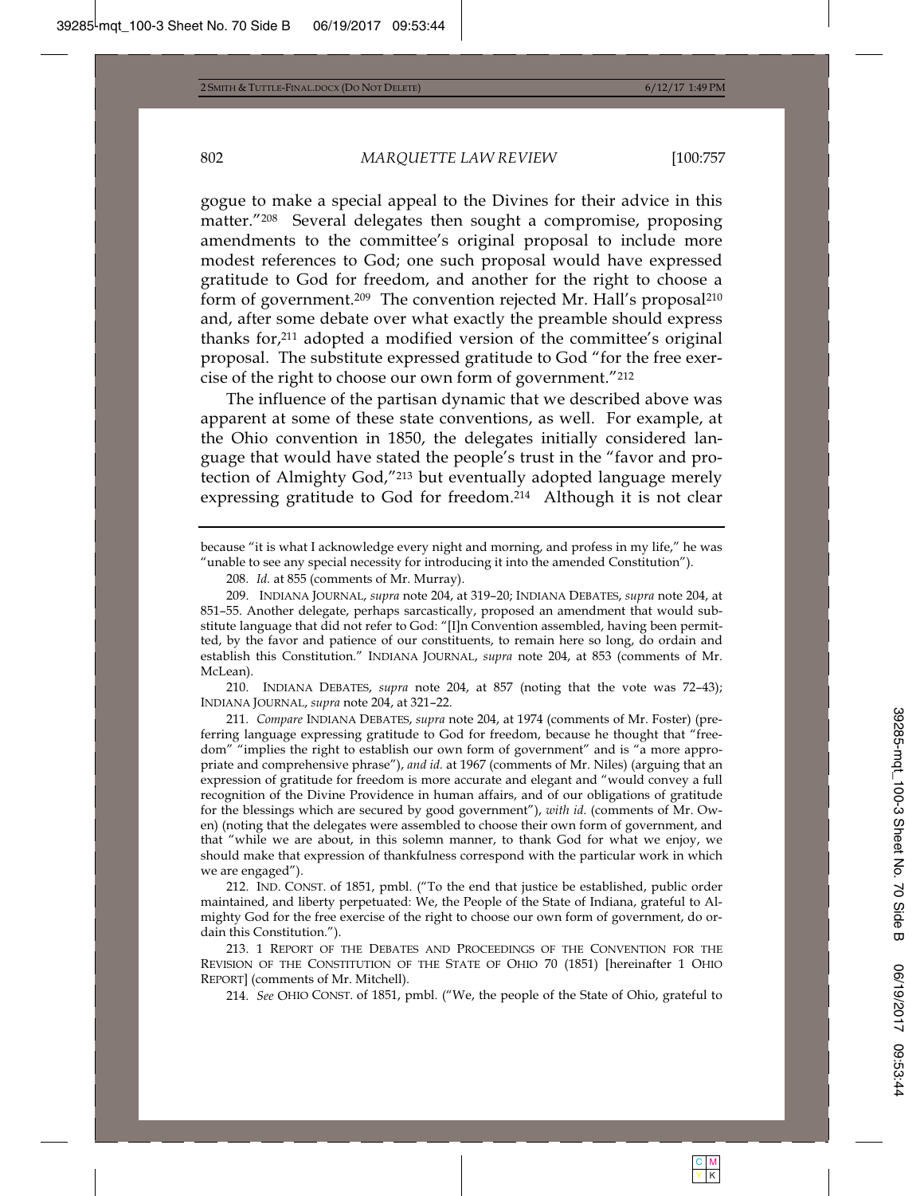gogue to make a special appeal to the Divines for their advice in this matter."[208] Several delegates then sought a compromise, proposing amendments to the committee's original proposal to include more modest references to God; one such proposal would have expressed gratitude to God for freedom, and another for the right to choose a form of government.[209] The convention rejected Mr. Hall's proposal[210] and, after some debate over what exactly the preamble should express thanks for,[211] adopted a modified version of the committee's original proposal. The substitute expressed gratitude to God "for the free exercise of the right to choose our own form of government."[212]

The influence of the partisan dynamic that we described above was apparent at some of these state conventions, as well. For example, at the Ohio convention in 1850, the delegates initially considered language that would have stated the people's trust in the "favor and protection of Almighty God,"[213] but eventually adopted language merely expressing gratitude to God for freedom.[214] Although it is not clear

---

because "it is what I acknowledge every night and morning, and profess in my life," he was "unable to see any special necessity for introducing it into the amended Constitution").

208. *Id.* at 855 (comments of Mr. Murray).

209. INDIANA JOURNAL, *supra* note 204, at 319–20; INDIANA DEBATES, *supra* note 204, at 851–55. Another delegate, perhaps sarcastically, proposed an amendment that would substitute language that did not refer to God: "[I]n Convention assembled, having been permitted, by the favor and patience of our constituents, to remain here so long, do ordain and establish this Constitution." INDIANA JOURNAL, *supra* note 204, at 853 (comments of Mr. McLean).

210. INDIANA DEBATES, *supra* note 204, at 857 (noting that the vote was 72–43); INDIANA JOURNAL, *supra* note 204, at 321–22.

211. *Compare* INDIANA DEBATES, *supra* note 204, at 1974 (comments of Mr. Foster) (preferring language expressing gratitude to God for freedom, because he thought that "freedom" "implies the right to establish our own form of government" and is "a more appropriate and comprehensive phrase"), *and id.* at 1967 (comments of Mr. Niles) (arguing that an expression of gratitude for freedom is more accurate and elegant and "would convey a full recognition of the Divine Providence in human affairs, and of our obligations of gratitude for the blessings which are secured by good government"), *with id.* (comments of Mr. Owen) (noting that the delegates were assembled to choose their own form of government, and that "while we are about, in this solemn manner, to thank God for what we enjoy, we should make that expression of thankfulness correspond with the particular work in which we are engaged").

212. IND. CONST. of 1851, pmbl. ("To the end that justice be established, public order maintained, and liberty perpetuated: We, the People of the State of Indiana, grateful to Almighty God for the free exercise of the right to choose our own form of government, do ordain this Constitution.").

213. 1 REPORT OF THE DEBATES AND PROCEEDINGS OF THE CONVENTION FOR THE REVISION OF THE CONSTITUTION OF THE STATE OF OHIO 70 (1851) [hereinafter 1 OHIO REPORT] (comments of Mr. Mitchell).

214. *See* OHIO CONST. of 1851, pmbl. ("We, the people of the State of Ohio, grateful to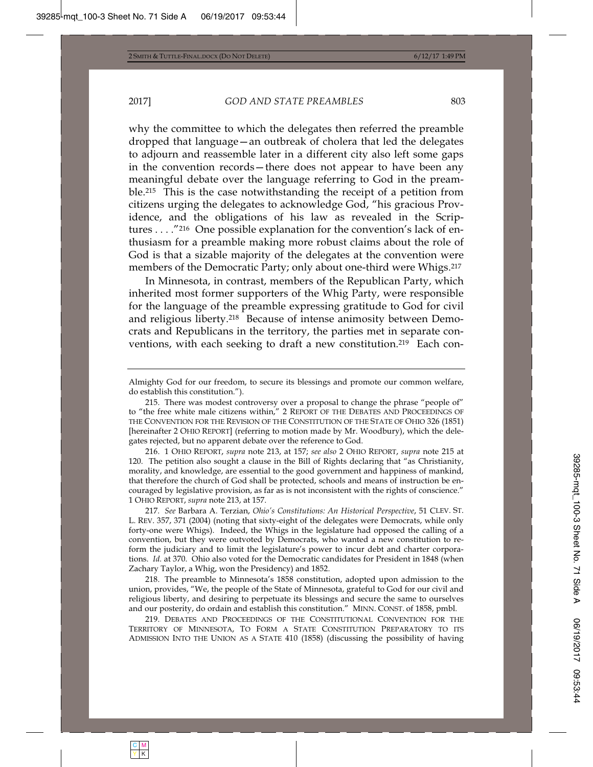why the committee to which the delegates then referred the preamble dropped that language—an outbreak of cholera that led the delegates to adjourn and reassemble later in a different city also left some gaps in the convention records—there does not appear to have been any meaningful debate over the language referring to God in the preamble.[215] This is the case notwithstanding the receipt of a petition from citizens urging the delegates to acknowledge God, "his gracious Providence, and the obligations of his law as revealed in the Scriptures . . . ."[216] One possible explanation for the convention's lack of enthusiasm for a preamble making more robust claims about the role of God is that a sizable majority of the delegates at the convention were members of the Democratic Party; only about one-third were Whigs.[217]

In Minnesota, in contrast, members of the Republican Party, which inherited most former supporters of the Whig Party, were responsible for the language of the preamble expressing gratitude to God for civil and religious liberty.[218] Because of intense animosity between Democrats and Republicans in the territory, the parties met in separate conventions, with each seeking to draft a new constitution.[219] Each con-

---

Almighty God for our freedom, to secure its blessings and promote our common welfare, do establish this constitution.").

215. There was modest controversy over a proposal to change the phrase "people of" to "the free white male citizens within," 2 REPORT OF THE DEBATES AND PROCEEDINGS OF THE CONVENTION FOR THE REVISION OF THE CONSTITUTION OF THE STATE OF OHIO 326 (1851) [hereinafter 2 OHIO REPORT] (referring to motion made by Mr. Woodbury), which the delegates rejected, but no apparent debate over the reference to God.

216. 1 OHIO REPORT, *supra* note 213, at 157; *see also* 2 OHIO REPORT, *supra* note 215 at 120. The petition also sought a clause in the Bill of Rights declaring that "as Christianity, morality, and knowledge, are essential to the good government and happiness of mankind, that therefore the church of God shall be protected, schools and means of instruction be encouraged by legislative provision, as far as is not inconsistent with the rights of conscience." 1 OHIO REPORT, *supra* note 213, at 157.

217. *See* Barbara A. Terzian, *Ohio's Constitutions: An Historical Perspective*, 51 CLEV. ST. L. REV. 357, 371 (2004) (noting that sixty-eight of the delegates were Democrats, while only forty-one were Whigs). Indeed, the Whigs in the legislature had opposed the calling of a convention, but they were outvoted by Democrats, who wanted a new constitution to reform the judiciary and to limit the legislature's power to incur debt and charter corporations. *Id.* at 370. Ohio also voted for the Democratic candidates for President in 1848 (when Zachary Taylor, a Whig, won the Presidency) and 1852.

218. The preamble to Minnesota's 1858 constitution, adopted upon admission to the union, provides, "We, the people of the State of Minnesota, grateful to God for our civil and religious liberty, and desiring to perpetuate its blessings and secure the same to ourselves and our posterity, do ordain and establish this constitution." MINN. CONST. of 1858, pmbl.

219. DEBATES AND PROCEEDINGS OF THE CONSTITUTIONAL CONVENTION FOR THE TERRITORY OF MINNESOTA, TO FORM A STATE CONSTITUTION PREPARATORY TO ITS ADMISSION INTO THE UNION AS A STATE 410 (1858) (discussing the possibility of having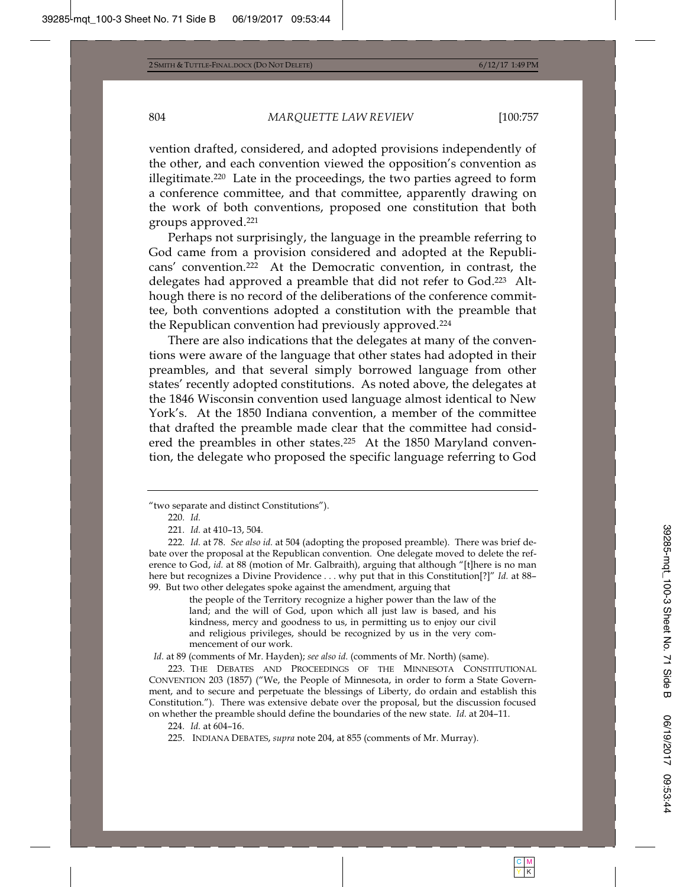vention drafted, considered, and adopted provisions independently of the other, and each convention viewed the opposition's convention as illegitimate.[220] Late in the proceedings, the two parties agreed to form a conference committee, and that committee, apparently drawing on the work of both conventions, proposed one constitution that both groups approved.[221]

Perhaps not surprisingly, the language in the preamble referring to God came from a provision considered and adopted at the Republicans' convention.[222] At the Democratic convention, in contrast, the delegates had approved a preamble that did not refer to God.[223] Although there is no record of the deliberations of the conference committee, both conventions adopted a constitution with the preamble that the Republican convention had previously approved.[224]

There are also indications that the delegates at many of the conventions were aware of the language that other states had adopted in their preambles, and that several simply borrowed language from other states' recently adopted constitutions. As noted above, the delegates at the 1846 Wisconsin convention used language almost identical to New York's. At the 1850 Indiana convention, a member of the committee that drafted the preamble made clear that the committee had considered the preambles in other states.[225] At the 1850 Maryland convention, the delegate who proposed the specific language referring to God

---

"two separate and distinct Constitutions").

220. *Id.*

221. *Id.* at 410–13, 504.

222. *Id.* at 78. *See also id.* at 504 (adopting the proposed preamble). There was brief debate over the proposal at the Republican convention. One delegate moved to delete the reference to God, *id.* at 88 (motion of Mr. Galbraith), arguing that although "[t]here is no man here but recognizes a Divine Providence . . . why put that in this Constitution[?]" *Id.* at 88–99. But two other delegates spoke against the amendment, arguing that

> the people of the Territory recognize a higher power than the law of the land; and the will of God, upon which all just law is based, and his kindness, mercy and goodness to us, in permitting us to enjoy our civil and religious privileges, should be recognized by us in the very commencement of our work.

*Id.* at 89 (comments of Mr. Hayden); *see also id.* (comments of Mr. North) (same).

223. THE DEBATES AND PROCEEDINGS OF THE MINNESOTA CONSTITUTIONAL CONVENTION 203 (1857) ("We, the People of Minnesota, in order to form a State Government, and to secure and perpetuate the blessings of Liberty, do ordain and establish this Constitution."). There was extensive debate over the proposal, but the discussion focused on whether the preamble should define the boundaries of the new state. *Id.* at 204–11.

224. *Id.* at 604–16.

225. INDIANA DEBATES, *supra* note 204, at 855 (comments of Mr. Murray).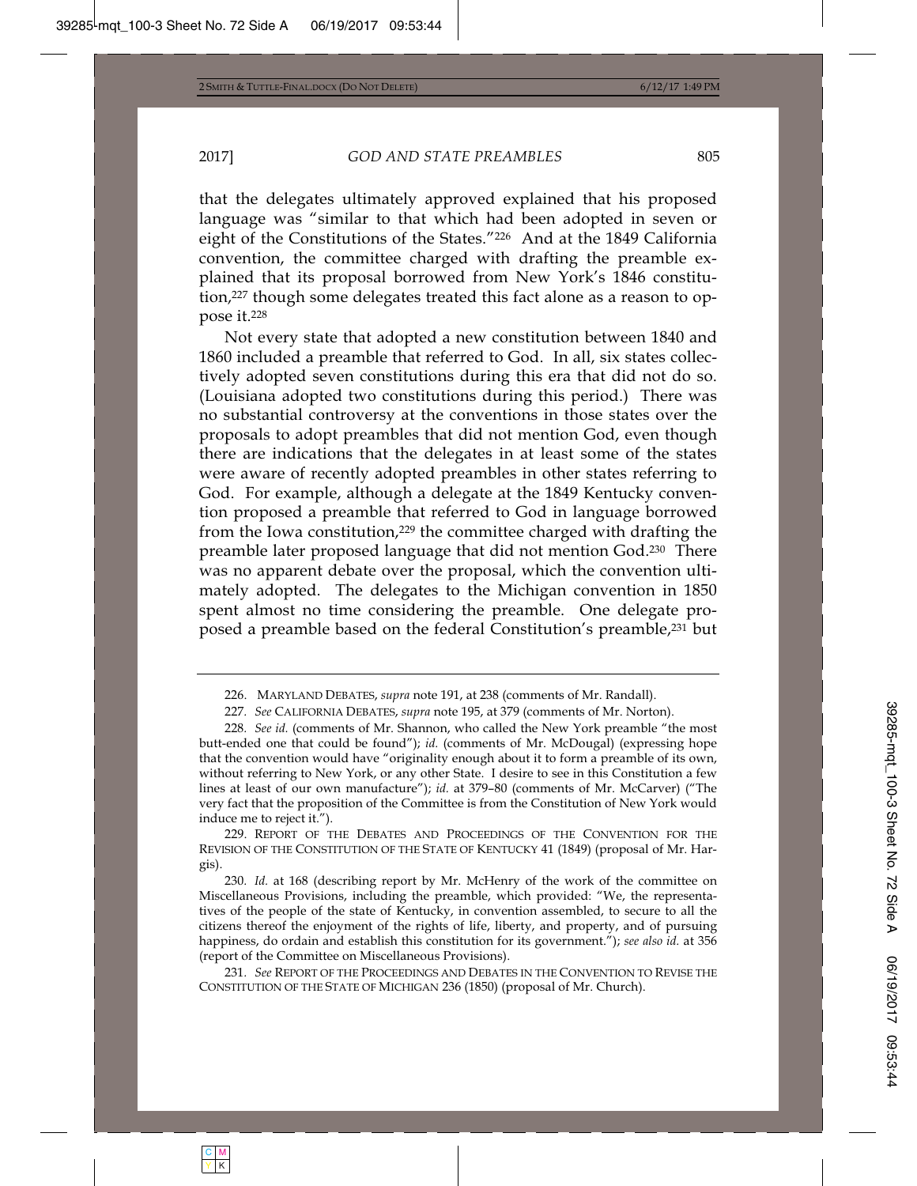that the delegates ultimately approved explained that his proposed language was "similar to that which had been adopted in seven or eight of the Constitutions of the States."[226] And at the 1849 California convention, the committee charged with drafting the preamble explained that its proposal borrowed from New York's 1846 constitution,[227] though some delegates treated this fact alone as a reason to oppose it.[228]

Not every state that adopted a new constitution between 1840 and 1860 included a preamble that referred to God. In all, six states collectively adopted seven constitutions during this era that did not do so. (Louisiana adopted two constitutions during this period.) There was no substantial controversy at the conventions in those states over the proposals to adopt preambles that did not mention God, even though there are indications that the delegates in at least some of the states were aware of recently adopted preambles in other states referring to God. For example, although a delegate at the 1849 Kentucky convention proposed a preamble that referred to God in language borrowed from the Iowa constitution,[229] the committee charged with drafting the preamble later proposed language that did not mention God.[230] There was no apparent debate over the proposal, which the convention ultimately adopted. The delegates to the Michigan convention in 1850 spent almost no time considering the preamble. One delegate proposed a preamble based on the federal Constitution's preamble,[231] but

---

226. MARYLAND DEBATES, *supra* note 191, at 238 (comments of Mr. Randall).

227. *See* CALIFORNIA DEBATES, *supra* note 195, at 379 (comments of Mr. Norton).

228. *See id.* (comments of Mr. Shannon, who called the New York preamble "the most butt-ended one that could be found"); *id.* (comments of Mr. McDougal) (expressing hope that the convention would have "originality enough about it to form a preamble of its own, without referring to New York, or any other State. I desire to see in this Constitution a few lines at least of our own manufacture"); *id.* at 379–80 (comments of Mr. McCarver) ("The very fact that the proposition of the Committee is from the Constitution of New York would induce me to reject it.").

229. REPORT OF THE DEBATES AND PROCEEDINGS OF THE CONVENTION FOR THE REVISION OF THE CONSTITUTION OF THE STATE OF KENTUCKY 41 (1849) (proposal of Mr. Hargis).

230. *Id.* at 168 (describing report by Mr. McHenry of the work of the committee on Miscellaneous Provisions, including the preamble, which provided: "We, the representatives of the people of the state of Kentucky, in convention assembled, to secure to all the citizens thereof the enjoyment of the rights of life, liberty, and property, and of pursuing happiness, do ordain and establish this constitution for its government."); *see also id.* at 356 (report of the Committee on Miscellaneous Provisions).

231. *See* REPORT OF THE PROCEEDINGS AND DEBATES IN THE CONVENTION TO REVISE THE CONSTITUTION OF THE STATE OF MICHIGAN 236 (1850) (proposal of Mr. Church).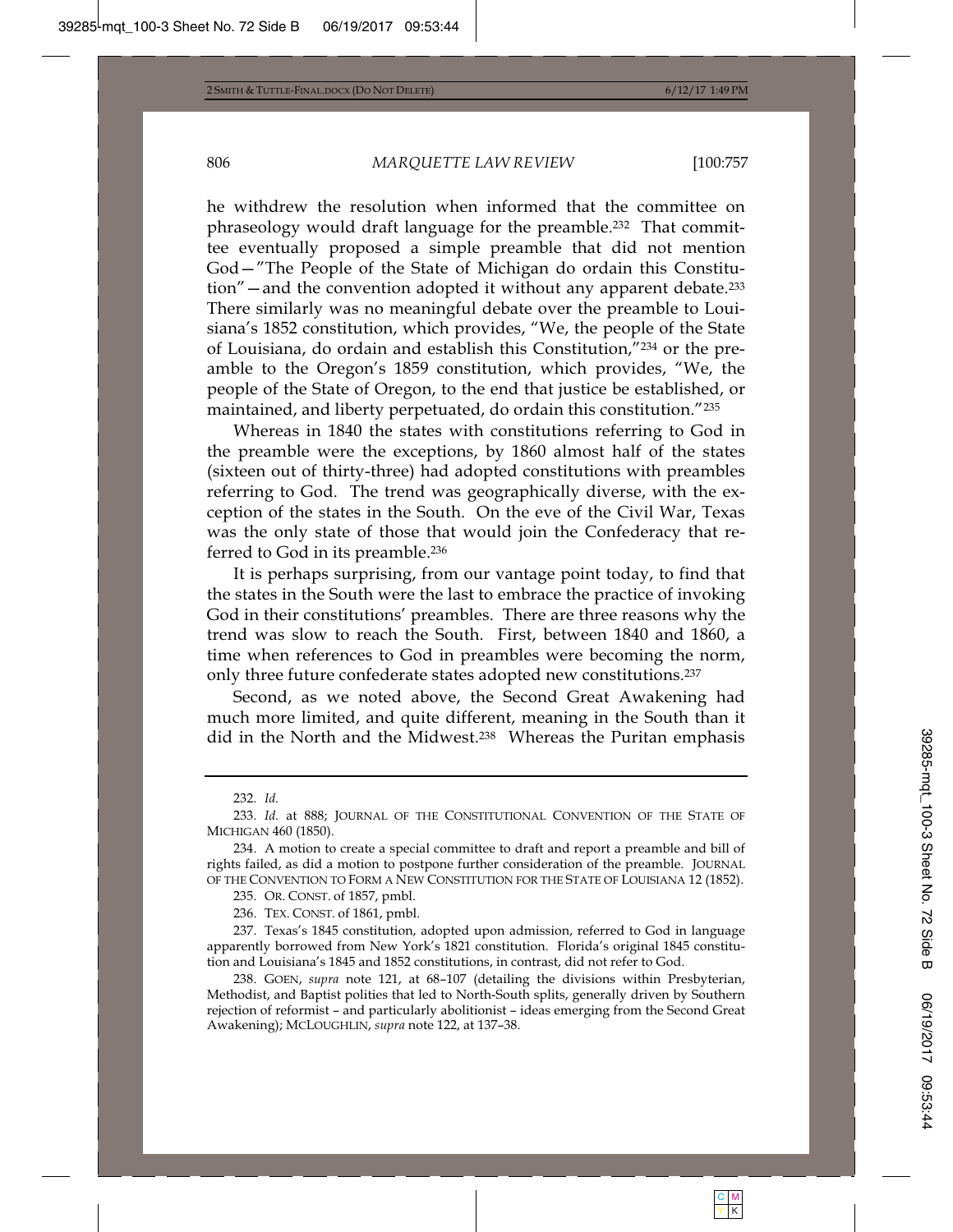he withdrew the resolution when informed that the committee on phraseology would draft language for the preamble.[232] That committee eventually proposed a simple preamble that did not mention God—"The People of the State of Michigan do ordain this Constitution"—and the convention adopted it without any apparent debate.[233] There similarly was no meaningful debate over the preamble to Louisiana's 1852 constitution, which provides, "We, the people of the State of Louisiana, do ordain and establish this Constitution,"[234] or the preamble to the Oregon's 1859 constitution, which provides, "We, the people of the State of Oregon, to the end that justice be established, or maintained, and liberty perpetuated, do ordain this constitution."[235]

Whereas in 1840 the states with constitutions referring to God in the preamble were the exceptions, by 1860 almost half of the states (sixteen out of thirty-three) had adopted constitutions with preambles referring to God. The trend was geographically diverse, with the exception of the states in the South. On the eve of the Civil War, Texas was the only state of those that would join the Confederacy that referred to God in its preamble.[236]

It is perhaps surprising, from our vantage point today, to find that the states in the South were the last to embrace the practice of invoking God in their constitutions' preambles. There are three reasons why the trend was slow to reach the South. First, between 1840 and 1860, a time when references to God in preambles were becoming the norm, only three future confederate states adopted new constitutions.[237]

Second, as we noted above, the Second Great Awakening had much more limited, and quite different, meaning in the South than it did in the North and the Midwest.[238] Whereas the Puritan emphasis

---

232. *Id.*

233. *Id.* at 888; JOURNAL OF THE CONSTITUTIONAL CONVENTION OF THE STATE OF MICHIGAN 460 (1850).

234. A motion to create a special committee to draft and report a preamble and bill of rights failed, as did a motion to postpone further consideration of the preamble. JOURNAL OF THE CONVENTION TO FORM A NEW CONSTITUTION FOR THE STATE OF LOUISIANA 12 (1852).

235. OR. CONST. of 1857, pmbl.

236. TEX. CONST. of 1861, pmbl.

237. Texas's 1845 constitution, adopted upon admission, referred to God in language apparently borrowed from New York's 1821 constitution. Florida's original 1845 constitution and Louisiana's 1845 and 1852 constitutions, in contrast, did not refer to God.

238. GOEN, *supra* note 121, at 68–107 (detailing the divisions within Presbyterian, Methodist, and Baptist polities that led to North-South splits, generally driven by Southern rejection of reformist – and particularly abolitionist – ideas emerging from the Second Great Awakening); MCLOUGHLIN, *supra* note 122, at 137–38.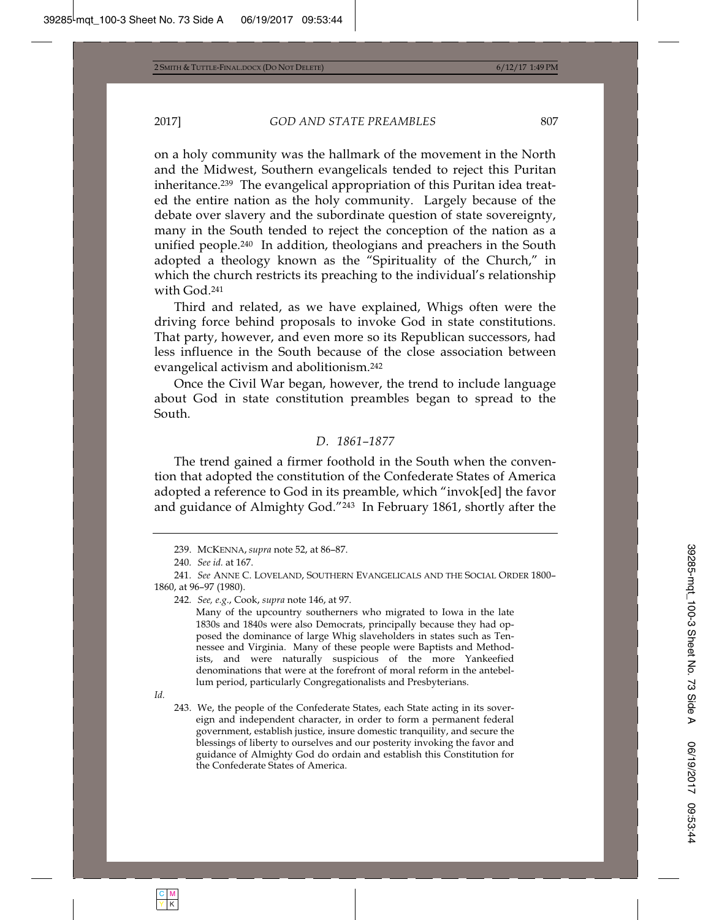on a holy community was the hallmark of the movement in the North and the Midwest, Southern evangelicals tended to reject this Puritan inheritance.[239] The evangelical appropriation of this Puritan idea treated the entire nation as the holy community. Largely because of the debate over slavery and the subordinate question of state sovereignty, many in the South tended to reject the conception of the nation as a unified people.[240] In addition, theologians and preachers in the South adopted a theology known as the "Spirituality of the Church," in which the church restricts its preaching to the individual's relationship with God.[241]

Third and related, as we have explained, Whigs often were the driving force behind proposals to invoke God in state constitutions. That party, however, and even more so its Republican successors, had less influence in the South because of the close association between evangelical activism and abolitionism.[242]

Once the Civil War began, however, the trend to include language about God in state constitution preambles began to spread to the South.

### *D. 1861–1877*

The trend gained a firmer foothold in the South when the convention that adopted the constitution of the Confederate States of America adopted a reference to God in its preamble, which "invok[ed] the favor and guidance of Almighty God."[243] In February 1861, shortly after the

---

239. MCKENNA, *supra* note 52, at 86–87.

240. *See id.* at 167.

241. *See* ANNE C. LOVELAND, SOUTHERN EVANGELICALS AND THE SOCIAL ORDER 1800–1860, at 96–97 (1980).

242. *See, e.g.*, Cook, *supra* note 146, at 97.

> Many of the upcountry southerners who migrated to Iowa in the late 1830s and 1840s were also Democrats, principally because they had opposed the dominance of large Whig slaveholders in states such as Tennessee and Virginia. Many of these people were Baptists and Methodists, and were naturally suspicious of the more Yankeefied denominations that were at the forefront of moral reform in the antebellum period, particularly Congregationalists and Presbyterians.

*Id.*

243. We, the people of the Confederate States, each State acting in its sovereign and independent character, in order to form a permanent federal government, establish justice, insure domestic tranquility, and secure the blessings of liberty to ourselves and our posterity invoking the favor and guidance of Almighty God do ordain and establish this Constitution for the Confederate States of America.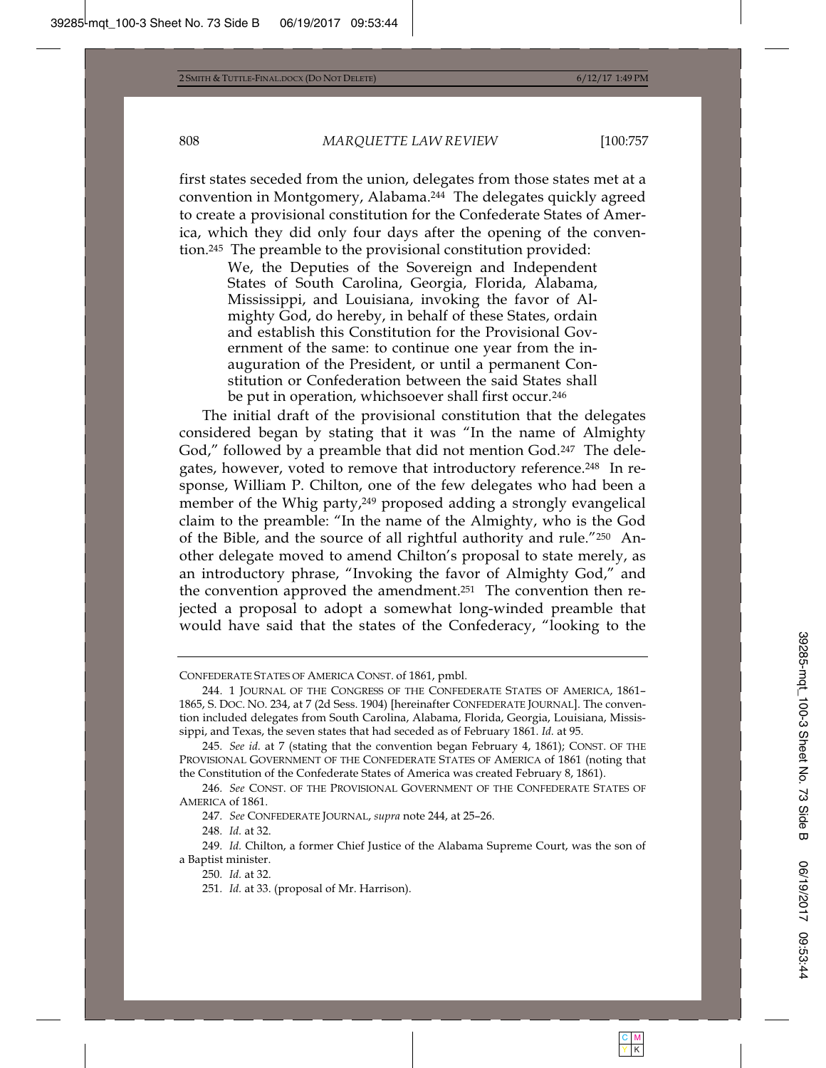first states seceded from the union, delegates from those states met at a convention in Montgomery, Alabama.[244] The delegates quickly agreed to create a provisional constitution for the Confederate States of America, which they did only four days after the opening of the convention.[245] The preamble to the provisional constitution provided:

> We, the Deputies of the Sovereign and Independent States of South Carolina, Georgia, Florida, Alabama, Mississippi, and Louisiana, invoking the favor of Almighty God, do hereby, in behalf of these States, ordain and establish this Constitution for the Provisional Government of the same: to continue one year from the inauguration of the President, or until a permanent Constitution or Confederation between the said States shall be put in operation, whichsoever shall first occur.[246]

The initial draft of the provisional constitution that the delegates considered began by stating that it was "In the name of Almighty God," followed by a preamble that did not mention God.[247] The delegates, however, voted to remove that introductory reference.[248] In response, William P. Chilton, one of the few delegates who had been a member of the Whig party,[249] proposed adding a strongly evangelical claim to the preamble: "In the name of the Almighty, who is the God of the Bible, and the source of all rightful authority and rule."[250] Another delegate moved to amend Chilton's proposal to state merely, as an introductory phrase, "Invoking the favor of Almighty God," and the convention approved the amendment.[251] The convention then rejected a proposal to adopt a somewhat long-winded preamble that would have said that the states of the Confederacy, "looking to the

---

CONFEDERATE STATES OF AMERICA CONST. of 1861, pmbl.

244. 1 JOURNAL OF THE CONGRESS OF THE CONFEDERATE STATES OF AMERICA, 1861–1865, S. DOC. NO. 234, at 7 (2d Sess. 1904) [hereinafter CONFEDERATE JOURNAL]. The convention included delegates from South Carolina, Alabama, Florida, Georgia, Louisiana, Mississippi, and Texas, the seven states that had seceded as of February 1861. *Id.* at 95.

245. *See id.* at 7 (stating that the convention began February 4, 1861); CONST. OF THE PROVISIONAL GOVERNMENT OF THE CONFEDERATE STATES OF AMERICA of 1861 (noting that the Constitution of the Confederate States of America was created February 8, 1861).

246. *See* CONST. OF THE PROVISIONAL GOVERNMENT OF THE CONFEDERATE STATES OF AMERICA of 1861.

247. *See* CONFEDERATE JOURNAL, *supra* note 244, at 25–26.

248. *Id.* at 32.

249. *Id.* Chilton, a former Chief Justice of the Alabama Supreme Court, was the son of a Baptist minister.

250. *Id.* at 32.

251. *Id.* at 33. (proposal of Mr. Harrison).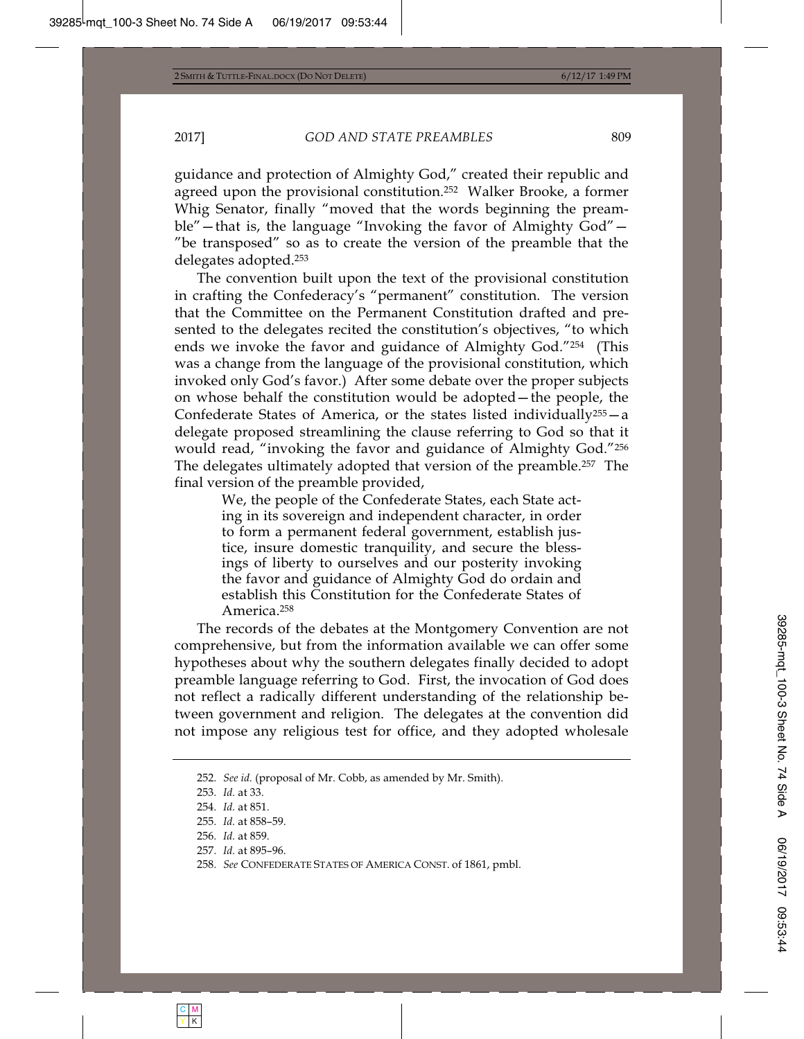guidance and protection of Almighty God," created their republic and agreed upon the provisional constitution.[252] Walker Brooke, a former Whig Senator, finally "moved that the words beginning the preamble"—that is, the language "Invoking the favor of Almighty God"—"be transposed" so as to create the version of the preamble that the delegates adopted.[253]

The convention built upon the text of the provisional constitution in crafting the Confederacy's "permanent" constitution. The version that the Committee on the Permanent Constitution drafted and presented to the delegates recited the constitution's objectives, "to which ends we invoke the favor and guidance of Almighty God."[254] (This was a change from the language of the provisional constitution, which invoked only God's favor.) After some debate over the proper subjects on whose behalf the constitution would be adopted—the people, the Confederate States of America, or the states listed individually[255]—a delegate proposed streamlining the clause referring to God so that it would read, "invoking the favor and guidance of Almighty God."[256] The delegates ultimately adopted that version of the preamble.[257] The final version of the preamble provided,

> We, the people of the Confederate States, each State acting in its sovereign and independent character, in order to form a permanent federal government, establish justice, insure domestic tranquility, and secure the blessings of liberty to ourselves and our posterity invoking the favor and guidance of Almighty God do ordain and establish this Constitution for the Confederate States of America.[258]

The records of the debates at the Montgomery Convention are not comprehensive, but from the information available we can offer some hypotheses about why the southern delegates finally decided to adopt preamble language referring to God. First, the invocation of God does not reflect a radically different understanding of the relationship between government and religion. The delegates at the convention did not impose any religious test for office, and they adopted wholesale

---

252. *See id.* (proposal of Mr. Cobb, as amended by Mr. Smith).

253. *Id.* at 33.

254. *Id.* at 851.

255. *Id.* at 858–59.

256. *Id.* at 859.

257. *Id.* at 895–96.

258. *See* CONFEDERATE STATES OF AMERICA CONST. of 1861, pmbl.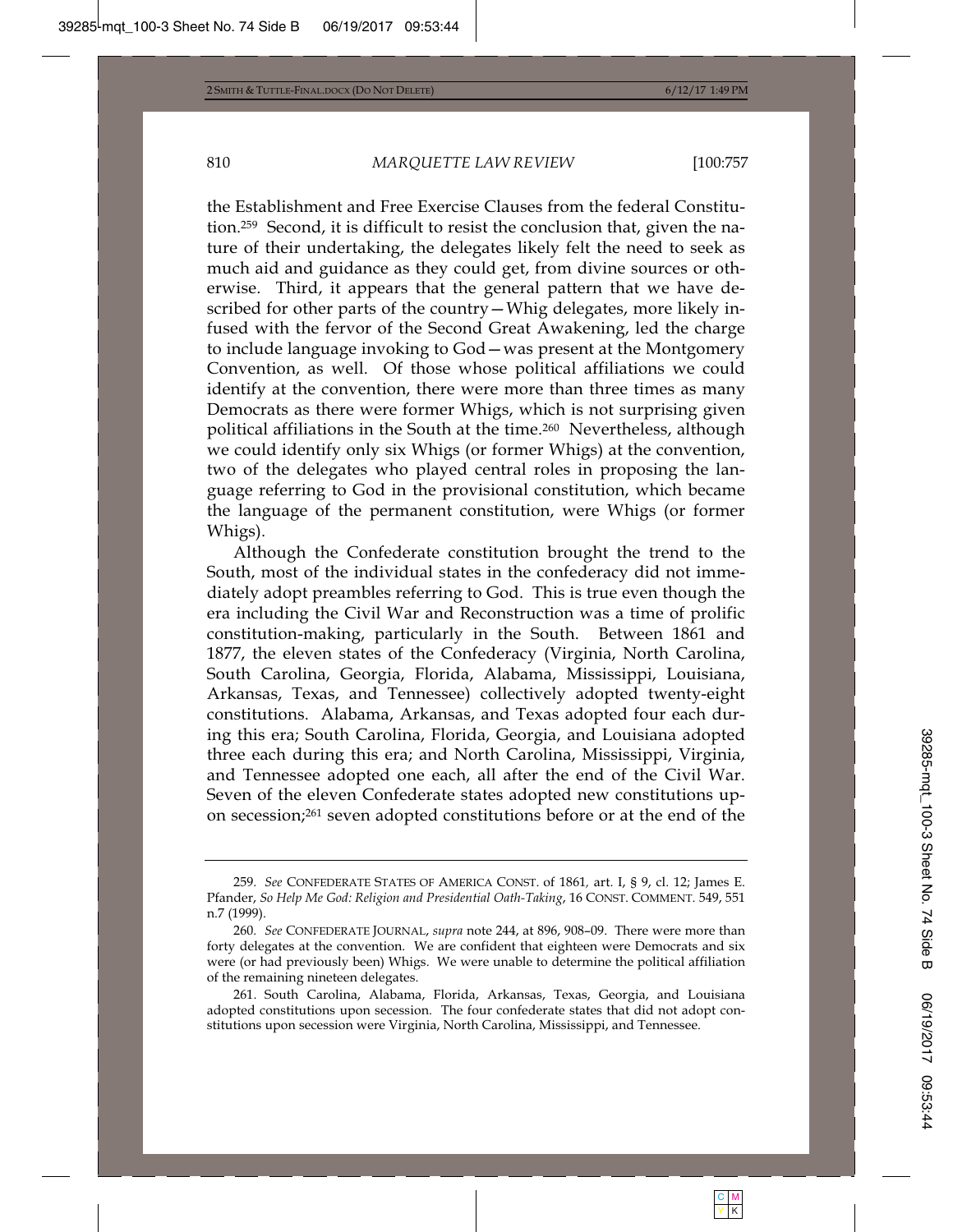the Establishment and Free Exercise Clauses from the federal Constitution.[259] Second, it is difficult to resist the conclusion that, given the nature of their undertaking, the delegates likely felt the need to seek as much aid and guidance as they could get, from divine sources or otherwise. Third, it appears that the general pattern that we have described for other parts of the country—Whig delegates, more likely infused with the fervor of the Second Great Awakening, led the charge to include language invoking to God—was present at the Montgomery Convention, as well. Of those whose political affiliations we could identify at the convention, there were more than three times as many Democrats as there were former Whigs, which is not surprising given political affiliations in the South at the time.[260] Nevertheless, although we could identify only six Whigs (or former Whigs) at the convention, two of the delegates who played central roles in proposing the language referring to God in the provisional constitution, which became the language of the permanent constitution, were Whigs (or former Whigs).

Although the Confederate constitution brought the trend to the South, most of the individual states in the confederacy did not immediately adopt preambles referring to God. This is true even though the era including the Civil War and Reconstruction was a time of prolific constitution-making, particularly in the South. Between 1861 and 1877, the eleven states of the Confederacy (Virginia, North Carolina, South Carolina, Georgia, Florida, Alabama, Mississippi, Louisiana, Arkansas, Texas, and Tennessee) collectively adopted twenty-eight constitutions. Alabama, Arkansas, and Texas adopted four each during this era; South Carolina, Florida, Georgia, and Louisiana adopted three each during this era; and North Carolina, Mississippi, Virginia, and Tennessee adopted one each, all after the end of the Civil War. Seven of the eleven Confederate states adopted new constitutions upon secession;[261] seven adopted constitutions before or at the end of the

---

259. *See* CONFEDERATE STATES OF AMERICA CONST. of 1861, art. I, § 9, cl. 12; James E. Pfander, *So Help Me God: Religion and Presidential Oath-Taking*, 16 CONST. COMMENT. 549, 551 n.7 (1999).

260. *See* CONFEDERATE JOURNAL, *supra* note 244, at 896, 908–09. There were more than forty delegates at the convention. We are confident that eighteen were Democrats and six were (or had previously been) Whigs. We were unable to determine the political affiliation of the remaining nineteen delegates.

261. South Carolina, Alabama, Florida, Arkansas, Texas, Georgia, and Louisiana adopted constitutions upon secession. The four confederate states that did not adopt constitutions upon secession were Virginia, North Carolina, Mississippi, and Tennessee.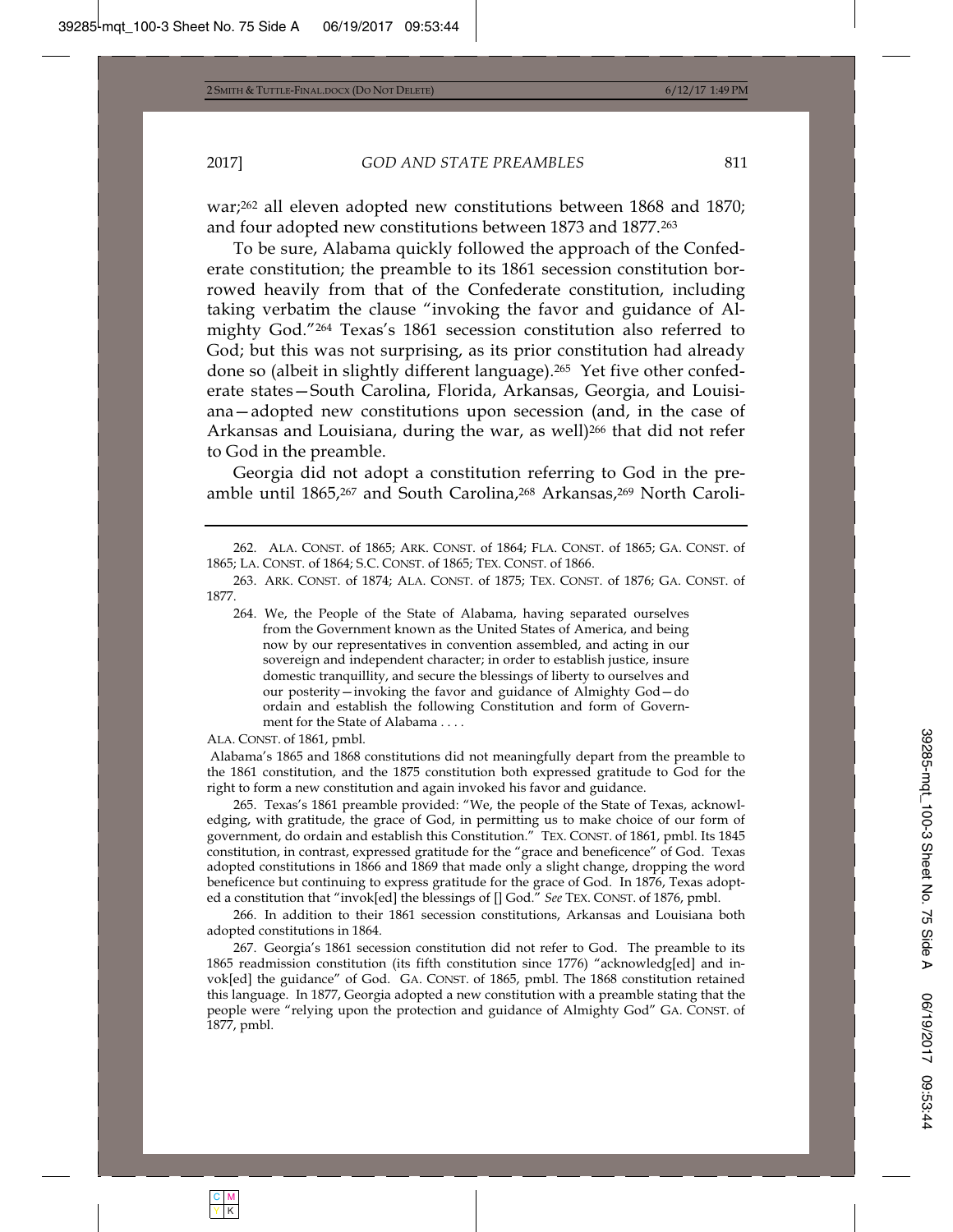war;[262] all eleven adopted new constitutions between 1868 and 1870; and four adopted new constitutions between 1873 and 1877.[263]

To be sure, Alabama quickly followed the approach of the Confederate constitution; the preamble to its 1861 secession constitution borrowed heavily from that of the Confederate constitution, including taking verbatim the clause "invoking the favor and guidance of Almighty God."[264] Texas's 1861 secession constitution also referred to God; but this was not surprising, as its prior constitution had already done so (albeit in slightly different language).[265] Yet five other confederate states—South Carolina, Florida, Arkansas, Georgia, and Louisiana—adopted new constitutions upon secession (and, in the case of Arkansas and Louisiana, during the war, as well)[266] that did not refer to God in the preamble.

Georgia did not adopt a constitution referring to God in the preamble until 1865,[267] and South Carolina,[268] Arkansas,[269] North Caroli-

---

262. ALA. CONST. of 1865; ARK. CONST. of 1864; FLA. CONST. of 1865; GA. CONST. of 1865; LA. CONST. of 1864; S.C. CONST. of 1865; TEX. CONST. of 1866.

263. ARK. CONST. of 1874; ALA. CONST. of 1875; TEX. CONST. of 1876; GA. CONST. of 1877.

264.
> We, the People of the State of Alabama, having separated ourselves from the Government known as the United States of America, and being now by our representatives in convention assembled, and acting in our sovereign and independent character; in order to establish justice, insure domestic tranquillity, and secure the blessings of liberty to ourselves and our posterity—invoking the favor and guidance of Almighty God—do ordain and establish the following Constitution and form of Government for the State of Alabama . . . .

ALA. CONST. of 1861, pmbl.

Alabama's 1865 and 1868 constitutions did not meaningfully depart from the preamble to the 1861 constitution, and the 1875 constitution both expressed gratitude to God for the right to form a new constitution and again invoked his favor and guidance.

265. Texas's 1861 preamble provided: "We, the people of the State of Texas, acknowledging, with gratitude, the grace of God, in permitting us to make choice of our form of government, do ordain and establish this Constitution." TEX. CONST. of 1861, pmbl. Its 1845 constitution, in contrast, expressed gratitude for the "grace and beneficence" of God. Texas adopted constitutions in 1866 and 1869 that made only a slight change, dropping the word beneficence but continuing to express gratitude for the grace of God. In 1876, Texas adopted a constitution that "invok[ed] the blessings of [] God." *See* TEX. CONST. of 1876, pmbl.

266. In addition to their 1861 secession constitutions, Arkansas and Louisiana both adopted constitutions in 1864.

267. Georgia's 1861 secession constitution did not refer to God. The preamble to its 1865 readmission constitution (its fifth constitution since 1776) "acknowledg[ed] and invok[ed] the guidance" of God. GA. CONST. of 1865, pmbl. The 1868 constitution retained this language. In 1877, Georgia adopted a new constitution with a preamble stating that the people were "relying upon the protection and guidance of Almighty God" GA. CONST. of 1877, pmbl.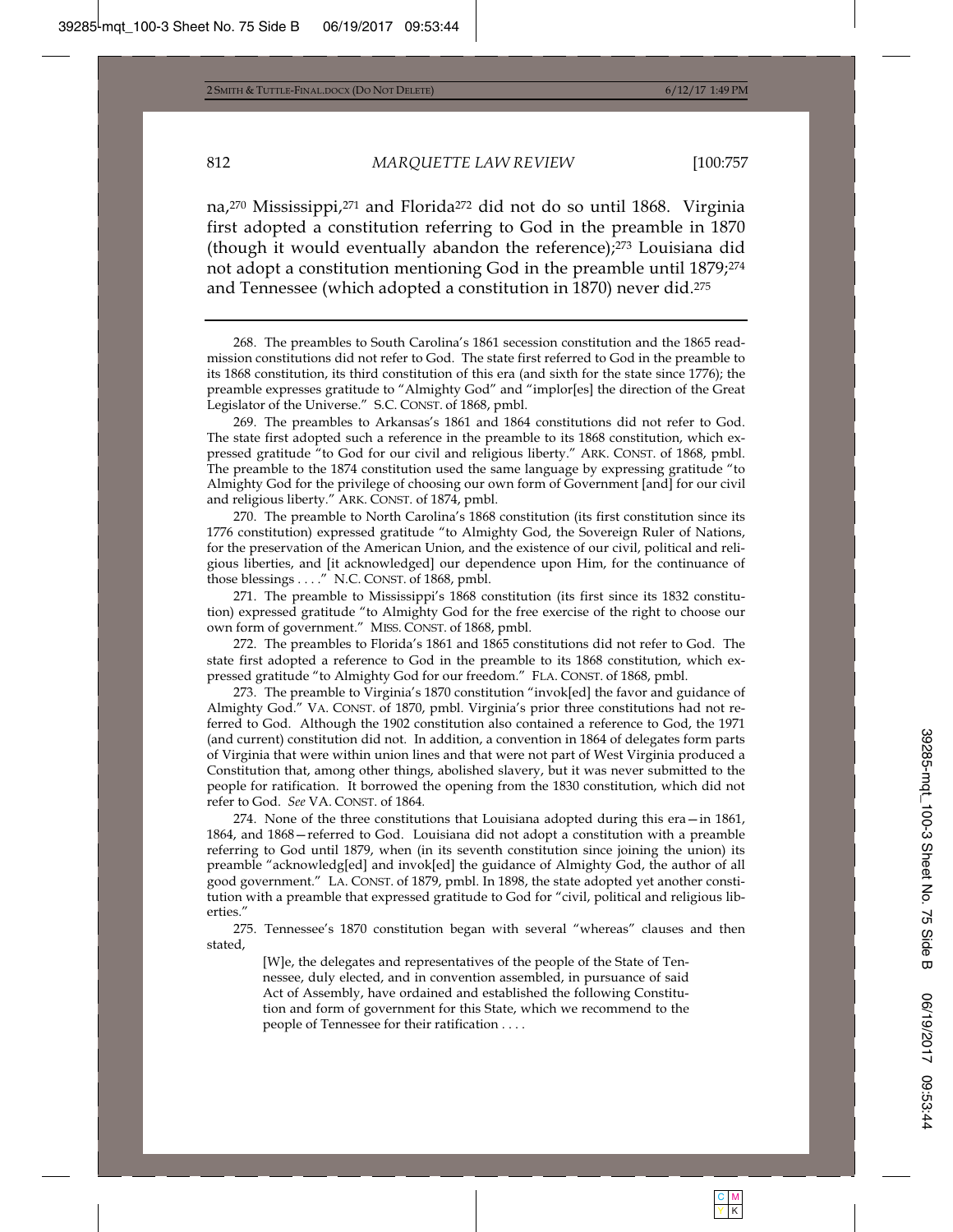na,[270] Mississippi,[271] and Florida[272] did not do so until 1868. Virginia first adopted a constitution referring to God in the preamble in 1870 (though it would eventually abandon the reference);[273] Louisiana did not adopt a constitution mentioning God in the preamble until 1879;[274] and Tennessee (which adopted a constitution in 1870) never did.[275]

---

268. The preambles to South Carolina's 1861 secession constitution and the 1865 readmission constitutions did not refer to God. The state first referred to God in the preamble to its 1868 constitution, its third constitution of this era (and sixth for the state since 1776); the preamble expresses gratitude to "Almighty God" and "implor[es] the direction of the Great Legislator of the Universe." S.C. CONST. of 1868, pmbl.

269. The preambles to Arkansas's 1861 and 1864 constitutions did not refer to God. The state first adopted such a reference in the preamble to its 1868 constitution, which expressed gratitude "to God for our civil and religious liberty." ARK. CONST. of 1868, pmbl. The preamble to the 1874 constitution used the same language by expressing gratitude "to Almighty God for the privilege of choosing our own form of Government [and] for our civil and religious liberty." ARK. CONST. of 1874, pmbl.

270. The preamble to North Carolina's 1868 constitution (its first constitution since its 1776 constitution) expressed gratitude "to Almighty God, the Sovereign Ruler of Nations, for the preservation of the American Union, and the existence of our civil, political and religious liberties, and [it acknowledged] our dependence upon Him, for the continuance of those blessings . . . ." N.C. CONST. of 1868, pmbl.

271. The preamble to Mississippi's 1868 constitution (its first since its 1832 constitution) expressed gratitude "to Almighty God for the free exercise of the right to choose our own form of government." MISS. CONST. of 1868, pmbl.

272. The preambles to Florida's 1861 and 1865 constitutions did not refer to God. The state first adopted a reference to God in the preamble to its 1868 constitution, which expressed gratitude "to Almighty God for our freedom." FLA. CONST. of 1868, pmbl.

273. The preamble to Virginia's 1870 constitution "invok[ed] the favor and guidance of Almighty God." VA. CONST. of 1870, pmbl. Virginia's prior three constitutions had not referred to God. Although the 1902 constitution also contained a reference to God, the 1971 (and current) constitution did not. In addition, a convention in 1864 of delegates form parts of Virginia that were within union lines and that were not part of West Virginia produced a Constitution that, among other things, abolished slavery, but it was never submitted to the people for ratification. It borrowed the opening from the 1830 constitution, which did not refer to God. *See* VA. CONST. of 1864.

274. None of the three constitutions that Louisiana adopted during this era—in 1861, 1864, and 1868—referred to God. Louisiana did not adopt a constitution with a preamble referring to God until 1879, when (in its seventh constitution since joining the union) its preamble "acknowledg[ed] and invok[ed] the guidance of Almighty God, the author of all good government." LA. CONST. of 1879, pmbl. In 1898, the state adopted yet another constitution with a preamble that expressed gratitude to God for "civil, political and religious liberties."

275. Tennessee's 1870 constitution began with several "whereas" clauses and then stated,

> [W]e, the delegates and representatives of the people of the State of Tennessee, duly elected, and in convention assembled, in pursuance of said Act of Assembly, have ordained and established the following Constitution and form of government for this State, which we recommend to the people of Tennessee for their ratification . . . .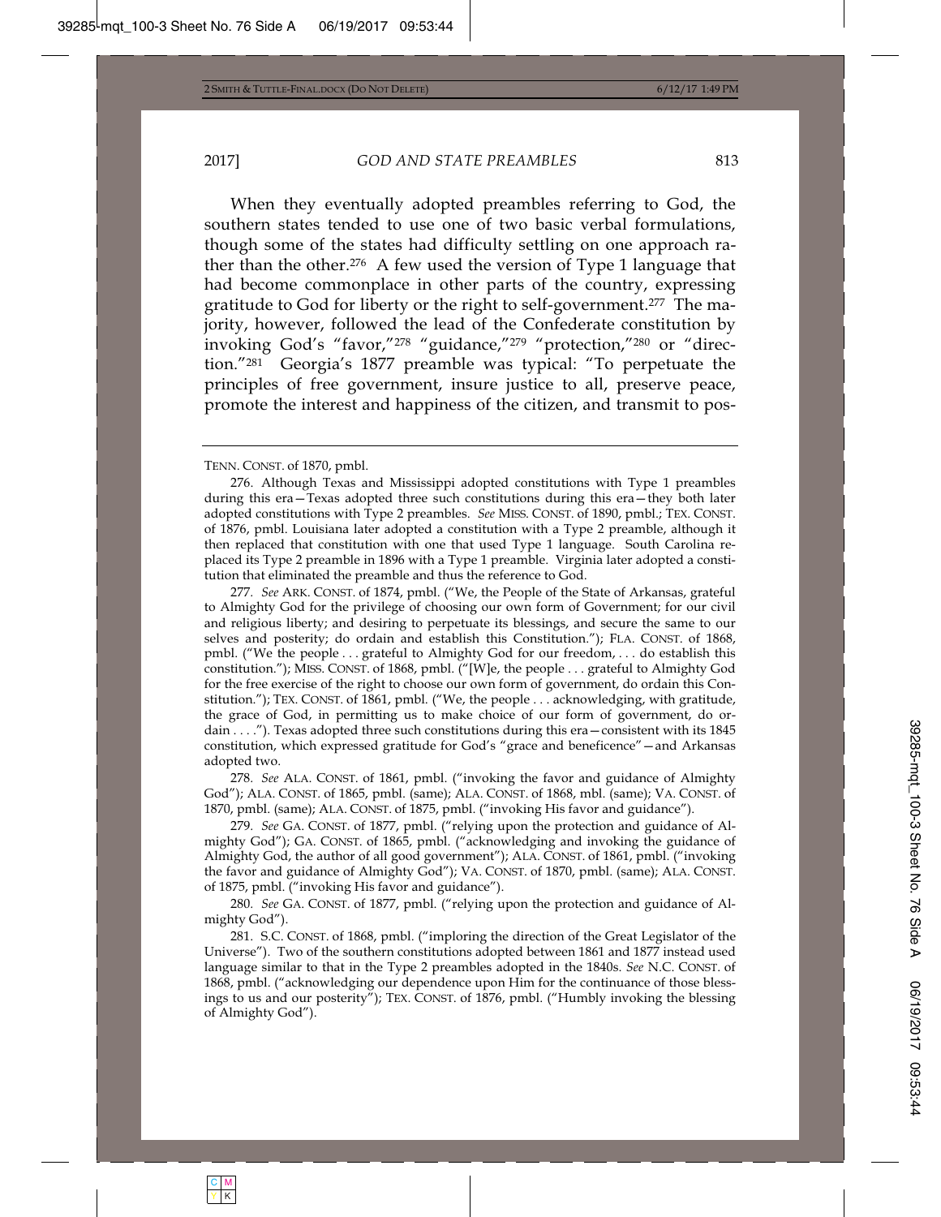When they eventually adopted preambles referring to God, the southern states tended to use one of two basic verbal formulations, though some of the states had difficulty settling on one approach rather than the other.[276] A few used the version of Type 1 language that had become commonplace in other parts of the country, expressing gratitude to God for liberty or the right to self-government.[277] The majority, however, followed the lead of the Confederate constitution by invoking God's "favor,"[278] "guidance,"[279] "protection,"[280] or "direction."[281] Georgia's 1877 preamble was typical: "To perpetuate the principles of free government, insure justice to all, preserve peace, promote the interest and happiness of the citizen, and transmit to pos-

---

TENN. CONST. of 1870, pmbl.

276. Although Texas and Mississippi adopted constitutions with Type 1 preambles during this era—Texas adopted three such constitutions during this era—they both later adopted constitutions with Type 2 preambles. *See* MISS. CONST. of 1890, pmbl.; TEX. CONST. of 1876, pmbl. Louisiana later adopted a constitution with a Type 2 preamble, although it then replaced that constitution with one that used Type 1 language. South Carolina replaced its Type 2 preamble in 1896 with a Type 1 preamble. Virginia later adopted a constitution that eliminated the preamble and thus the reference to God.

277. *See* ARK. CONST. of 1874, pmbl. ("We, the People of the State of Arkansas, grateful to Almighty God for the privilege of choosing our own form of Government; for our civil and religious liberty; and desiring to perpetuate its blessings, and secure the same to our selves and posterity; do ordain and establish this Constitution."); FLA. CONST. of 1868, pmbl. ("We the people . . . grateful to Almighty God for our freedom, . . . do establish this constitution."); MISS. CONST. of 1868, pmbl. ("[W]e, the people . . . grateful to Almighty God for the free exercise of the right to choose our own form of government, do ordain this Constitution."); TEX. CONST. of 1861, pmbl. ("We, the people . . . acknowledging, with gratitude, the grace of God, in permitting us to make choice of our form of government, do ordain . . . ."). Texas adopted three such constitutions during this era—consistent with its 1845 constitution, which expressed gratitude for God's "grace and beneficence"—and Arkansas adopted two.

278. *See* ALA. CONST. of 1861, pmbl. ("invoking the favor and guidance of Almighty God"); ALA. CONST. of 1865, pmbl. (same); ALA. CONST. of 1868, mbl. (same); VA. CONST. of 1870, pmbl. (same); ALA. CONST. of 1875, pmbl. ("invoking His favor and guidance").

279. *See* GA. CONST. of 1877, pmbl. ("relying upon the protection and guidance of Almighty God"); GA. CONST. of 1865, pmbl. ("acknowledging and invoking the guidance of Almighty God, the author of all good government"); ALA. CONST. of 1861, pmbl. ("invoking the favor and guidance of Almighty God"); VA. CONST. of 1870, pmbl. (same); ALA. CONST. of 1875, pmbl. ("invoking His favor and guidance").

280. *See* GA. CONST. of 1877, pmbl. ("relying upon the protection and guidance of Almighty God").

281. S.C. CONST. of 1868, pmbl. ("imploring the direction of the Great Legislator of the Universe"). Two of the southern constitutions adopted between 1861 and 1877 instead used language similar to that in the Type 2 preambles adopted in the 1840s. *See* N.C. CONST. of 1868, pmbl. ("acknowledging our dependence upon Him for the continuance of those blessings to us and our posterity"); TEX. CONST. of 1876, pmbl. ("Humbly invoking the blessing of Almighty God").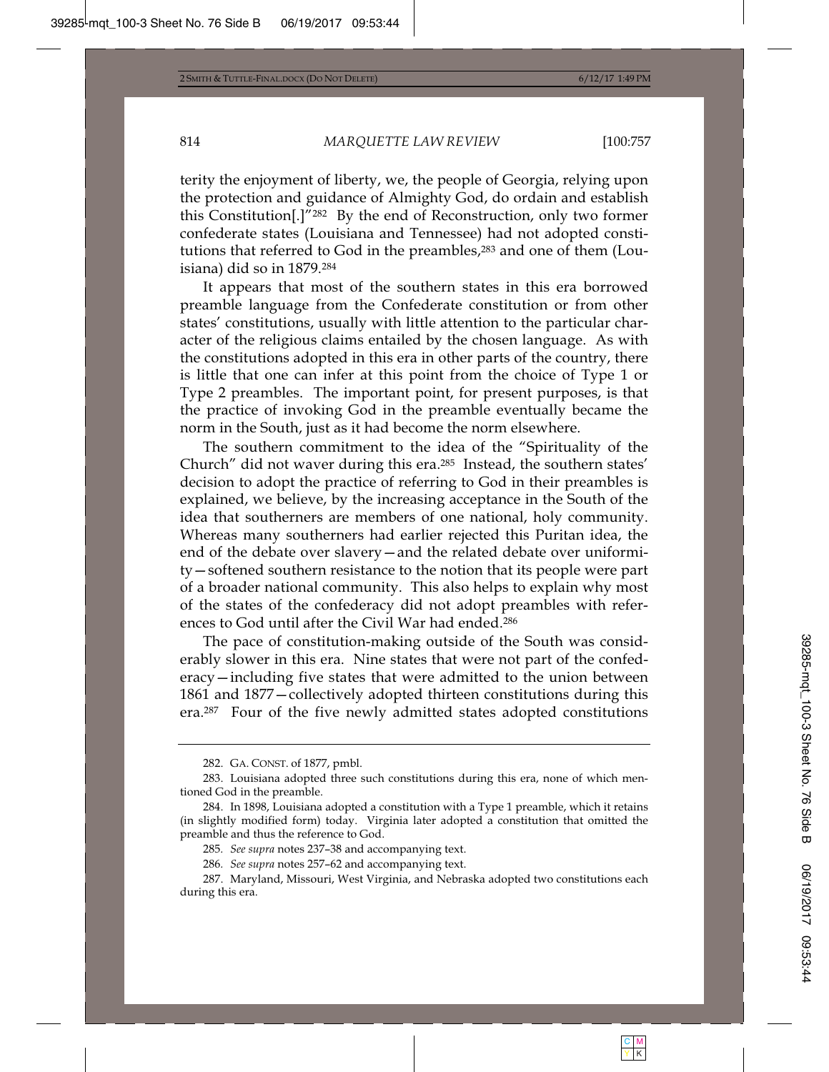terity the enjoyment of liberty, we, the people of Georgia, relying upon the protection and guidance of Almighty God, do ordain and establish this Constitution[.]"[282] By the end of Reconstruction, only two former confederate states (Louisiana and Tennessee) had not adopted constitutions that referred to God in the preambles,[283] and one of them (Louisiana) did so in 1879.[284]

It appears that most of the southern states in this era borrowed preamble language from the Confederate constitution or from other states' constitutions, usually with little attention to the particular character of the religious claims entailed by the chosen language. As with the constitutions adopted in this era in other parts of the country, there is little that one can infer at this point from the choice of Type 1 or Type 2 preambles. The important point, for present purposes, is that the practice of invoking God in the preamble eventually became the norm in the South, just as it had become the norm elsewhere.

The southern commitment to the idea of the "Spirituality of the Church" did not waver during this era.[285] Instead, the southern states' decision to adopt the practice of referring to God in their preambles is explained, we believe, by the increasing acceptance in the South of the idea that southerners are members of one national, holy community. Whereas many southerners had earlier rejected this Puritan idea, the end of the debate over slavery—and the related debate over uniformity—softened southern resistance to the notion that its people were part of a broader national community. This also helps to explain why most of the states of the confederacy did not adopt preambles with references to God until after the Civil War had ended.[286]

The pace of constitution-making outside of the South was considerably slower in this era. Nine states that were not part of the confederacy—including five states that were admitted to the union between 1861 and 1877—collectively adopted thirteen constitutions during this era.[287] Four of the five newly admitted states adopted constitutions

---

282. GA. CONST. of 1877, pmbl.

283. Louisiana adopted three such constitutions during this era, none of which mentioned God in the preamble.

284. In 1898, Louisiana adopted a constitution with a Type 1 preamble, which it retains (in slightly modified form) today. Virginia later adopted a constitution that omitted the preamble and thus the reference to God.

285. *See supra* notes 237–38 and accompanying text.

286. *See supra* notes 257–62 and accompanying text.

287. Maryland, Missouri, West Virginia, and Nebraska adopted two constitutions each during this era.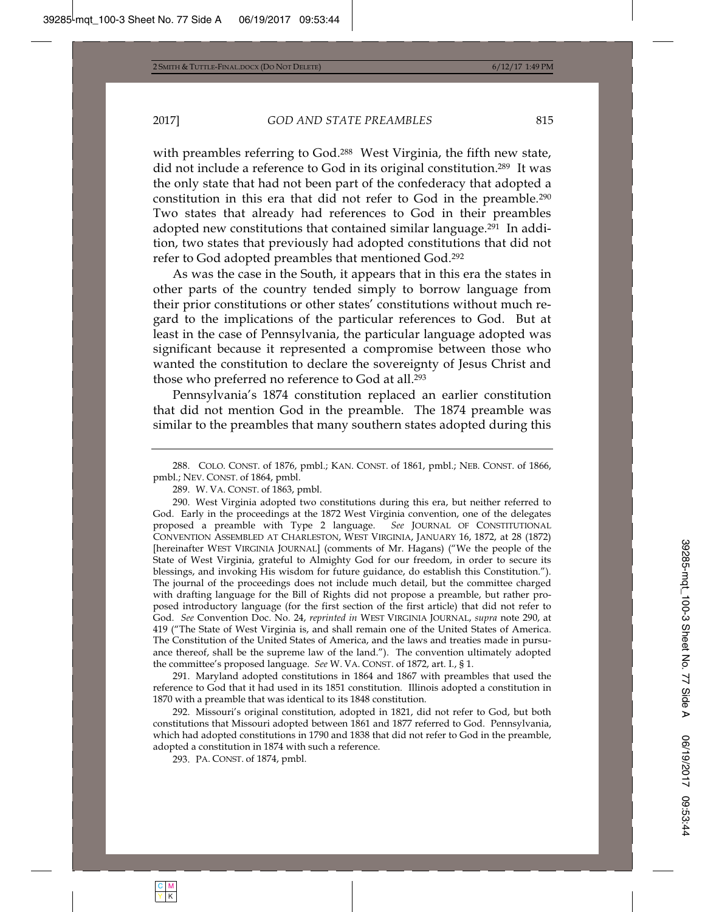with preambles referring to God.[288] West Virginia, the fifth new state, did not include a reference to God in its original constitution.[289] It was the only state that had not been part of the confederacy that adopted a constitution in this era that did not refer to God in the preamble.[290] Two states that already had references to God in their preambles adopted new constitutions that contained similar language.[291] In addition, two states that previously had adopted constitutions that did not refer to God adopted preambles that mentioned God.[292]

As was the case in the South, it appears that in this era the states in other parts of the country tended simply to borrow language from their prior constitutions or other states' constitutions without much regard to the implications of the particular references to God. But at least in the case of Pennsylvania, the particular language adopted was significant because it represented a compromise between those who wanted the constitution to declare the sovereignty of Jesus Christ and those who preferred no reference to God at all.[293]

Pennsylvania's 1874 constitution replaced an earlier constitution that did not mention God in the preamble. The 1874 preamble was similar to the preambles that many southern states adopted during this

---

288. COLO. CONST. of 1876, pmbl.; KAN. CONST. of 1861, pmbl.; NEB. CONST. of 1866, pmbl.; NEV. CONST. of 1864, pmbl.

289. W. VA. CONST. of 1863, pmbl.

290. West Virginia adopted two constitutions during this era, but neither referred to God. Early in the proceedings at the 1872 West Virginia convention, one of the delegates proposed a preamble with Type 2 language. *See* JOURNAL OF CONSTITUTIONAL CONVENTION ASSEMBLED AT CHARLESTON, WEST VIRGINIA, JANUARY 16, 1872, at 28 (1872) [hereinafter WEST VIRGINIA JOURNAL] (comments of Mr. Hagans) ("We the people of the State of West Virginia, grateful to Almighty God for our freedom, in order to secure its blessings, and invoking His wisdom for future guidance, do establish this Constitution."). The journal of the proceedings does not include much detail, but the committee charged with drafting language for the Bill of Rights did not propose a preamble, but rather proposed introductory language (for the first section of the first article) that did not refer to God. *See* Convention Doc. No. 24, *reprinted in* WEST VIRGINIA JOURNAL, *supra* note 290, at 419 ("The State of West Virginia is, and shall remain one of the United States of America. The Constitution of the United States of America, and the laws and treaties made in pursuance thereof, shall be the supreme law of the land."). The convention ultimately adopted the committee's proposed language. *See* W. VA. CONST. of 1872, art. I., § 1.

291. Maryland adopted constitutions in 1864 and 1867 with preambles that used the reference to God that it had used in its 1851 constitution. Illinois adopted a constitution in 1870 with a preamble that was identical to its 1848 constitution.

292. Missouri's original constitution, adopted in 1821, did not refer to God, but both constitutions that Missouri adopted between 1861 and 1877 referred to God. Pennsylvania, which had adopted constitutions in 1790 and 1838 that did not refer to God in the preamble, adopted a constitution in 1874 with such a reference.

293. PA. CONST. of 1874, pmbl.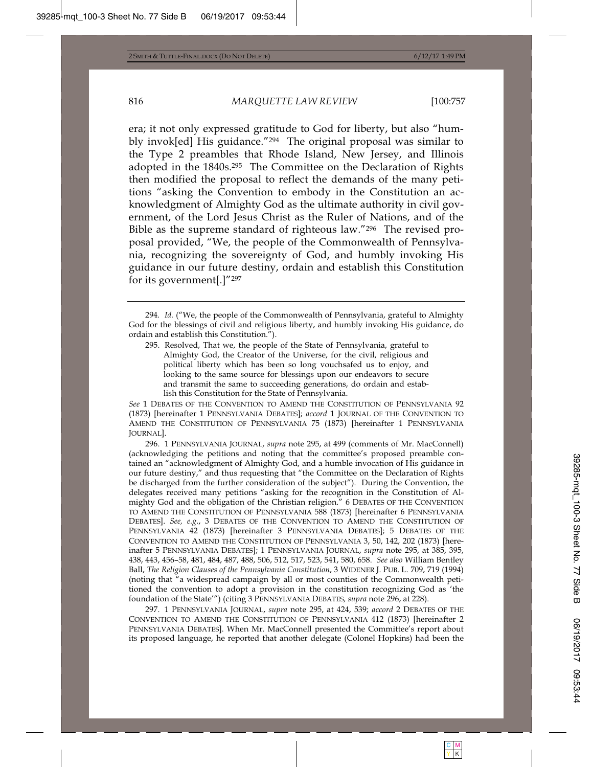era; it not only expressed gratitude to God for liberty, but also "humbly invok[ed] His guidance."[294] The original proposal was similar to the Type 2 preambles that Rhode Island, New Jersey, and Illinois adopted in the 1840s.[295] The Committee on the Declaration of Rights then modified the proposal to reflect the demands of the many petitions "asking the Convention to embody in the Constitution an acknowledgment of Almighty God as the ultimate authority in civil government, of the Lord Jesus Christ as the Ruler of Nations, and of the Bible as the supreme standard of righteous law."[296] The revised proposal provided, "We, the people of the Commonwealth of Pennsylvania, recognizing the sovereignty of God, and humbly invoking His guidance in our future destiny, ordain and establish this Constitution for its government[.]"[297]

---

294. *Id.* ("We, the people of the Commonwealth of Pennsylvania, grateful to Almighty God for the blessings of civil and religious liberty, and humbly invoking His guidance, do ordain and establish this Constitution.").

295. 
> Resolved, That we, the people of the State of Pennsylvania, grateful to Almighty God, the Creator of the Universe, for the civil, religious and political liberty which has been so long vouchsafed us to enjoy, and looking to the same source for blessings upon our endeavors to secure and transmit the same to succeeding generations, do ordain and establish this Constitution for the State of Pennsylvania.

*See* 1 DEBATES OF THE CONVENTION TO AMEND THE CONSTITUTION OF PENNSYLVANIA 92 (1873) [hereinafter 1 PENNSYLVANIA DEBATES]; *accord* 1 JOURNAL OF THE CONVENTION TO AMEND THE CONSTITUTION OF PENNSYLVANIA 75 (1873) [hereinafter 1 PENNSYLVANIA JOURNAL].

296. 1 PENNSYLVANIA JOURNAL, *supra* note 295, at 499 (comments of Mr. MacConnell) (acknowledging the petitions and noting that the committee's proposed preamble contained an "acknowledgment of Almighty God, and a humble invocation of His guidance in our future destiny," and thus requesting that "the Committee on the Declaration of Rights be discharged from the further consideration of the subject"). During the Convention, the delegates received many petitions "asking for the recognition in the Constitution of Almighty God and the obligation of the Christian religion." 6 DEBATES OF THE CONVENTION TO AMEND THE CONSTITUTION OF PENNSYLVANIA 588 (1873) [hereinafter 6 PENNSYLVANIA DEBATES]. *See, e.g.*, 3 DEBATES OF THE CONVENTION TO AMEND THE CONSTITUTION OF PENNSYLVANIA 42 (1873) [hereinafter 3 PENNSYLVANIA DEBATES]; 5 DEBATES OF THE CONVENTION TO AMEND THE CONSTITUTION OF PENNSYLVANIA 3, 50, 142, 202 (1873) [hereinafter 5 PENNSYLVANIA DEBATES]; 1 PENNSYLVANIA JOURNAL, *supra* note 295, at 385, 395, 438, 443, 456–58, 481, 484, 487, 488, 506, 512, 517, 523, 541, 580, 658. *See also* William Bentley Ball, *The Religion Clauses of the Pennsylvania Constitution*, 3 WIDENER J. PUB. L. 709, 719 (1994) (noting that "a widespread campaign by all or most counties of the Commonwealth petitioned the convention to adopt a provision in the constitution recognizing God as 'the foundation of the State'") (citing 3 PENNSYLVANIA DEBATES, *supra* note 296, at 228).

297. 1 PENNSYLVANIA JOURNAL, *supra* note 295, at 424, 539; *accord* 2 DEBATES OF THE CONVENTION TO AMEND THE CONSTITUTION OF PENNSYLVANIA 412 (1873) [hereinafter 2 PENNSYLVANIA DEBATES]. When Mr. MacConnell presented the Committee's report about its proposed language, he reported that another delegate (Colonel Hopkins) had been the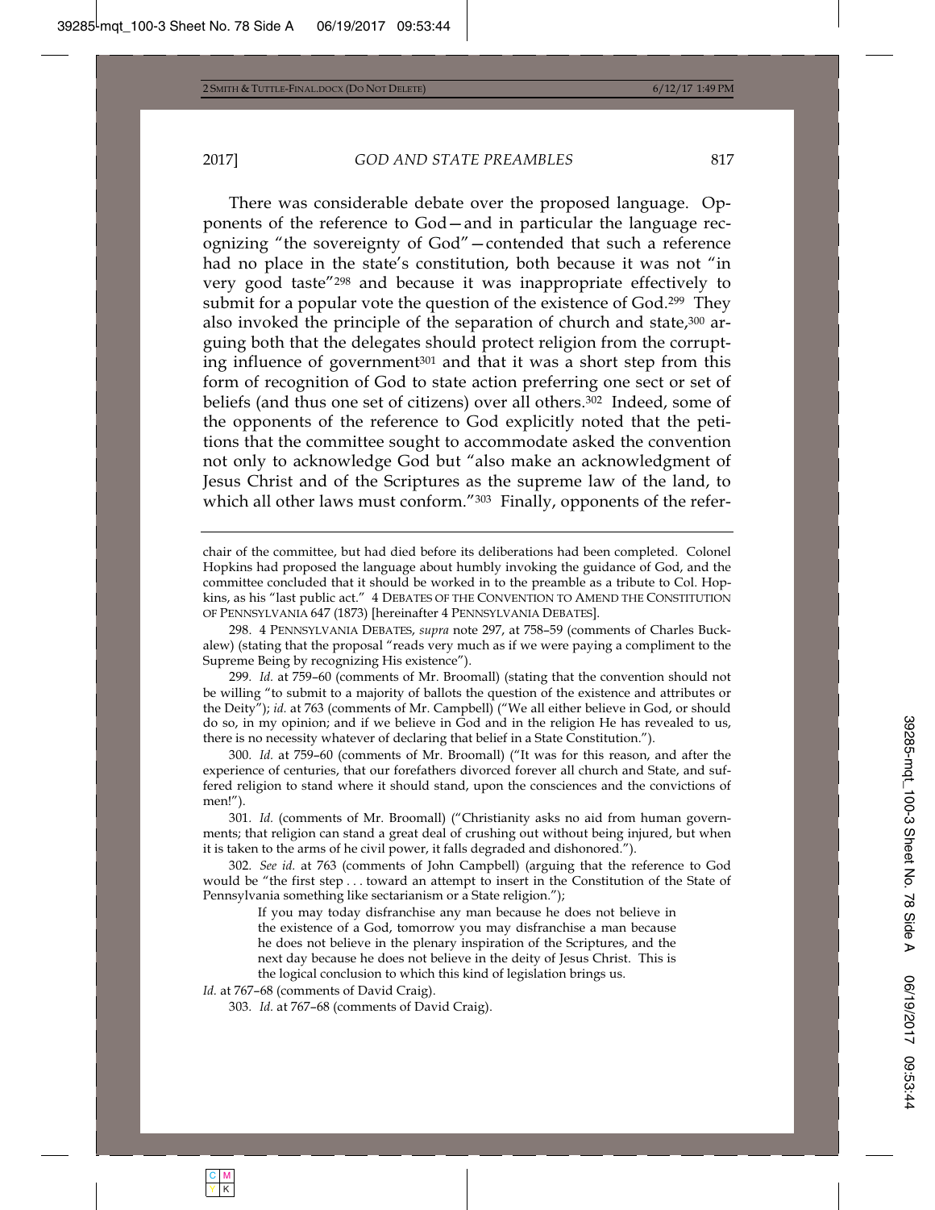There was considerable debate over the proposed language. Opponents of the reference to God—and in particular the language recognizing "the sovereignty of God"—contended that such a reference had no place in the state's constitution, both because it was not "in very good taste"[298] and because it was inappropriate effectively to submit for a popular vote the question of the existence of God.[299] They also invoked the principle of the separation of church and state,[300] arguing both that the delegates should protect religion from the corrupting influence of government[301] and that it was a short step from this form of recognition of God to state action preferring one sect or set of beliefs (and thus one set of citizens) over all others.[302] Indeed, some of the opponents of the reference to God explicitly noted that the petitions that the committee sought to accommodate asked the convention not only to acknowledge God but "also make an acknowledgment of Jesus Christ and of the Scriptures as the supreme law of the land, to which all other laws must conform."[303] Finally, opponents of the refer-

---

chair of the committee, but had died before its deliberations had been completed. Colonel Hopkins had proposed the language about humbly invoking the guidance of God, and the committee concluded that it should be worked in to the preamble as a tribute to Col. Hopkins, as his "last public act." 4 DEBATES OF THE CONVENTION TO AMEND THE CONSTITUTION OF PENNSYLVANIA 647 (1873) [hereinafter 4 PENNSYLVANIA DEBATES].

298. 4 PENNSYLVANIA DEBATES, *supra* note 297, at 758–59 (comments of Charles Buckalew) (stating that the proposal "reads very much as if we were paying a compliment to the Supreme Being by recognizing His existence").

299. *Id.* at 759–60 (comments of Mr. Broomall) (stating that the convention should not be willing "to submit to a majority of ballots the question of the existence and attributes or the Deity"); *id.* at 763 (comments of Mr. Campbell) ("We all either believe in God, or should do so, in my opinion; and if we believe in God and in the religion He has revealed to us, there is no necessity whatever of declaring that belief in a State Constitution.").

300. *Id.* at 759–60 (comments of Mr. Broomall) ("It was for this reason, and after the experience of centuries, that our forefathers divorced forever all church and State, and suffered religion to stand where it should stand, upon the consciences and the convictions of men!").

301. *Id.* (comments of Mr. Broomall) ("Christianity asks no aid from human governments; that religion can stand a great deal of crushing out without being injured, but when it is taken to the arms of he civil power, it falls degraded and dishonored.").

302. *See id.* at 763 (comments of John Campbell) (arguing that the reference to God would be "the first step . . . toward an attempt to insert in the Constitution of the State of Pennsylvania something like sectarianism or a State religion.");

> If you may today disfranchise any man because he does not believe in the existence of a God, tomorrow you may disfranchise a man because he does not believe in the plenary inspiration of the Scriptures, and the next day because he does not believe in the deity of Jesus Christ. This is the logical conclusion to which this kind of legislation brings us.

*Id.* at 767–68 (comments of David Craig).

303. *Id.* at 767–68 (comments of David Craig).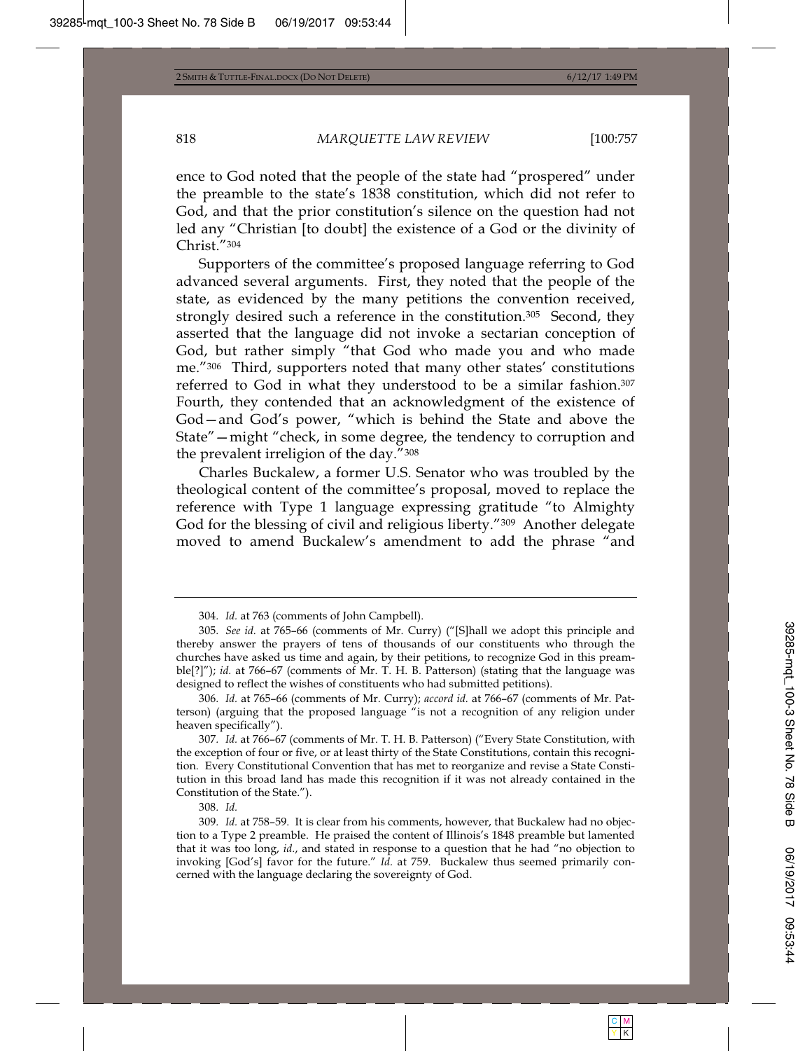ence to God noted that the people of the state had "prospered" under the preamble to the state's 1838 constitution, which did not refer to God, and that the prior constitution's silence on the question had not led any "Christian [to doubt] the existence of a God or the divinity of Christ."[304]

Supporters of the committee's proposed language referring to God advanced several arguments. First, they noted that the people of the state, as evidenced by the many petitions the convention received, strongly desired such a reference in the constitution.[305] Second, they asserted that the language did not invoke a sectarian conception of God, but rather simply "that God who made you and who made me."[306] Third, supporters noted that many other states' constitutions referred to God in what they understood to be a similar fashion.[307] Fourth, they contended that an acknowledgment of the existence of God—and God's power, "which is behind the State and above the State"—might "check, in some degree, the tendency to corruption and the prevalent irreligion of the day."[308]

Charles Buckalew, a former U.S. Senator who was troubled by the theological content of the committee's proposal, moved to replace the reference with Type 1 language expressing gratitude "to Almighty God for the blessing of civil and religious liberty."[309] Another delegate moved to amend Buckalew's amendment to add the phrase "and

---

304. *Id.* at 763 (comments of John Campbell).

305. *See id.* at 765–66 (comments of Mr. Curry) ("[S]hall we adopt this principle and thereby answer the prayers of tens of thousands of our constituents who through the churches have asked us time and again, by their petitions, to recognize God in this preamble[?]"); *id.* at 766–67 (comments of Mr. T. H. B. Patterson) (stating that the language was designed to reflect the wishes of constituents who had submitted petitions).

306. *Id.* at 765–66 (comments of Mr. Curry); *accord id.* at 766–67 (comments of Mr. Patterson) (arguing that the proposed language "is not a recognition of any religion under heaven specifically").

307. *Id.* at 766–67 (comments of Mr. T. H. B. Patterson) ("Every State Constitution, with the exception of four or five, or at least thirty of the State Constitutions, contain this recognition. Every Constitutional Convention that has met to reorganize and revise a State Constitution in this broad land has made this recognition if it was not already contained in the Constitution of the State.").

308. *Id.*

309. *Id.* at 758–59. It is clear from his comments, however, that Buckalew had no objection to a Type 2 preamble. He praised the content of Illinois's 1848 preamble but lamented that it was too long, *id.*, and stated in response to a question that he had "no objection to invoking [God's] favor for the future." *Id.* at 759. Buckalew thus seemed primarily concerned with the language declaring the sovereignty of God.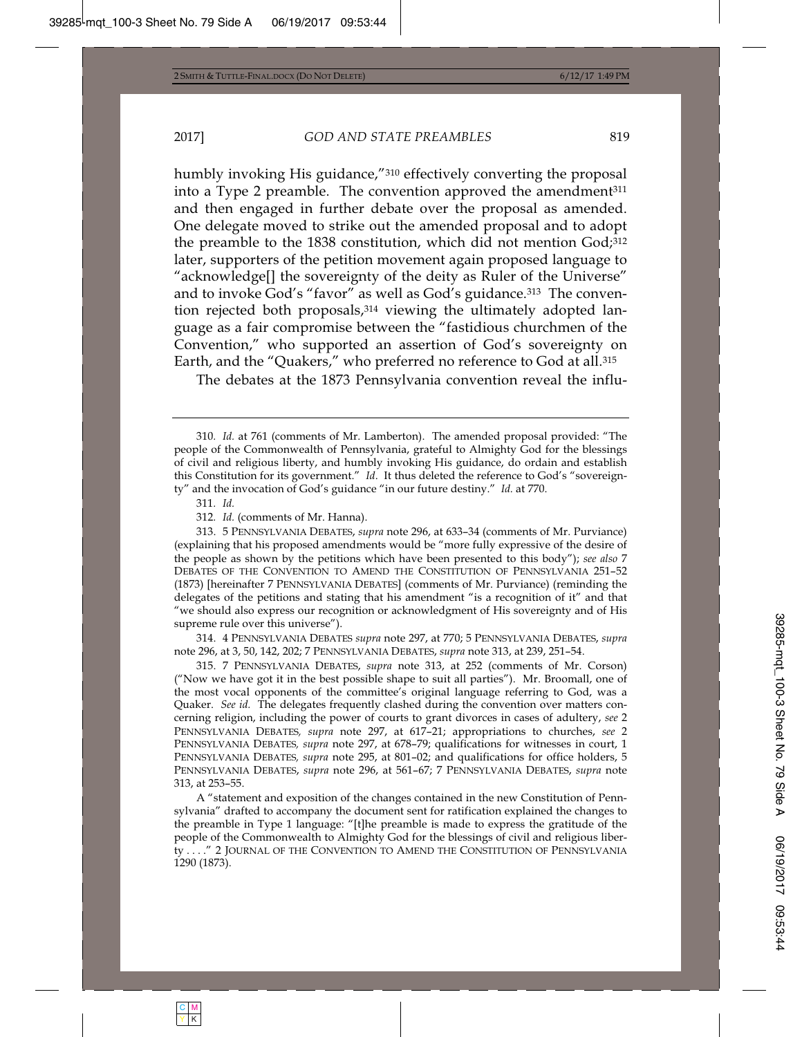humbly invoking His guidance,"[310] effectively converting the proposal into a Type 2 preamble. The convention approved the amendment[311] and then engaged in further debate over the proposal as amended. One delegate moved to strike out the amended proposal and to adopt the preamble to the 1838 constitution, which did not mention God;[312] later, supporters of the petition movement again proposed language to "acknowledge[] the sovereignty of the deity as Ruler of the Universe" and to invoke God's "favor" as well as God's guidance.[313] The convention rejected both proposals,[314] viewing the ultimately adopted language as a fair compromise between the "fastidious churchmen of the Convention," who supported an assertion of God's sovereignty on Earth, and the "Quakers," who preferred no reference to God at all.[315]

The debates at the 1873 Pennsylvania convention reveal the influ-

---

310. *Id.* at 761 (comments of Mr. Lamberton). The amended proposal provided: "The people of the Commonwealth of Pennsylvania, grateful to Almighty God for the blessings of civil and religious liberty, and humbly invoking His guidance, do ordain and establish this Constitution for its government." *Id.* It thus deleted the reference to God's "sovereignty" and the invocation of God's guidance "in our future destiny." *Id.* at 770.

311. *Id.*

312. *Id.* (comments of Mr. Hanna).

313. 5 PENNSYLVANIA DEBATES, *supra* note 296, at 633–34 (comments of Mr. Purviance) (explaining that his proposed amendments would be "more fully expressive of the desire of the people as shown by the petitions which have been presented to this body"); *see also* 7 DEBATES OF THE CONVENTION TO AMEND THE CONSTITUTION OF PENNSYLVANIA 251–52 (1873) [hereinafter 7 PENNSYLVANIA DEBATES] (comments of Mr. Purviance) (reminding the delegates of the petitions and stating that his amendment "is a recognition of it" and that "we should also express our recognition or acknowledgment of His sovereignty and of His supreme rule over this universe").

314. 4 PENNSYLVANIA DEBATES *supra* note 297, at 770; 5 PENNSYLVANIA DEBATES, *supra* note 296, at 3, 50, 142, 202; 7 PENNSYLVANIA DEBATES, *supra* note 313, at 239, 251–54.

315. 7 PENNSYLVANIA DEBATES, *supra* note 313, at 252 (comments of Mr. Corson) ("Now we have got it in the best possible shape to suit all parties"). Mr. Broomall, one of the most vocal opponents of the committee's original language referring to God, was a Quaker. *See id.* The delegates frequently clashed during the convention over matters concerning religion, including the power of courts to grant divorces in cases of adultery, *see* 2 PENNSYLVANIA DEBATES, *supra* note 297, at 617–21; appropriations to churches, *see* 2 PENNSYLVANIA DEBATES, *supra* note 297, at 678–79; qualifications for witnesses in court, 1 PENNSYLVANIA DEBATES, *supra* note 295, at 801–02; and qualifications for office holders, 5 PENNSYLVANIA DEBATES, *supra* note 296, at 561–67; 7 PENNSYLVANIA DEBATES, *supra* note 313, at 253–55.

A "statement and exposition of the changes contained in the new Constitution of Pennsylvania" drafted to accompany the document sent for ratification explained the changes to the preamble in Type 1 language: "[t]he preamble is made to express the gratitude of the people of the Commonwealth to Almighty God for the blessings of civil and religious liberty . . . ." 2 JOURNAL OF THE CONVENTION TO AMEND THE CONSTITUTION OF PENNSYLVANIA 1290 (1873).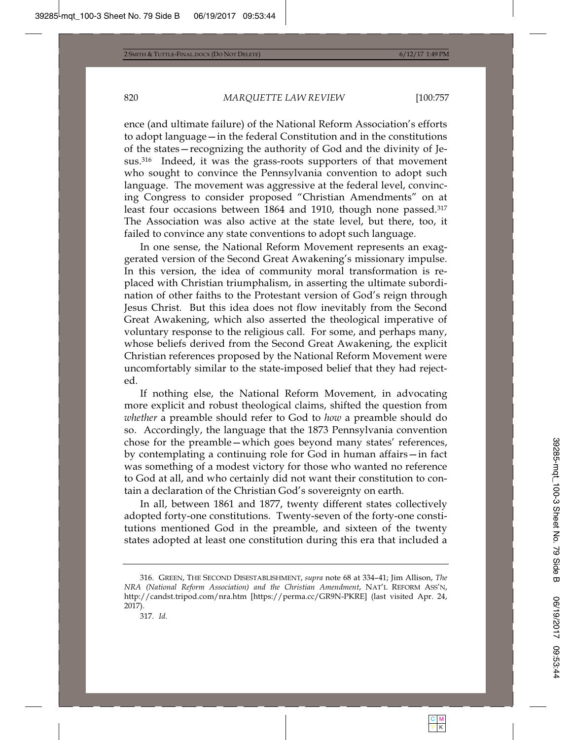ence (and ultimate failure) of the National Reform Association's efforts to adopt language—in the federal Constitution and in the constitutions of the states—recognizing the authority of God and the divinity of Jesus.[316] Indeed, it was the grass-roots supporters of that movement who sought to convince the Pennsylvania convention to adopt such language. The movement was aggressive at the federal level, convincing Congress to consider proposed "Christian Amendments" on at least four occasions between 1864 and 1910, though none passed.[317] The Association was also active at the state level, but there, too, it failed to convince any state conventions to adopt such language.

In one sense, the National Reform Movement represents an exaggerated version of the Second Great Awakening's missionary impulse. In this version, the idea of community moral transformation is replaced with Christian triumphalism, in asserting the ultimate subordination of other faiths to the Protestant version of God's reign through Jesus Christ. But this idea does not flow inevitably from the Second Great Awakening, which also asserted the theological imperative of voluntary response to the religious call. For some, and perhaps many, whose beliefs derived from the Second Great Awakening, the explicit Christian references proposed by the National Reform Movement were uncomfortably similar to the state-imposed belief that they had rejected.

If nothing else, the National Reform Movement, in advocating more explicit and robust theological claims, shifted the question from *whether* a preamble should refer to God to *how* a preamble should do so. Accordingly, the language that the 1873 Pennsylvania convention chose for the preamble—which goes beyond many states' references, by contemplating a continuing role for God in human affairs—in fact was something of a modest victory for those who wanted no reference to God at all, and who certainly did not want their constitution to contain a declaration of the Christian God's sovereignty on earth.

In all, between 1861 and 1877, twenty different states collectively adopted forty-one constitutions. Twenty-seven of the forty-one constitutions mentioned God in the preamble, and sixteen of the twenty states adopted at least one constitution during this era that included a

---

316. GREEN, THE SECOND DISESTABLISHMENT, *supra* note 68 at 334–41; Jim Allison, *The NRA (National Reform Association) and the Christian Amendment*, NAT'L REFORM ASS'N, http://candst.tripod.com/nra.htm [https://perma.cc/GR9N-PKRE] (last visited Apr. 24, 2017).

317. *Id.*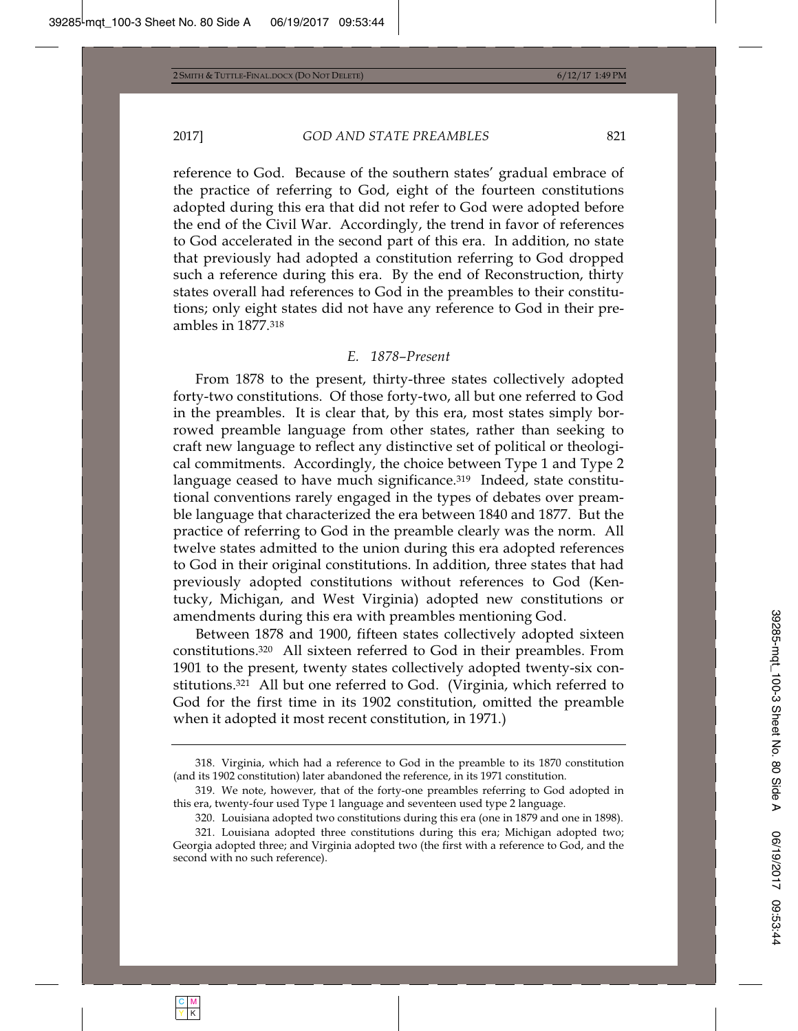reference to God. Because of the southern states' gradual embrace of the practice of referring to God, eight of the fourteen constitutions adopted during this era that did not refer to God were adopted before the end of the Civil War. Accordingly, the trend in favor of references to God accelerated in the second part of this era. In addition, no state that previously had adopted a constitution referring to God dropped such a reference during this era. By the end of Reconstruction, thirty states overall had references to God in the preambles to their constitutions; only eight states did not have any reference to God in their preambles in 1877.[318]

### *E. 1878–Present*

From 1878 to the present, thirty-three states collectively adopted forty-two constitutions. Of those forty-two, all but one referred to God in the preambles. It is clear that, by this era, most states simply borrowed preamble language from other states, rather than seeking to craft new language to reflect any distinctive set of political or theological commitments. Accordingly, the choice between Type 1 and Type 2 language ceased to have much significance.[319] Indeed, state constitutional conventions rarely engaged in the types of debates over preamble language that characterized the era between 1840 and 1877. But the practice of referring to God in the preamble clearly was the norm. All twelve states admitted to the union during this era adopted references to God in their original constitutions. In addition, three states that had previously adopted constitutions without references to God (Kentucky, Michigan, and West Virginia) adopted new constitutions or amendments during this era with preambles mentioning God.

Between 1878 and 1900, fifteen states collectively adopted sixteen constitutions.[320] All sixteen referred to God in their preambles. From 1901 to the present, twenty states collectively adopted twenty-six constitutions.[321] All but one referred to God. (Virginia, which referred to God for the first time in its 1902 constitution, omitted the preamble when it adopted it most recent constitution, in 1971.)

---

318. Virginia, which had a reference to God in the preamble to its 1870 constitution (and its 1902 constitution) later abandoned the reference, in its 1971 constitution.

319. We note, however, that of the forty-one preambles referring to God adopted in this era, twenty-four used Type 1 language and seventeen used type 2 language.

320. Louisiana adopted two constitutions during this era (one in 1879 and one in 1898).

321. Louisiana adopted three constitutions during this era; Michigan adopted two; Georgia adopted three; and Virginia adopted two (the first with a reference to God, and the second with no such reference).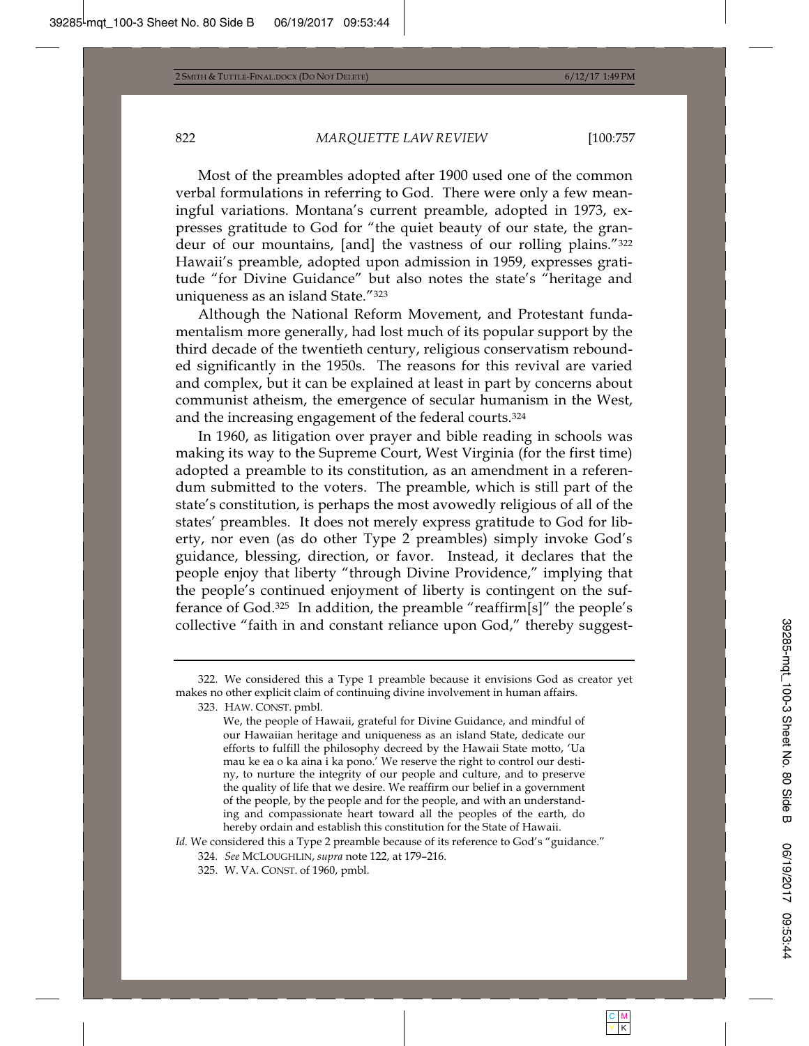Most of the preambles adopted after 1900 used one of the common verbal formulations in referring to God. There were only a few meaningful variations. Montana's current preamble, adopted in 1973, expresses gratitude to God for "the quiet beauty of our state, the grandeur of our mountains, [and] the vastness of our rolling plains."[322] Hawaii's preamble, adopted upon admission in 1959, expresses gratitude "for Divine Guidance" but also notes the state's "heritage and uniqueness as an island State."[323]

Although the National Reform Movement, and Protestant fundamentalism more generally, had lost much of its popular support by the third decade of the twentieth century, religious conservatism rebounded significantly in the 1950s. The reasons for this revival are varied and complex, but it can be explained at least in part by concerns about communist atheism, the emergence of secular humanism in the West, and the increasing engagement of the federal courts.[324]

In 1960, as litigation over prayer and bible reading in schools was making its way to the Supreme Court, West Virginia (for the first time) adopted a preamble to its constitution, as an amendment in a referendum submitted to the voters. The preamble, which is still part of the state's constitution, is perhaps the most avowedly religious of all of the states' preambles. It does not merely express gratitude to God for liberty, nor even (as do other Type 2 preambles) simply invoke God's guidance, blessing, direction, or favor. Instead, it declares that the people enjoy that liberty "through Divine Providence," implying that the people's continued enjoyment of liberty is contingent on the sufferance of God.[325] In addition, the preamble "reaffirm[s]" the people's collective "faith in and constant reliance upon God," thereby suggest-

---

322. We considered this a Type 1 preamble because it envisions God as creator yet makes no other explicit claim of continuing divine involvement in human affairs.

323. HAW. CONST. pmbl.

> We, the people of Hawaii, grateful for Divine Guidance, and mindful of our Hawaiian heritage and uniqueness as an island State, dedicate our efforts to fulfill the philosophy decreed by the Hawaii State motto, 'Ua mau ke ea o ka aina i ka pono.' We reserve the right to control our destiny, to nurture the integrity of our people and culture, and to preserve the quality of life that we desire. We reaffirm our belief in a government of the people, by the people and for the people, and with an understanding and compassionate heart toward all the peoples of the earth, do hereby ordain and establish this constitution for the State of Hawaii.

*Id.* We considered this a Type 2 preamble because of its reference to God's "guidance."

324. *See* MCLOUGHLIN, *supra* note 122, at 179–216.

325. W. VA. CONST. of 1960, pmbl.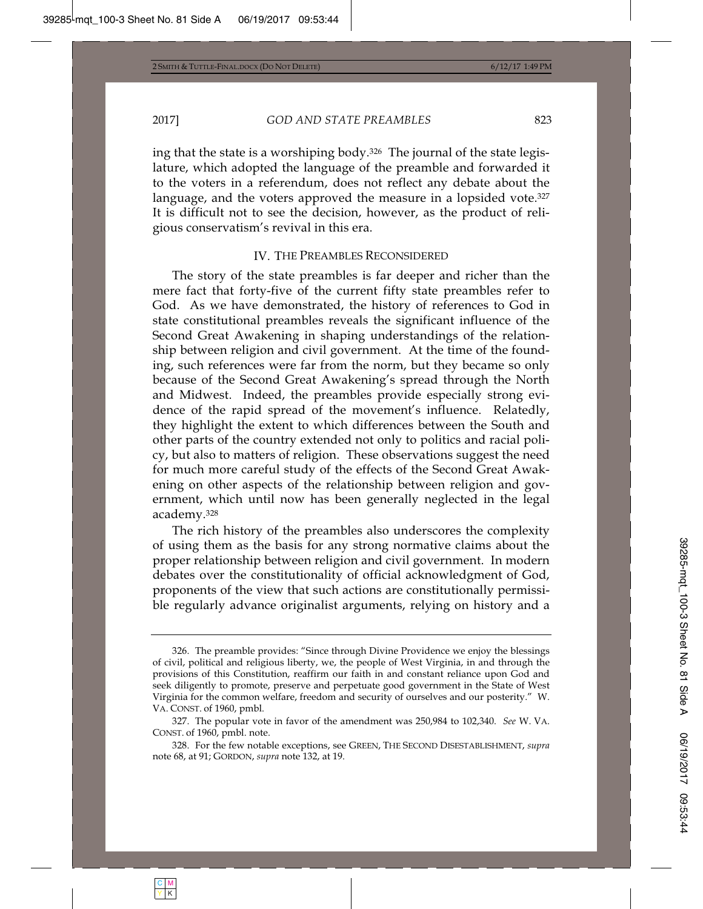ing that the state is a worshiping body.[326] The journal of the state legislature, which adopted the language of the preamble and forwarded it to the voters in a referendum, does not reflect any debate about the language, and the voters approved the measure in a lopsided vote.[327] It is difficult not to see the decision, however, as the product of religious conservatism's revival in this era.

## IV. THE PREAMBLES RECONSIDERED

The story of the state preambles is far deeper and richer than the mere fact that forty-five of the current fifty state preambles refer to God. As we have demonstrated, the history of references to God in state constitutional preambles reveals the significant influence of the Second Great Awakening in shaping understandings of the relationship between religion and civil government. At the time of the founding, such references were far from the norm, but they became so only because of the Second Great Awakening's spread through the North and Midwest. Indeed, the preambles provide especially strong evidence of the rapid spread of the movement's influence. Relatedly, they highlight the extent to which differences between the South and other parts of the country extended not only to politics and racial policy, but also to matters of religion. These observations suggest the need for much more careful study of the effects of the Second Great Awakening on other aspects of the relationship between religion and government, which until now has been generally neglected in the legal academy.[328]

The rich history of the preambles also underscores the complexity of using them as the basis for any strong normative claims about the proper relationship between religion and civil government. In modern debates over the constitutionality of official acknowledgment of God, proponents of the view that such actions are constitutionally permissible regularly advance originalist arguments, relying on history and a

---

326. The preamble provides: "Since through Divine Providence we enjoy the blessings of civil, political and religious liberty, we, the people of West Virginia, in and through the provisions of this Constitution, reaffirm our faith in and constant reliance upon God and seek diligently to promote, preserve and perpetuate good government in the State of West Virginia for the common welfare, freedom and security of ourselves and our posterity." W. VA. CONST. of 1960, pmbl.

327. The popular vote in favor of the amendment was 250,984 to 102,340. *See* W. VA. CONST. of 1960, pmbl. note.

328. For the few notable exceptions, see GREEN, THE SECOND DISESTABLISHMENT, *supra* note 68, at 91; GORDON, *supra* note 132, at 19.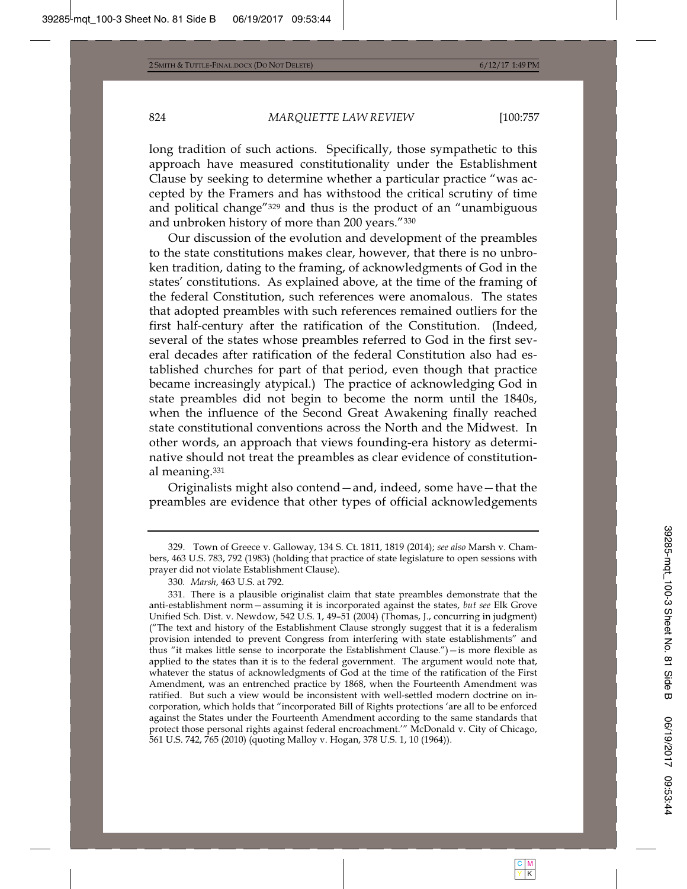long tradition of such actions. Specifically, those sympathetic to this approach have measured constitutionality under the Establishment Clause by seeking to determine whether a particular practice "was accepted by the Framers and has withstood the critical scrutiny of time and political change"[329] and thus is the product of an "unambiguous and unbroken history of more than 200 years."[330]

Our discussion of the evolution and development of the preambles to the state constitutions makes clear, however, that there is no unbroken tradition, dating to the framing, of acknowledgments of God in the states' constitutions. As explained above, at the time of the framing of the federal Constitution, such references were anomalous. The states that adopted preambles with such references remained outliers for the first half-century after the ratification of the Constitution. (Indeed, several of the states whose preambles referred to God in the first several decades after ratification of the federal Constitution also had established churches for part of that period, even though that practice became increasingly atypical.) The practice of acknowledging God in state preambles did not begin to become the norm until the 1840s, when the influence of the Second Great Awakening finally reached state constitutional conventions across the North and the Midwest. In other words, an approach that views founding-era history as determinative should not treat the preambles as clear evidence of constitutional meaning.[331]

Originalists might also contend—and, indeed, some have—that the preambles are evidence that other types of official acknowledgements

---

329. Town of Greece v. Galloway, 134 S. Ct. 1811, 1819 (2014); *see also* Marsh v. Chambers, 463 U.S. 783, 792 (1983) (holding that practice of state legislature to open sessions with prayer did not violate Establishment Clause).

330. *Marsh*, 463 U.S. at 792.

331. There is a plausible originalist claim that state preambles demonstrate that the anti-establishment norm—assuming it is incorporated against the states, *but see* Elk Grove Unified Sch. Dist. v. Newdow, 542 U.S. 1, 49–51 (2004) (Thomas, J., concurring in judgment) ("The text and history of the Establishment Clause strongly suggest that it is a federalism provision intended to prevent Congress from interfering with state establishments" and thus "it makes little sense to incorporate the Establishment Clause.")—is more flexible as applied to the states than it is to the federal government. The argument would note that, whatever the status of acknowledgments of God at the time of the ratification of the First Amendment, was an entrenched practice by 1868, when the Fourteenth Amendment was ratified. But such a view would be inconsistent with well-settled modern doctrine on incorporation, which holds that "incorporated Bill of Rights protections 'are all to be enforced against the States under the Fourteenth Amendment according to the same standards that protect those personal rights against federal encroachment.'" McDonald v. City of Chicago, 561 U.S. 742, 765 (2010) (quoting Malloy v. Hogan, 378 U.S. 1, 10 (1964)).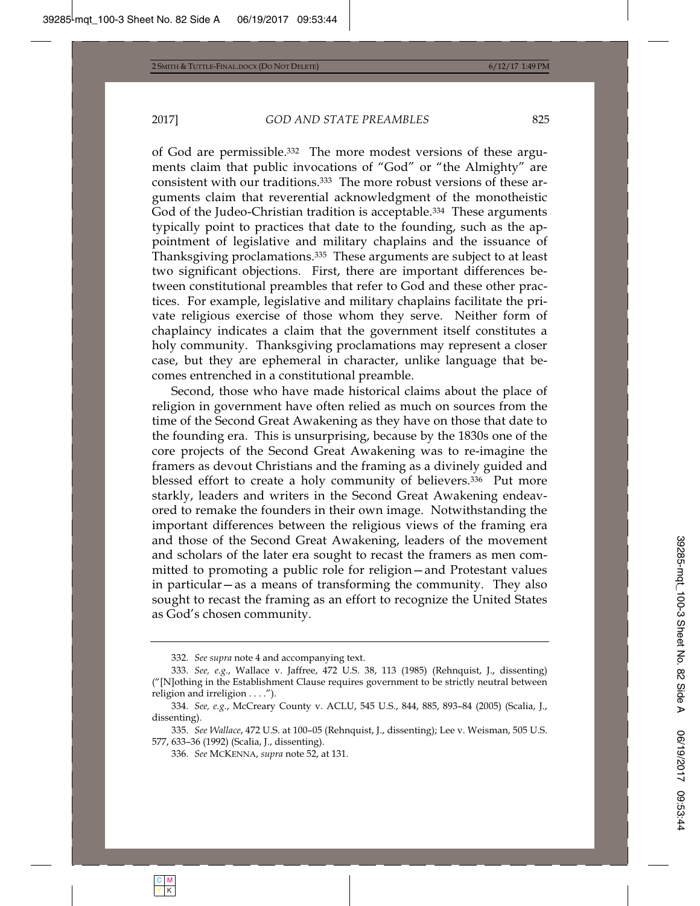of God are permissible.[332] The more modest versions of these arguments claim that public invocations of "God" or "the Almighty" are consistent with our traditions.[333] The more robust versions of these arguments claim that reverential acknowledgment of the monotheistic God of the Judeo-Christian tradition is acceptable.[334] These arguments typically point to practices that date to the founding, such as the appointment of legislative and military chaplains and the issuance of Thanksgiving proclamations.[335] These arguments are subject to at least two significant objections. First, there are important differences between constitutional preambles that refer to God and these other practices. For example, legislative and military chaplains facilitate the private religious exercise of those whom they serve. Neither form of chaplaincy indicates a claim that the government itself constitutes a holy community. Thanksgiving proclamations may represent a closer case, but they are ephemeral in character, unlike language that becomes entrenched in a constitutional preamble.

Second, those who have made historical claims about the place of religion in government have often relied as much on sources from the time of the Second Great Awakening as they have on those that date to the founding era. This is unsurprising, because by the 1830s one of the core projects of the Second Great Awakening was to re-imagine the framers as devout Christians and the framing as a divinely guided and blessed effort to create a holy community of believers.[336] Put more starkly, leaders and writers in the Second Great Awakening endeavored to remake the founders in their own image. Notwithstanding the important differences between the religious views of the framing era and those of the Second Great Awakening, leaders of the movement and scholars of the later era sought to recast the framers as men committed to promoting a public role for religion—and Protestant values in particular—as a means of transforming the community. They also sought to recast the framing as an effort to recognize the United States as God's chosen community.

---

332. *See supra* note 4 and accompanying text.

333. *See, e.g.*, Wallace v. Jaffree, 472 U.S. 38, 113 (1985) (Rehnquist, J., dissenting) ("[N]othing in the Establishment Clause requires government to be strictly neutral between religion and irreligion . . . .").

334. *See, e.g.*, McCreary County v. ACLU, 545 U.S., 844, 885, 893–84 (2005) (Scalia, J., dissenting).

335. *See Wallace*, 472 U.S. at 100–05 (Rehnquist, J., dissenting); Lee v. Weisman, 505 U.S. 577, 633–36 (1992) (Scalia, J., dissenting).

336. *See* MCKENNA, *supra* note 52, at 131.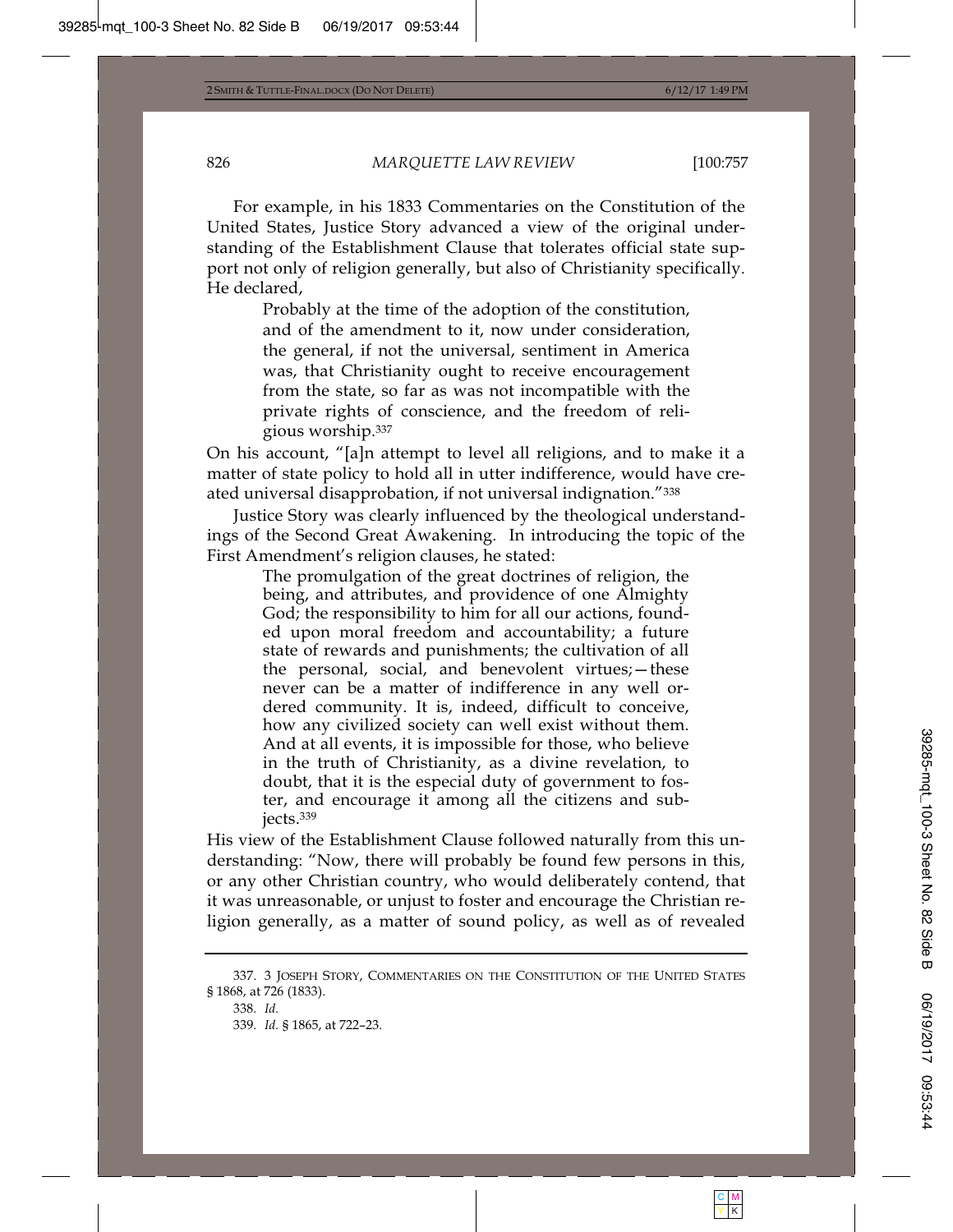For example, in his 1833 Commentaries on the Constitution of the United States, Justice Story advanced a view of the original understanding of the Establishment Clause that tolerates official state support not only of religion generally, but also of Christianity specifically. He declared,

> Probably at the time of the adoption of the constitution, and of the amendment to it, now under consideration, the general, if not the universal, sentiment in America was, that Christianity ought to receive encouragement from the state, so far as was not incompatible with the private rights of conscience, and the freedom of religious worship.[337]

On his account, "[a]n attempt to level all religions, and to make it a matter of state policy to hold all in utter indifference, would have created universal disapprobation, if not universal indignation."[338]

Justice Story was clearly influenced by the theological understandings of the Second Great Awakening. In introducing the topic of the First Amendment's religion clauses, he stated:

> The promulgation of the great doctrines of religion, the being, and attributes, and providence of one Almighty God; the responsibility to him for all our actions, founded upon moral freedom and accountability; a future state of rewards and punishments; the cultivation of all the personal, social, and benevolent virtues;—these never can be a matter of indifference in any well ordered community. It is, indeed, difficult to conceive, how any civilized society can well exist without them. And at all events, it is impossible for those, who believe in the truth of Christianity, as a divine revelation, to doubt, that it is the especial duty of government to foster, and encourage it among all the citizens and subjects.[339]

His view of the Establishment Clause followed naturally from this understanding: "Now, there will probably be found few persons in this, or any other Christian country, who would deliberately contend, that it was unreasonable, or unjust to foster and encourage the Christian religion generally, as a matter of sound policy, as well as of revealed

---

337. 3 JOSEPH STORY, COMMENTARIES ON THE CONSTITUTION OF THE UNITED STATES § 1868, at 726 (1833).

338. *Id.*

339. *Id.* § 1865, at 722–23.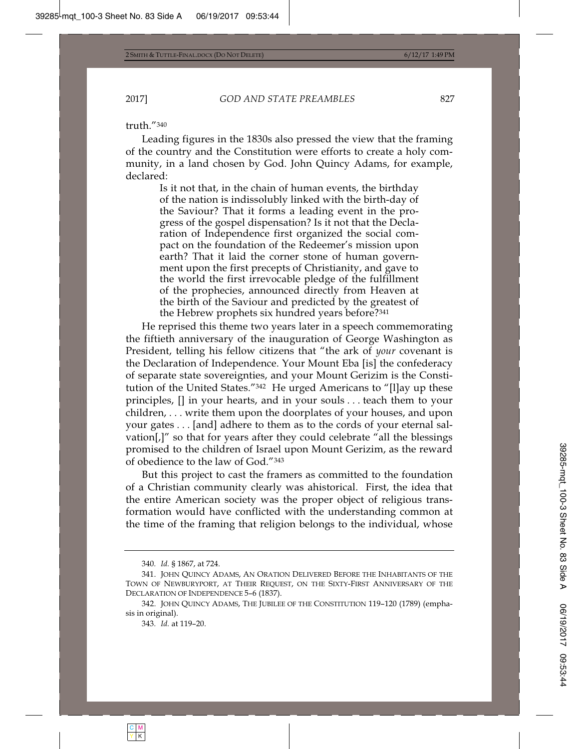truth."[340]

Leading figures in the 1830s also pressed the view that the framing of the country and the Constitution were efforts to create a holy community, in a land chosen by God. John Quincy Adams, for example, declared:

> Is it not that, in the chain of human events, the birthday of the nation is indissolubly linked with the birth-day of the Saviour? That it forms a leading event in the progress of the gospel dispensation? Is it not that the Declaration of Independence first organized the social compact on the foundation of the Redeemer's mission upon earth? That it laid the corner stone of human government upon the first precepts of Christianity, and gave to the world the first irrevocable pledge of the fulfillment of the prophecies, announced directly from Heaven at the birth of the Saviour and predicted by the greatest of the Hebrew prophets six hundred years before?[341]

He reprised this theme two years later in a speech commemorating the fiftieth anniversary of the inauguration of George Washington as President, telling his fellow citizens that "the ark of *your* covenant is the Declaration of Independence. Your Mount Eba [is] the confederacy of separate state sovereignties, and your Mount Gerizim is the Constitution of the United States."[342] He urged Americans to "[l]ay up these principles, [] in your hearts, and in your souls . . . teach them to your children, . . . write them upon the doorplates of your houses, and upon your gates . . . [and] adhere to them as to the cords of your eternal salvation[,]" so that for years after they could celebrate "all the blessings promised to the children of Israel upon Mount Gerizim, as the reward of obedience to the law of God."[343]

But this project to cast the framers as committed to the foundation of a Christian community clearly was ahistorical. First, the idea that the entire American society was the proper object of religious transformation would have conflicted with the understanding common at the time of the framing that religion belongs to the individual, whose

---

340. *Id.* § 1867, at 724.

341. JOHN QUINCY ADAMS, AN ORATION DELIVERED BEFORE THE INHABITANTS OF THE TOWN OF NEWBURYPORT, AT THEIR REQUEST, ON THE SIXTY-FIRST ANNIVERSARY OF THE DECLARATION OF INDEPENDENCE 5–6 (1837).

342. JOHN QUINCY ADAMS, THE JUBILEE OF THE CONSTITUTION 119–120 (1789) (emphasis in original).

343. *Id.* at 119–20.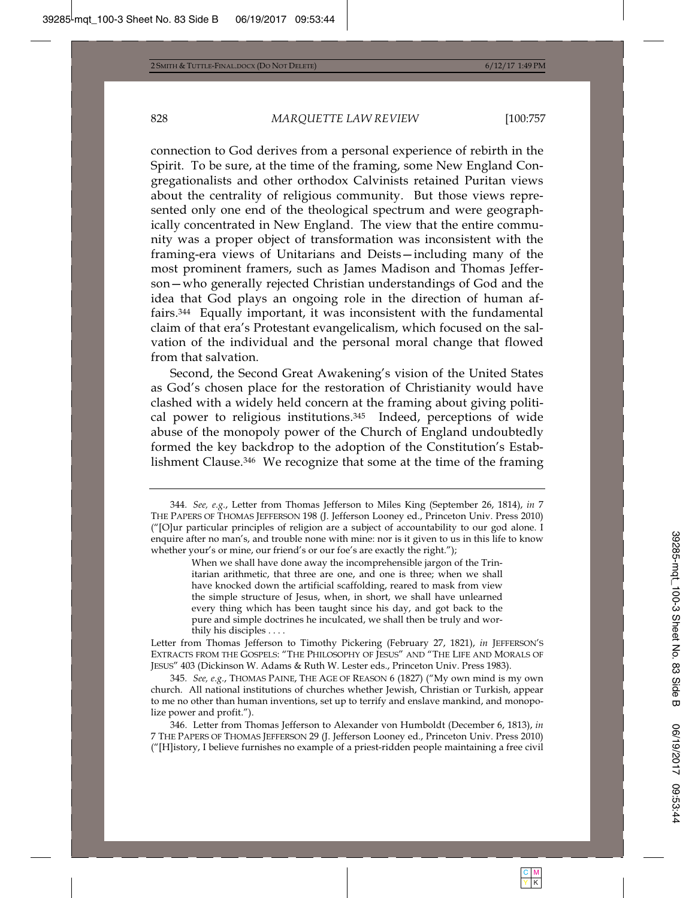connection to God derives from a personal experience of rebirth in the Spirit. To be sure, at the time of the framing, some New England Congregationalists and other orthodox Calvinists retained Puritan views about the centrality of religious community. But those views represented only one end of the theological spectrum and were geographically concentrated in New England. The view that the entire community was a proper object of transformation was inconsistent with the framing-era views of Unitarians and Deists—including many of the most prominent framers, such as James Madison and Thomas Jefferson—who generally rejected Christian understandings of God and the idea that God plays an ongoing role in the direction of human affairs.[344] Equally important, it was inconsistent with the fundamental claim of that era's Protestant evangelicalism, which focused on the salvation of the individual and the personal moral change that flowed from that salvation.

Second, the Second Great Awakening's vision of the United States as God's chosen place for the restoration of Christianity would have clashed with a widely held concern at the framing about giving political power to religious institutions.[345] Indeed, perceptions of wide abuse of the monopoly power of the Church of England undoubtedly formed the key backdrop to the adoption of the Constitution's Establishment Clause.[346] We recognize that some at the time of the framing

---

344. *See, e.g.*, Letter from Thomas Jefferson to Miles King (September 26, 1814), *in* 7 THE PAPERS OF THOMAS JEFFERSON 198 (J. Jefferson Looney ed., Princeton Univ. Press 2010) ("[O]ur particular principles of religion are a subject of accountability to our god alone. I enquire after no man's, and trouble none with mine: nor is it given to us in this life to know whether your's or mine, our friend's or our foe's are exactly the right.");

> When we shall have done away the incomprehensible jargon of the Trinitarian arithmetic, that three are one, and one is three; when we shall have knocked down the artificial scaffolding, reared to mask from view the simple structure of Jesus, when, in short, we shall have unlearned every thing which has been taught since his day, and got back to the pure and simple doctrines he inculcated, we shall then be truly and worthily his disciples . . . .

Letter from Thomas Jefferson to Timothy Pickering (February 27, 1821), *in* JEFFERSON'S EXTRACTS FROM THE GOSPELS: "THE PHILOSOPHY OF JESUS" AND "THE LIFE AND MORALS OF JESUS" 403 (Dickinson W. Adams & Ruth W. Lester eds., Princeton Univ. Press 1983).

345. *See, e.g.*, THOMAS PAINE, THE AGE OF REASON 6 (1827) ("My own mind is my own church. All national institutions of churches whether Jewish, Christian or Turkish, appear to me no other than human inventions, set up to terrify and enslave mankind, and monopolize power and profit.").

346. Letter from Thomas Jefferson to Alexander von Humboldt (December 6, 1813), *in* 7 THE PAPERS OF THOMAS JEFFERSON 29 (J. Jefferson Looney ed., Princeton Univ. Press 2010) ("[H]istory, I believe furnishes no example of a priest-ridden people maintaining a free civil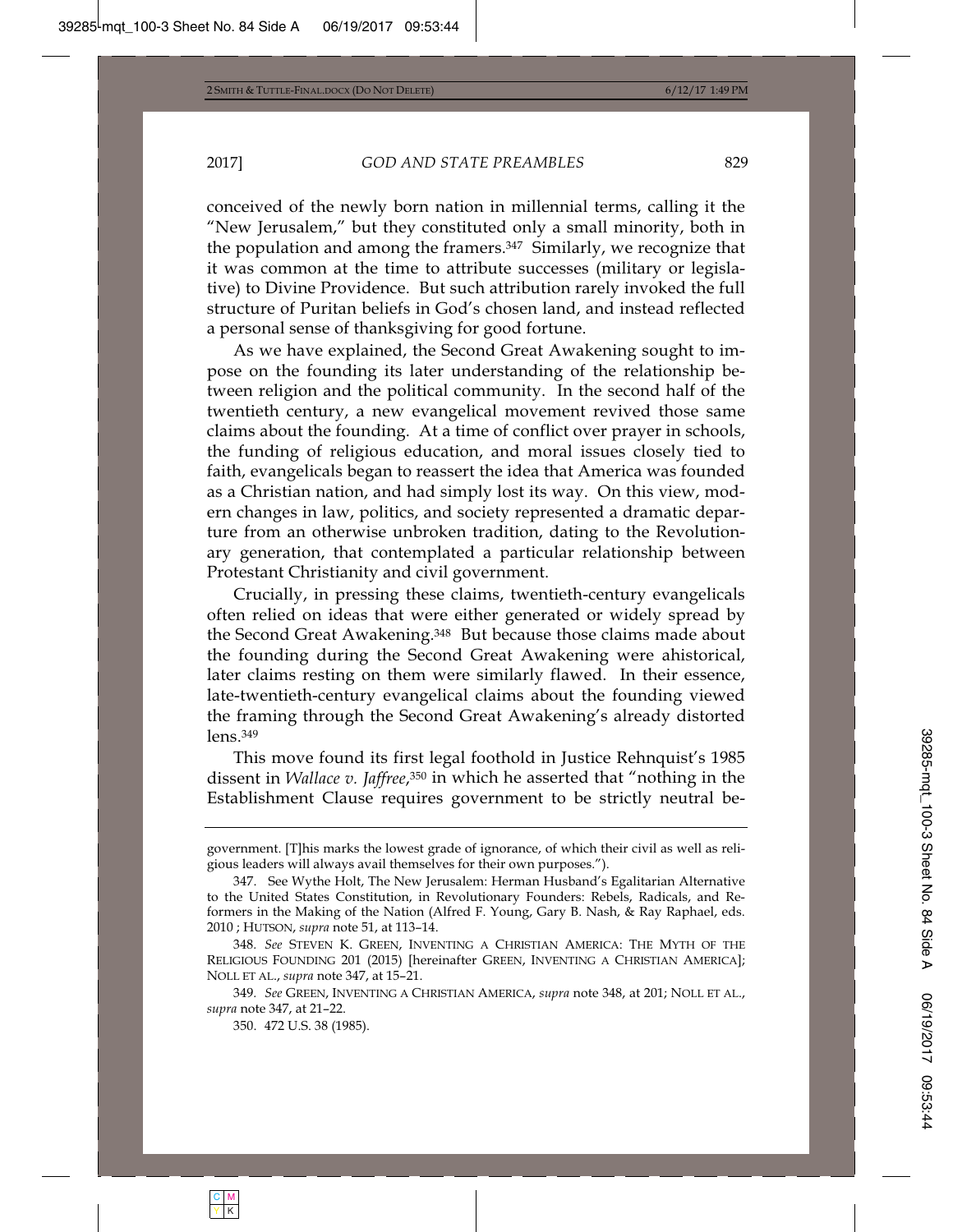conceived of the newly born nation in millennial terms, calling it the "New Jerusalem," but they constituted only a small minority, both in the population and among the framers.[347] Similarly, we recognize that it was common at the time to attribute successes (military or legislative) to Divine Providence. But such attribution rarely invoked the full structure of Puritan beliefs in God's chosen land, and instead reflected a personal sense of thanksgiving for good fortune.

As we have explained, the Second Great Awakening sought to impose on the founding its later understanding of the relationship between religion and the political community. In the second half of the twentieth century, a new evangelical movement revived those same claims about the founding. At a time of conflict over prayer in schools, the funding of religious education, and moral issues closely tied to faith, evangelicals began to reassert the idea that America was founded as a Christian nation, and had simply lost its way. On this view, modern changes in law, politics, and society represented a dramatic departure from an otherwise unbroken tradition, dating to the Revolutionary generation, that contemplated a particular relationship between Protestant Christianity and civil government.

Crucially, in pressing these claims, twentieth-century evangelicals often relied on ideas that were either generated or widely spread by the Second Great Awakening.[348] But because those claims made about the founding during the Second Great Awakening were ahistorical, later claims resting on them were similarly flawed. In their essence, late-twentieth-century evangelical claims about the founding viewed the framing through the Second Great Awakening's already distorted lens.[349]

This move found its first legal foothold in Justice Rehnquist's 1985 dissent in *Wallace v. Jaffree*,[350] in which he asserted that "nothing in the Establishment Clause requires government to be strictly neutral be-

---

government. [T]his marks the lowest grade of ignorance, of which their civil as well as religious leaders will always avail themselves for their own purposes.").

347. See Wythe Holt, The New Jerusalem: Herman Husband's Egalitarian Alternative to the United States Constitution, in Revolutionary Founders: Rebels, Radicals, and Reformers in the Making of the Nation (Alfred F. Young, Gary B. Nash, & Ray Raphael, eds. 2010 ; HUTSON, *supra* note 51, at 113–14.

348. *See* STEVEN K. GREEN, INVENTING A CHRISTIAN AMERICA: THE MYTH OF THE RELIGIOUS FOUNDING 201 (2015) [hereinafter GREEN, INVENTING A CHRISTIAN AMERICA]; NOLL ET AL., *supra* note 347, at 15–21.

349. *See* GREEN, INVENTING A CHRISTIAN AMERICA, *supra* note 348, at 201; NOLL ET AL., *supra* note 347, at 21–22.

350. 472 U.S. 38 (1985).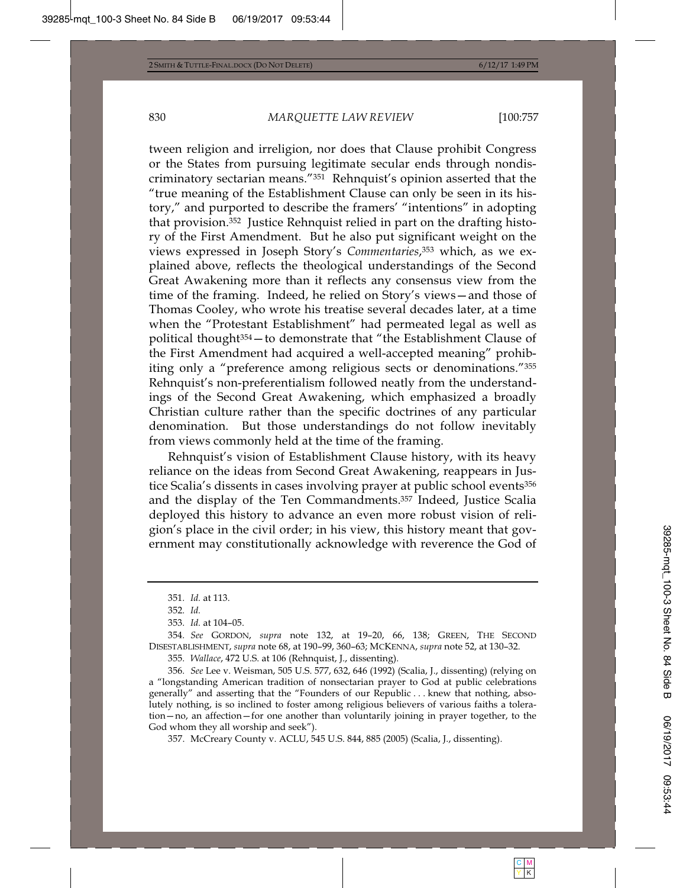tween religion and irreligion, nor does that Clause prohibit Congress or the States from pursuing legitimate secular ends through nondiscriminatory sectarian means."[351] Rehnquist's opinion asserted that the "true meaning of the Establishment Clause can only be seen in its history," and purported to describe the framers' "intentions" in adopting that provision.[352] Justice Rehnquist relied in part on the drafting history of the First Amendment. But he also put significant weight on the views expressed in Joseph Story's *Commentaries*,[353] which, as we explained above, reflects the theological understandings of the Second Great Awakening more than it reflects any consensus view from the time of the framing. Indeed, he relied on Story's views—and those of Thomas Cooley, who wrote his treatise several decades later, at a time when the "Protestant Establishment" had permeated legal as well as political thought[354]—to demonstrate that "the Establishment Clause of the First Amendment had acquired a well-accepted meaning" prohibiting only a "preference among religious sects or denominations."[355] Rehnquist's non-preferentialism followed neatly from the understandings of the Second Great Awakening, which emphasized a broadly Christian culture rather than the specific doctrines of any particular denomination. But those understandings do not follow inevitably from views commonly held at the time of the framing.

Rehnquist's vision of Establishment Clause history, with its heavy reliance on the ideas from Second Great Awakening, reappears in Justice Scalia's dissents in cases involving prayer at public school events[356] and the display of the Ten Commandments.[357] Indeed, Justice Scalia deployed this history to advance an even more robust vision of religion's place in the civil order; in his view, this history meant that government may constitutionally acknowledge with reverence the God of

---

351. *Id.* at 113.

352. *Id.*

353. *Id.* at 104–05.

354. *See* GORDON, *supra* note 132, at 19–20, 66, 138; GREEN, THE SECOND DISESTABLISHMENT, *supra* note 68, at 190–99, 360–63; MCKENNA, *supra* note 52, at 130–32.

355. *Wallace*, 472 U.S. at 106 (Rehnquist, J., dissenting).

356. *See* Lee v. Weisman, 505 U.S. 577, 632, 646 (1992) (Scalia, J., dissenting) (relying on a "longstanding American tradition of nonsectarian prayer to God at public celebrations generally" and asserting that the "Founders of our Republic . . . knew that nothing, absolutely nothing, is so inclined to foster among religious believers of various faiths a toleration—no, an affection—for one another than voluntarily joining in prayer together, to the God whom they all worship and seek").

357. McCreary County v. ACLU, 545 U.S. 844, 885 (2005) (Scalia, J., dissenting).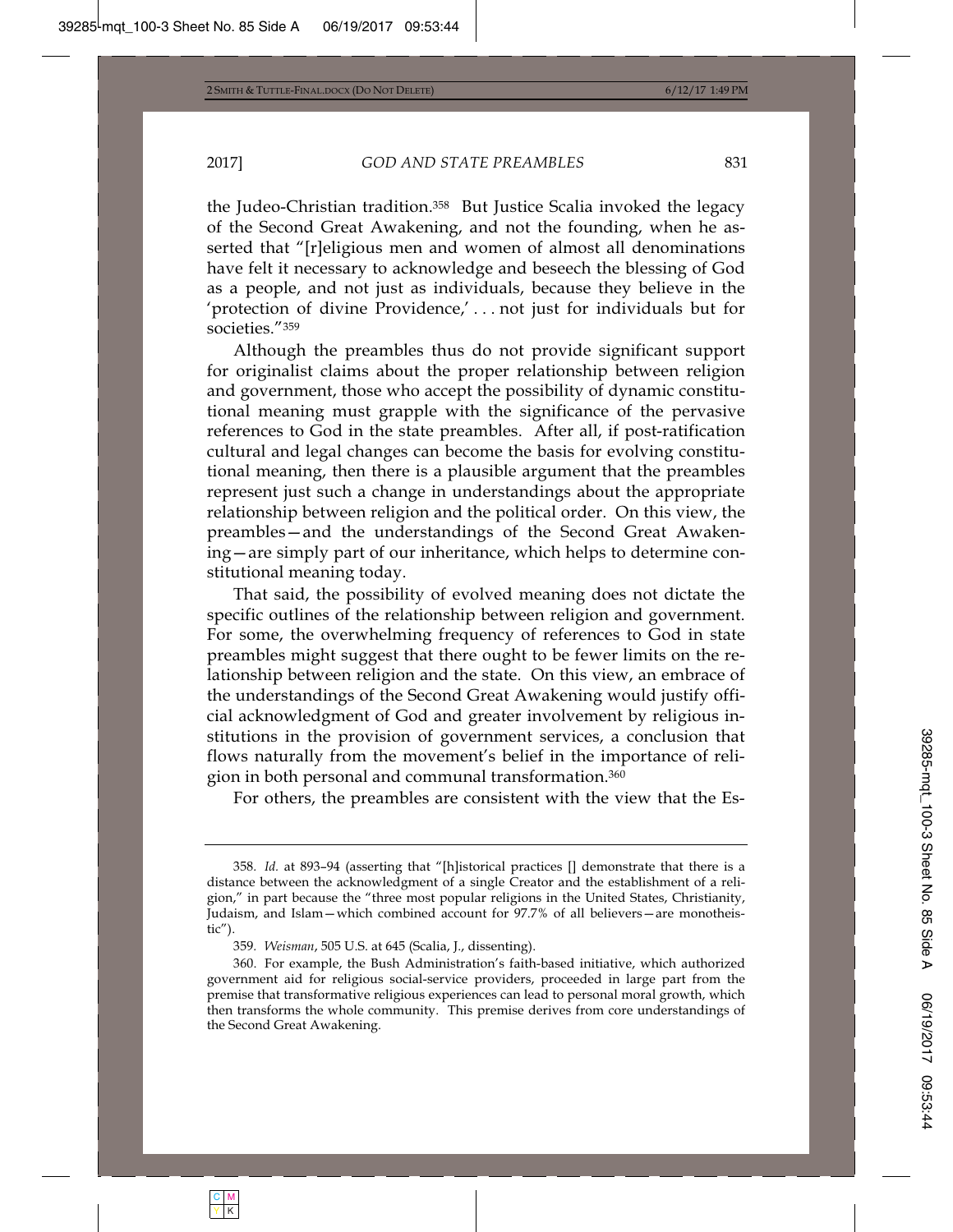the Judeo-Christian tradition.[358] But Justice Scalia invoked the legacy of the Second Great Awakening, and not the founding, when he asserted that "[r]eligious men and women of almost all denominations have felt it necessary to acknowledge and beseech the blessing of God as a people, and not just as individuals, because they believe in the 'protection of divine Providence,' . . . not just for individuals but for societies."[359]

Although the preambles thus do not provide significant support for originalist claims about the proper relationship between religion and government, those who accept the possibility of dynamic constitutional meaning must grapple with the significance of the pervasive references to God in the state preambles. After all, if post-ratification cultural and legal changes can become the basis for evolving constitutional meaning, then there is a plausible argument that the preambles represent just such a change in understandings about the appropriate relationship between religion and the political order. On this view, the preambles—and the understandings of the Second Great Awakening—are simply part of our inheritance, which helps to determine constitutional meaning today.

That said, the possibility of evolved meaning does not dictate the specific outlines of the relationship between religion and government. For some, the overwhelming frequency of references to God in state preambles might suggest that there ought to be fewer limits on the relationship between religion and the state. On this view, an embrace of the understandings of the Second Great Awakening would justify official acknowledgment of God and greater involvement by religious institutions in the provision of government services, a conclusion that flows naturally from the movement's belief in the importance of religion in both personal and communal transformation.[360]

For others, the preambles are consistent with the view that the Es-

---

358. *Id.* at 893–94 (asserting that "[h]istorical practices [] demonstrate that there is a distance between the acknowledgment of a single Creator and the establishment of a religion," in part because the "three most popular religions in the United States, Christianity, Judaism, and Islam—which combined account for 97.7% of all believers—are monotheistic").

359. *Weisman*, 505 U.S. at 645 (Scalia, J., dissenting).

360. For example, the Bush Administration's faith-based initiative, which authorized government aid for religious social-service providers, proceeded in large part from the premise that transformative religious experiences can lead to personal moral growth, which then transforms the whole community. This premise derives from core understandings of the Second Great Awakening.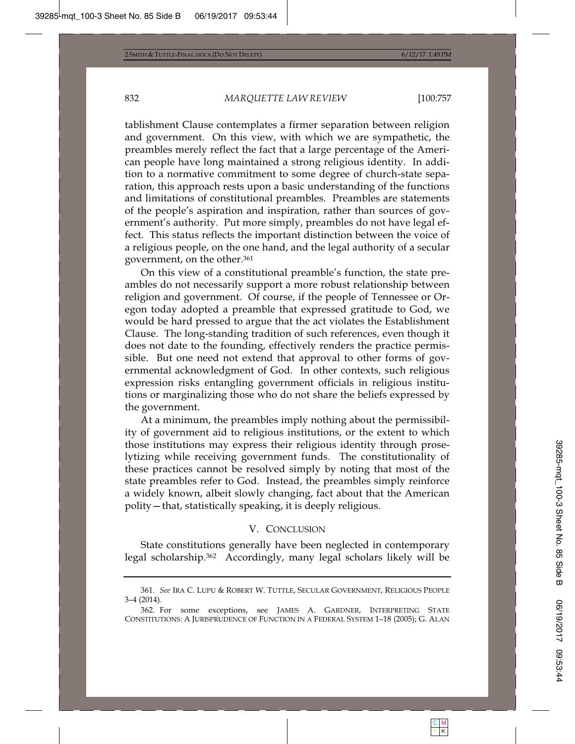tablishment Clause contemplates a firmer separation between religion and government. On this view, with which we are sympathetic, the preambles merely reflect the fact that a large percentage of the American people have long maintained a strong religious identity. In addition to a normative commitment to some degree of church-state separation, this approach rests upon a basic understanding of the functions and limitations of constitutional preambles. Preambles are statements of the people's aspiration and inspiration, rather than sources of government's authority. Put more simply, preambles do not have legal effect. This status reflects the important distinction between the voice of a religious people, on the one hand, and the legal authority of a secular government, on the other.[361]

On this view of a constitutional preamble's function, the state preambles do not necessarily support a more robust relationship between religion and government. Of course, if the people of Tennessee or Oregon today adopted a preamble that expressed gratitude to God, we would be hard pressed to argue that the act violates the Establishment Clause. The long-standing tradition of such references, even though it does not date to the founding, effectively renders the practice permissible. But one need not extend that approval to other forms of governmental acknowledgment of God. In other contexts, such religious expression risks entangling government officials in religious institutions or marginalizing those who do not share the beliefs expressed by the government.

At a minimum, the preambles imply nothing about the permissibility of government aid to religious institutions, or the extent to which those institutions may express their religious identity through proselytizing while receiving government funds. The constitutionality of these practices cannot be resolved simply by noting that most of the state preambles refer to God. Instead, the preambles simply reinforce a widely known, albeit slowly changing, fact about that the American polity—that, statistically speaking, it is deeply religious.

## V. CONCLUSION

State constitutions generally have been neglected in contemporary legal scholarship.[362] Accordingly, many legal scholars likely will be

---

361. *See* IRA C. LUPU & ROBERT W. TUTTLE, SECULAR GOVERNMENT, RELIGIOUS PEOPLE 3–4 (2014).

362. For some exceptions, see JAMES A. GARDNER, INTERPRETING STATE CONSTITUTIONS: A JURISPRUDENCE OF FUNCTION IN A FEDERAL SYSTEM 1–18 (2005); G. ALAN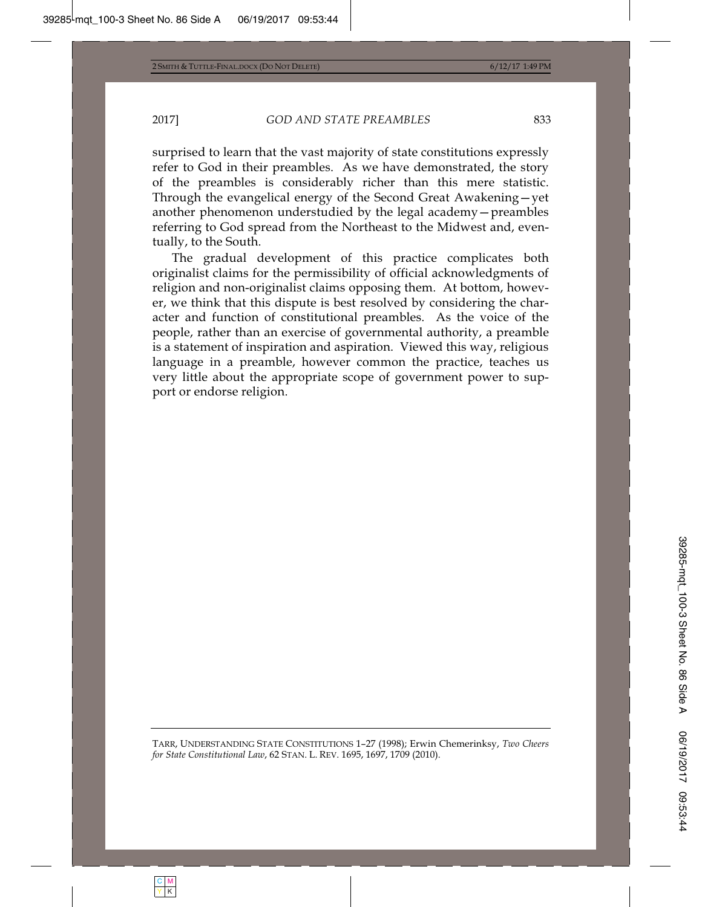surprised to learn that the vast majority of state constitutions expressly refer to God in their preambles. As we have demonstrated, the story of the preambles is considerably richer than this mere statistic. Through the evangelical energy of the Second Great Awakening—yet another phenomenon understudied by the legal academy—preambles referring to God spread from the Northeast to the Midwest and, eventually, to the South.

The gradual development of this practice complicates both originalist claims for the permissibility of official acknowledgments of religion and non-originalist claims opposing them. At bottom, however, we think that this dispute is best resolved by considering the character and function of constitutional preambles. As the voice of the people, rather than an exercise of governmental authority, a preamble is a statement of inspiration and aspiration. Viewed this way, religious language in a preamble, however common the practice, teaches us very little about the appropriate scope of government power to support or endorse religion.

---

TARR, UNDERSTANDING STATE CONSTITUTIONS 1–27 (1998); Erwin Chemerinksy, *Two Cheers for State Constitutional Law*, 62 STAN. L. REV. 1695, 1697, 1709 (2010).